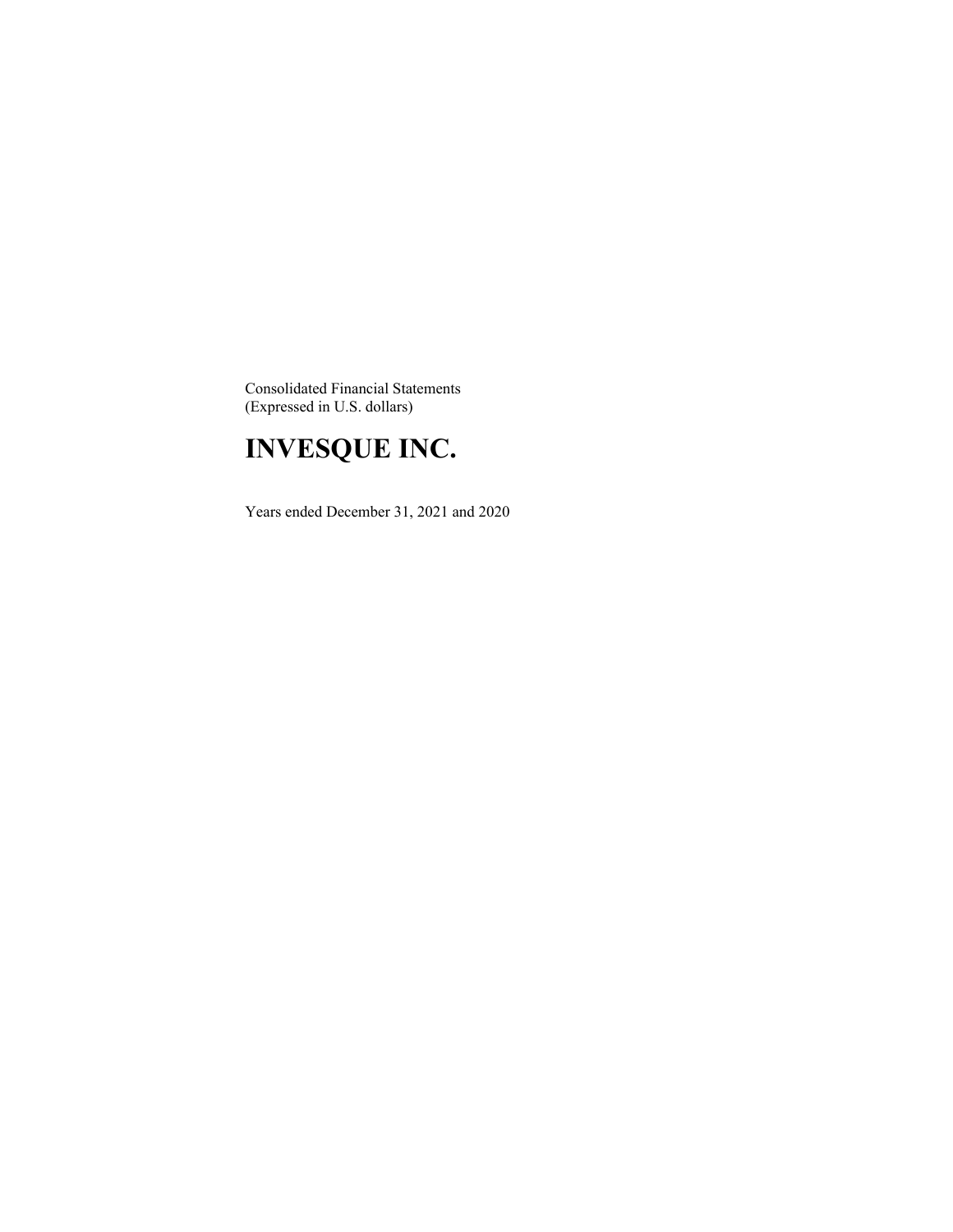Consolidated Financial Statements
(Expressed in U.S. dollars)

# INVESQUE INC.

Years ended December 31, 2021 and 2020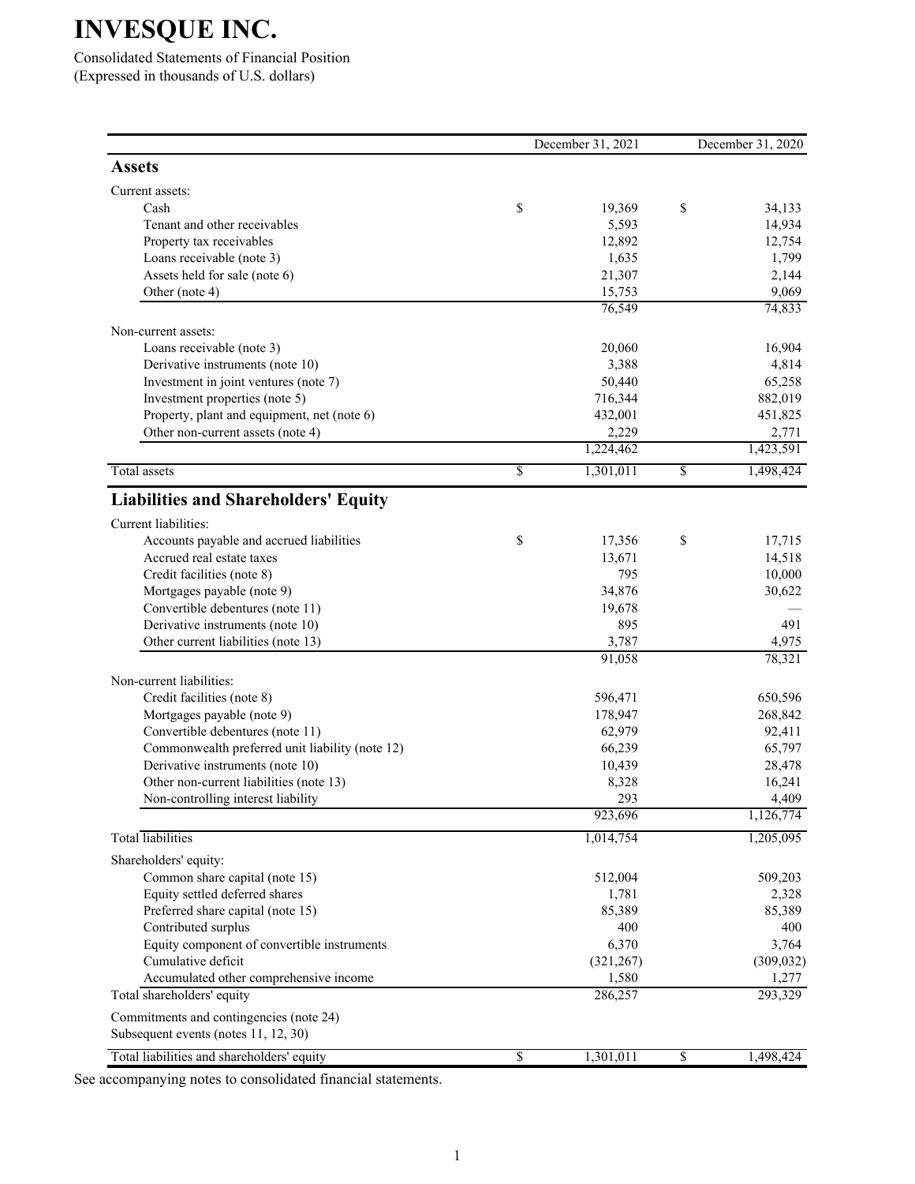# INVESQUE INC.

Consolidated Statements of Financial Position
(Expressed in thousands of U.S. dollars)

| | December 31, 2021 | December 31, 2020 |
|---|---|---|
| **Assets** | | |
| Current assets: | | |
| Cash | $ 19,369 | $ 34,133 |
| Tenant and other receivables | 5,593 | 14,934 |
| Property tax receivables | 12,892 | 12,754 |
| Loans receivable (note 3) | 1,635 | 1,799 |
| Assets held for sale (note 6) | 21,307 | 2,144 |
| Other (note 4) | 15,753 | 9,069 |
| | 76,549 | 74,833 |
| Non-current assets: | | |
| Loans receivable (note 3) | 20,060 | 16,904 |
| Derivative instruments (note 10) | 3,388 | 4,814 |
| Investment in joint ventures (note 7) | 50,440 | 65,258 |
| Investment properties (note 5) | 716,344 | 882,019 |
| Property, plant and equipment, net (note 6) | 432,001 | 451,825 |
| Other non-current assets (note 4) | 2,229 | 2,771 |
| | 1,224,462 | 1,423,591 |
| Total assets | $ 1,301,011 | $ 1,498,424 |
| **Liabilities and Shareholders' Equity** | | |
| Current liabilities: | | |
| Accounts payable and accrued liabilities | $ 17,356 | $ 17,715 |
| Accrued real estate taxes | 13,671 | 14,518 |
| Credit facilities (note 8) | 795 | 10,000 |
| Mortgages payable (note 9) | 34,876 | 30,622 |
| Convertible debentures (note 11) | 19,678 | — |
| Derivative instruments (note 10) | 895 | 491 |
| Other current liabilities (note 13) | 3,787 | 4,975 |
| | 91,058 | 78,321 |
| Non-current liabilities: | | |
| Credit facilities (note 8) | 596,471 | 650,596 |
| Mortgages payable (note 9) | 178,947 | 268,842 |
| Convertible debentures (note 11) | 62,979 | 92,411 |
| Commonwealth preferred unit liability (note 12) | 66,239 | 65,797 |
| Derivative instruments (note 10) | 10,439 | 28,478 |
| Other non-current liabilities (note 13) | 8,328 | 16,241 |
| Non-controlling interest liability | 293 | 4,409 |
| | 923,696 | 1,126,774 |
| Total liabilities | 1,014,754 | 1,205,095 |
| Shareholders' equity: | | |
| Common share capital (note 15) | 512,004 | 509,203 |
| Equity settled deferred shares | 1,781 | 2,328 |
| Preferred share capital (note 15) | 85,389 | 85,389 |
| Contributed surplus | 400 | 400 |
| Equity component of convertible instruments | 6,370 | 3,764 |
| Cumulative deficit | (321,267) | (309,032) |
| Accumulated other comprehensive income | 1,580 | 1,277 |
| Total shareholders' equity | 286,257 | 293,329 |
| Commitments and contingencies (note 24) | | |
| Subsequent events (notes 11, 12, 30) | | |
| Total liabilities and shareholders' equity | $ 1,301,011 | $ 1,498,424 |

See accompanying notes to consolidated financial statements.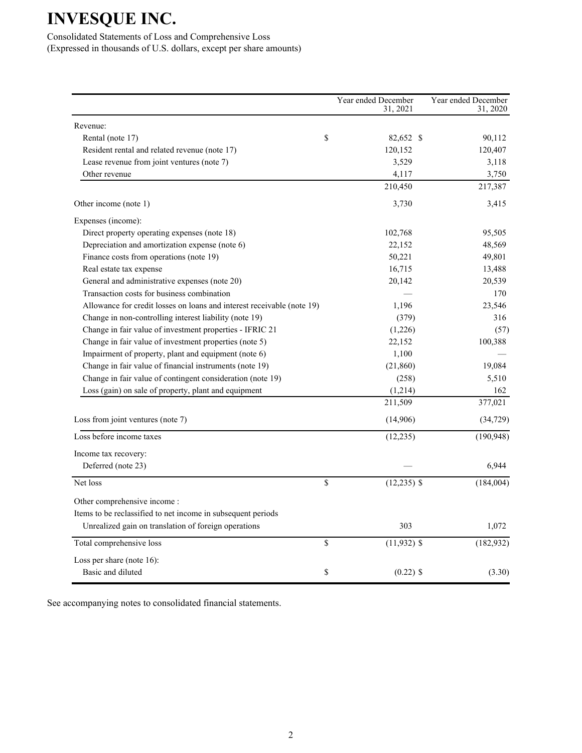# INVESQUE INC.

Consolidated Statements of Loss and Comprehensive Loss
(Expressed in thousands of U.S. dollars, except per share amounts)

| | Year ended December 31, 2021 | Year ended December 31, 2020 |
|---|---|---|
| Revenue: | | |
| Rental (note 17) | $ 82,652 | $ 90,112 |
| Resident rental and related revenue (note 17) | 120,152 | 120,407 |
| Lease revenue from joint ventures (note 7) | 3,529 | 3,118 |
| Other revenue | 4,117 | 3,750 |
| | 210,450 | 217,387 |
| Other income (note 1) | 3,730 | 3,415 |
| Expenses (income): | | |
| Direct property operating expenses (note 18) | 102,768 | 95,505 |
| Depreciation and amortization expense (note 6) | 22,152 | 48,569 |
| Finance costs from operations (note 19) | 50,221 | 49,801 |
| Real estate tax expense | 16,715 | 13,488 |
| General and administrative expenses (note 20) | 20,142 | 20,539 |
| Transaction costs for business combination | — | 170 |
| Allowance for credit losses on loans and interest receivable (note 19) | 1,196 | 23,546 |
| Change in non-controlling interest liability (note 19) | (379) | 316 |
| Change in fair value of investment properties - IFRIC 21 | (1,226) | (57) |
| Change in fair value of investment properties (note 5) | 22,152 | 100,388 |
| Impairment of property, plant and equipment (note 6) | 1,100 | — |
| Change in fair value of financial instruments (note 19) | (21,860) | 19,084 |
| Change in fair value of contingent consideration (note 19) | (258) | 5,510 |
| Loss (gain) on sale of property, plant and equipment | (1,214) | 162 |
| | 211,509 | 377,021 |
| Loss from joint ventures (note 7) | (14,906) | (34,729) |
| Loss before income taxes | (12,235) | (190,948) |
| Income tax recovery: | | |
| Deferred (note 23) | — | 6,944 |
| Net loss | $ (12,235) | $ (184,004) |
| Other comprehensive income : | | |
| Items to be reclassified to net income in subsequent periods | | |
| Unrealized gain on translation of foreign operations | 303 | 1,072 |
| Total comprehensive loss | $ (11,932) | $ (182,932) |
| Loss per share (note 16): | | |
| Basic and diluted | $ (0.22) | $ (3.30) |

See accompanying notes to consolidated financial statements.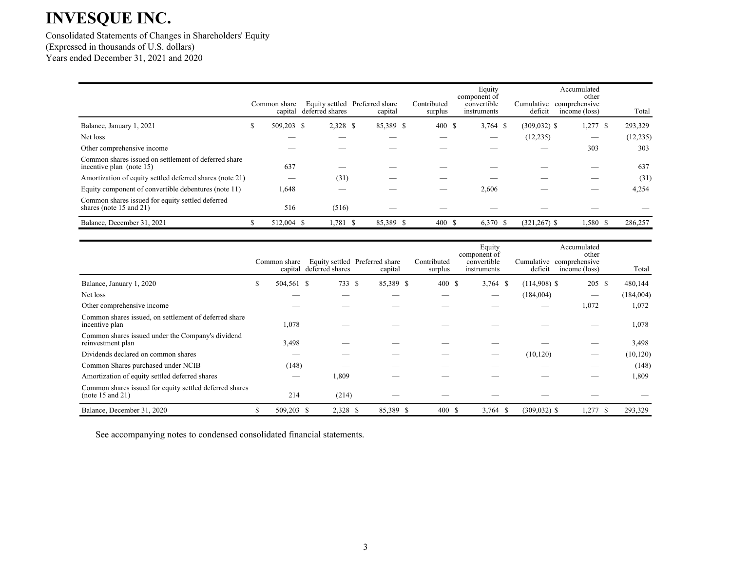# INVESQUE INC.

Consolidated Statements of Changes in Shareholders' Equity
(Expressed in thousands of U.S. dollars)
Years ended December 31, 2021 and 2020

| | Common share capital | Equity settled deferred shares | Preferred share capital | Contributed surplus | Equity component of convertible instruments | Cumulative deficit | Accumulated other comprehensive income (loss) | Total |
|---|---|---|---|---|---|---|---|---|
| Balance, January 1, 2021 | $ 509,203 | $ 2,328 | $ 85,389 | $ 400 | $ 3,764 | $ (309,032) | $ 1,277 | $ 293,329 |
| Net loss | — | — | — | — | — | (12,235) | — | (12,235) |
| Other comprehensive income | — | — | — | — | — | — | 303 | 303 |
| Common shares issued on settlement of deferred share incentive plan (note 15) | 637 | — | — | — | — | — | — | 637 |
| Amortization of equity settled deferred shares (note 21) | — | (31) | — | — | — | — | — | (31) |
| Equity component of convertible debentures (note 11) | 1,648 | — | — | — | 2,606 | — | — | 4,254 |
| Common shares issued for equity settled deferred shares (note 15 and 21) | 516 | (516) | — | — | — | — | — | — |
| Balance, December 31, 2021 | $ 512,004 | $ 1,781 | $ 85,389 | $ 400 | $ 6,370 | $ (321,267) | $ 1,580 | $ 286,257 |

| | Common share capital | Equity settled deferred shares | Preferred share capital | Contributed surplus | Equity component of convertible instruments | Cumulative deficit | Accumulated other comprehensive income (loss) | Total |
|---|---|---|---|---|---|---|---|---|
| Balance, January 1, 2020 | $ 504,561 | $ 733 | $ 85,389 | $ 400 | $ 3,764 | $ (114,908) | $ 205 | $ 480,144 |
| Net loss | — | — | — | — | — | (184,004) | — | (184,004) |
| Other comprehensive income | — | — | — | — | — | — | 1,072 | 1,072 |
| Common shares issued, on settlement of deferred share incentive plan | 1,078 | — | — | — | — | — | — | 1,078 |
| Common shares issued under the Company's dividend reinvestment plan | 3,498 | — | — | — | — | — | — | 3,498 |
| Dividends declared on common shares | — | — | — | — | — | (10,120) | — | (10,120) |
| Common Shares purchased under NCIB | (148) | — | — | — | — | — | — | (148) |
| Amortization of equity settled deferred shares | — | 1,809 | — | — | — | — | — | 1,809 |
| Common shares issued for equity settled deferred shares (note 15 and 21) | 214 | (214) | — | — | — | — | — | — |
| Balance, December 31, 2020 | $ 509,203 | $ 2,328 | $ 85,389 | $ 400 | $ 3,764 | $ (309,032) | $ 1,277 | $ 293,329 |

See accompanying notes to condensed consolidated financial statements.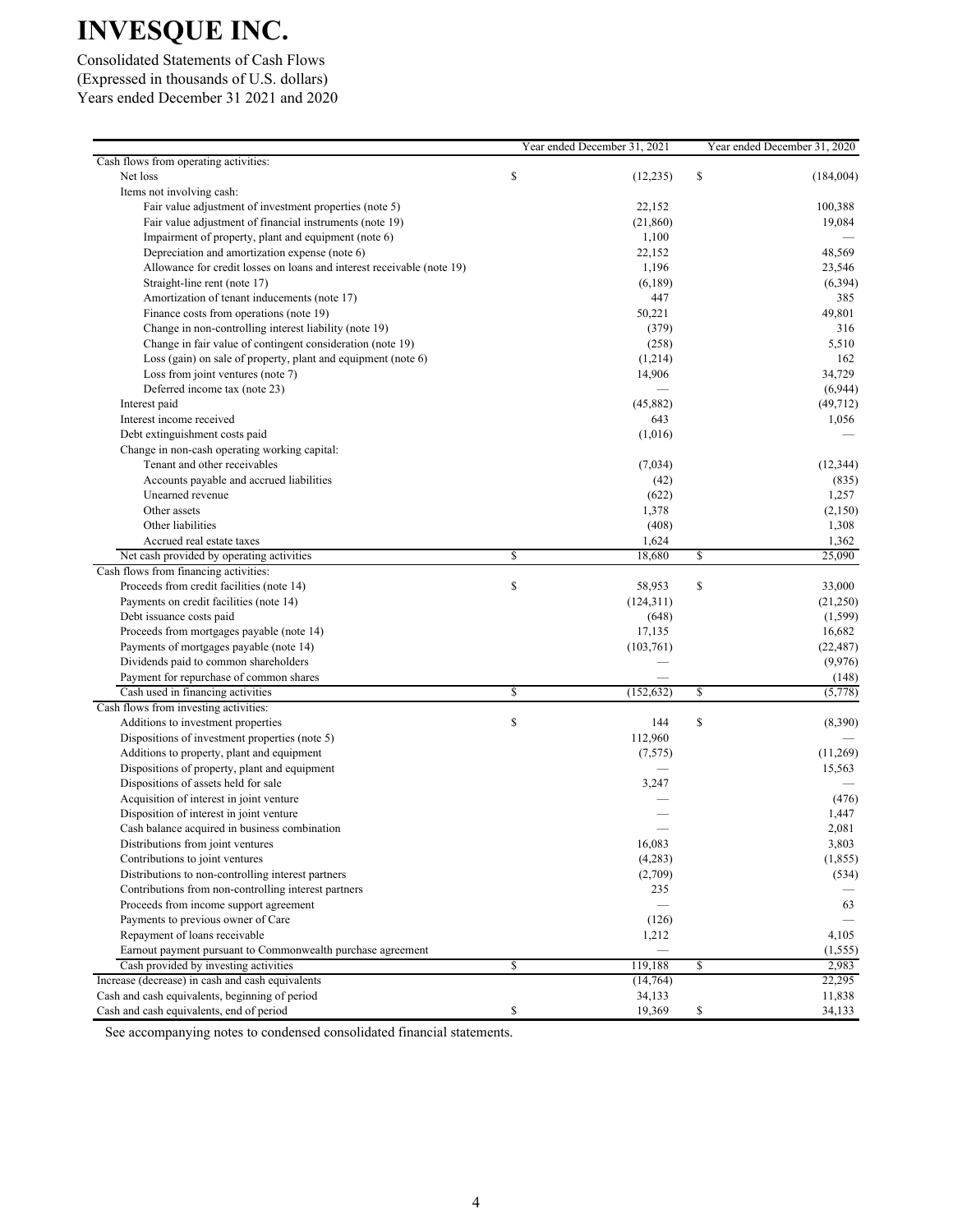# INVESQUE INC.

Consolidated Statements of Cash Flows
(Expressed in thousands of U.S. dollars)
Years ended December 31 2021 and 2020

| | Year ended December 31, 2021 | Year ended December 31, 2020 |
|---|---|---|
| Cash flows from operating activities: | | |
| Net loss | $ (12,235) | $ (184,004) |
| Items not involving cash: | | |
| Fair value adjustment of investment properties (note 5) | 22,152 | 100,388 |
| Fair value adjustment of financial instruments (note 19) | (21,860) | 19,084 |
| Impairment of property, plant and equipment (note 6) | 1,100 | — |
| Depreciation and amortization expense (note 6) | 22,152 | 48,569 |
| Allowance for credit losses on loans and interest receivable (note 19) | 1,196 | 23,546 |
| Straight-line rent (note 17) | (6,189) | (6,394) |
| Amortization of tenant inducements (note 17) | 447 | 385 |
| Finance costs from operations (note 19) | 50,221 | 49,801 |
| Change in non-controlling interest liability (note 19) | (379) | 316 |
| Change in fair value of contingent consideration (note 19) | (258) | 5,510 |
| Loss (gain) on sale of property, plant and equipment (note 6) | (1,214) | 162 |
| Loss from joint ventures (note 7) | 14,906 | 34,729 |
| Deferred income tax (note 23) | — | (6,944) |
| Interest paid | (45,882) | (49,712) |
| Interest income received | 643 | 1,056 |
| Debt extinguishment costs paid | (1,016) | — |
| Change in non-cash operating working capital: | | |
| Tenant and other receivables | (7,034) | (12,344) |
| Accounts payable and accrued liabilities | (42) | (835) |
| Unearned revenue | (622) | 1,257 |
| Other assets | 1,378 | (2,150) |
| Other liabilities | (408) | 1,308 |
| Accrued real estate taxes | 1,624 | 1,362 |
| Net cash provided by operating activities | $ 18,680 | $ 25,090 |
| Cash flows from financing activities: | | |
| Proceeds from credit facilities (note 14) | $ 58,953 | $ 33,000 |
| Payments on credit facilities (note 14) | (124,311) | (21,250) |
| Debt issuance costs paid | (648) | (1,599) |
| Proceeds from mortgages payable (note 14) | 17,135 | 16,682 |
| Payments of mortgages payable (note 14) | (103,761) | (22,487) |
| Dividends paid to common shareholders | — | (9,976) |
| Payment for repurchase of common shares | — | (148) |
| Cash used in financing activities | $ (152,632) | $ (5,778) |
| Cash flows from investing activities: | | |
| Additions to investment properties | $ 144 | $ (8,390) |
| Dispositions of investment properties (note 5) | 112,960 | — |
| Additions to property, plant and equipment | (7,575) | (11,269) |
| Dispositions of property, plant and equipment | — | 15,563 |
| Dispositions of assets held for sale | 3,247 | — |
| Acquisition of interest in joint venture | — | (476) |
| Disposition of interest in joint venture | — | 1,447 |
| Cash balance acquired in business combination | — | 2,081 |
| Distributions from joint ventures | 16,083 | 3,803 |
| Contributions to joint ventures | (4,283) | (1,855) |
| Distributions to non-controlling interest partners | (2,709) | (534) |
| Contributions from non-controlling interest partners | 235 | — |
| Proceeds from income support agreement | — | 63 |
| Payments to previous owner of Care | (126) | — |
| Repayment of loans receivable | 1,212 | 4,105 |
| Earnout payment pursuant to Commonwealth purchase agreement | — | (1,555) |
| Cash provided by investing activities | $ 119,188 | $ 2,983 |
| Increase (decrease) in cash and cash equivalents | (14,764) | 22,295 |
| Cash and cash equivalents, beginning of period | 34,133 | 11,838 |
| Cash and cash equivalents, end of period | $ 19,369 | $ 34,133 |

See accompanying notes to condensed consolidated financial statements.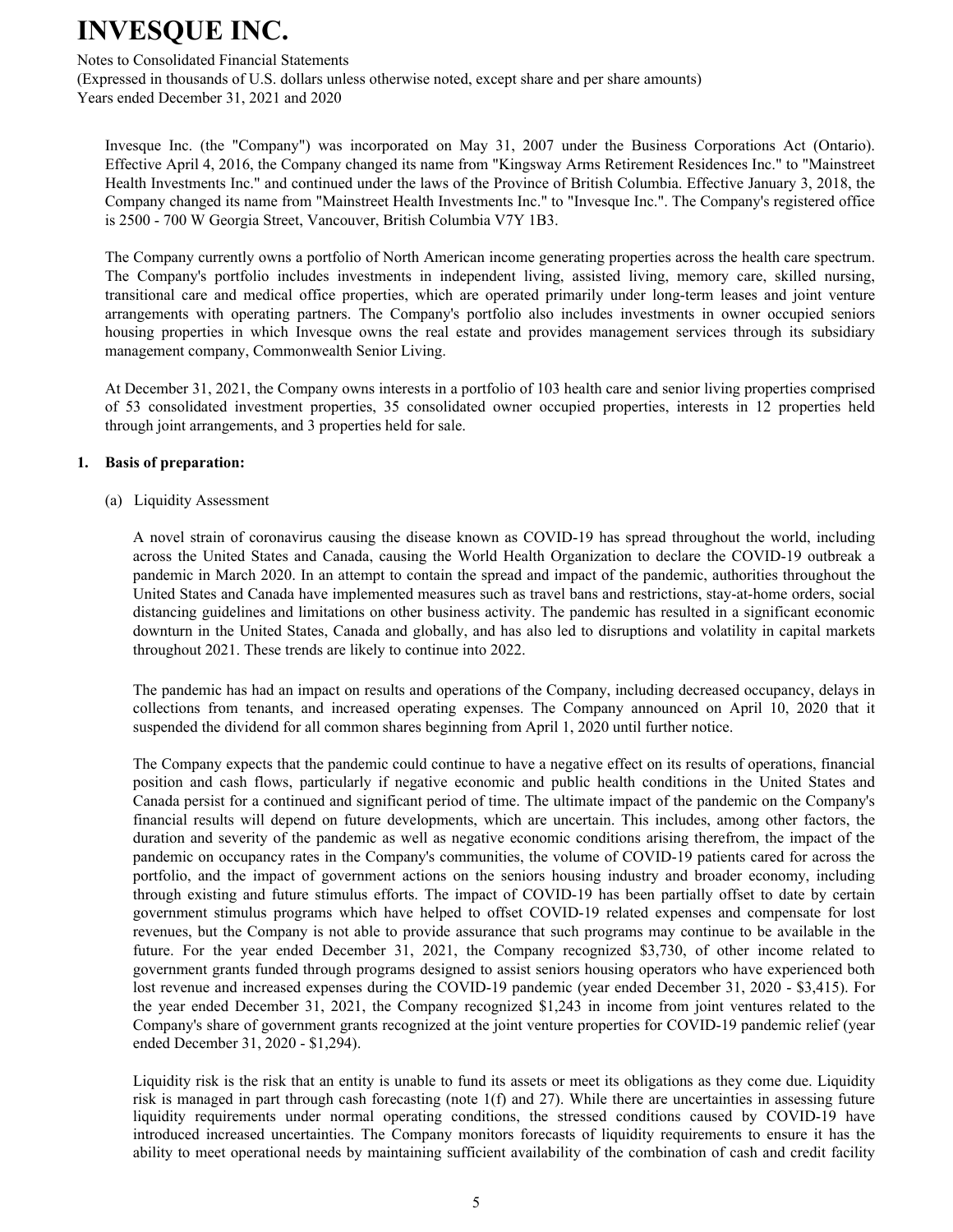Invesque Inc. (the "Company") was incorporated on May 31, 2007 under the Business Corporations Act (Ontario). Effective April 4, 2016, the Company changed its name from "Kingsway Arms Retirement Residences Inc." to "Mainstreet Health Investments Inc." and continued under the laws of the Province of British Columbia. Effective January 3, 2018, the Company changed its name from "Mainstreet Health Investments Inc." to "Invesque Inc.". The Company's registered office is 2500 - 700 W Georgia Street, Vancouver, British Columbia V7Y 1B3.

The Company currently owns a portfolio of North American income generating properties across the health care spectrum. The Company's portfolio includes investments in independent living, assisted living, memory care, skilled nursing, transitional care and medical office properties, which are operated primarily under long-term leases and joint venture arrangements with operating partners. The Company's portfolio also includes investments in owner occupied seniors housing properties in which Invesque owns the real estate and provides management services through its subsidiary management company, Commonwealth Senior Living.

At December 31, 2021, the Company owns interests in a portfolio of 103 health care and senior living properties comprised of 53 consolidated investment properties, 35 consolidated owner occupied properties, interests in 12 properties held through joint arrangements, and 3 properties held for sale.

## 1. Basis of preparation:

(a) Liquidity Assessment

A novel strain of coronavirus causing the disease known as COVID-19 has spread throughout the world, including across the United States and Canada, causing the World Health Organization to declare the COVID-19 outbreak a pandemic in March 2020. In an attempt to contain the spread and impact of the pandemic, authorities throughout the United States and Canada have implemented measures such as travel bans and restrictions, stay-at-home orders, social distancing guidelines and limitations on other business activity. The pandemic has resulted in a significant economic downturn in the United States, Canada and globally, and has also led to disruptions and volatility in capital markets throughout 2021. These trends are likely to continue into 2022.

The pandemic has had an impact on results and operations of the Company, including decreased occupancy, delays in collections from tenants, and increased operating expenses. The Company announced on April 10, 2020 that it suspended the dividend for all common shares beginning from April 1, 2020 until further notice.

The Company expects that the pandemic could continue to have a negative effect on its results of operations, financial position and cash flows, particularly if negative economic and public health conditions in the United States and Canada persist for a continued and significant period of time. The ultimate impact of the pandemic on the Company's financial results will depend on future developments, which are uncertain. This includes, among other factors, the duration and severity of the pandemic as well as negative economic conditions arising therefrom, the impact of the pandemic on occupancy rates in the Company's communities, the volume of COVID-19 patients cared for across the portfolio, and the impact of government actions on the seniors housing industry and broader economy, including through existing and future stimulus efforts. The impact of COVID-19 has been partially offset to date by certain government stimulus programs which have helped to offset COVID-19 related expenses and compensate for lost revenues, but the Company is not able to provide assurance that such programs may continue to be available in the future. For the year ended December 31, 2021, the Company recognized $3,730, of other income related to government grants funded through programs designed to assist seniors housing operators who have experienced both lost revenue and increased expenses during the COVID-19 pandemic (year ended December 31, 2020 - $3,415). For the year ended December 31, 2021, the Company recognized $1,243 in income from joint ventures related to the Company's share of government grants recognized at the joint venture properties for COVID-19 pandemic relief (year ended December 31, 2020 - $1,294).

Liquidity risk is the risk that an entity is unable to fund its assets or meet its obligations as they come due. Liquidity risk is managed in part through cash forecasting (note 1(f) and 27). While there are uncertainties in assessing future liquidity requirements under normal operating conditions, the stressed conditions caused by COVID-19 have introduced increased uncertainties. The Company monitors forecasts of liquidity requirements to ensure it has the ability to meet operational needs by maintaining sufficient availability of the combination of cash and credit facility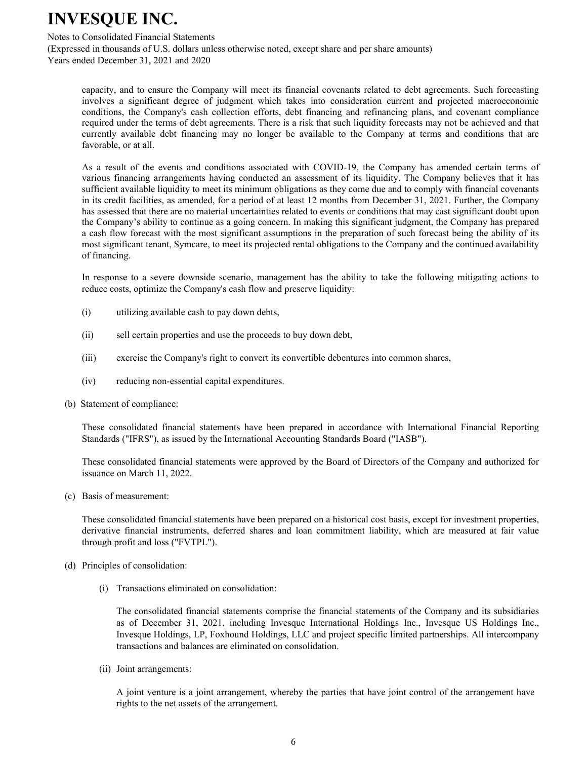capacity, and to ensure the Company will meet its financial covenants related to debt agreements. Such forecasting involves a significant degree of judgment which takes into consideration current and projected macroeconomic conditions, the Company's cash collection efforts, debt financing and refinancing plans, and covenant compliance required under the terms of debt agreements. There is a risk that such liquidity forecasts may not be achieved and that currently available debt financing may no longer be available to the Company at terms and conditions that are favorable, or at all.

As a result of the events and conditions associated with COVID-19, the Company has amended certain terms of various financing arrangements having conducted an assessment of its liquidity. The Company believes that it has sufficient available liquidity to meet its minimum obligations as they come due and to comply with financial covenants in its credit facilities, as amended, for a period of at least 12 months from December 31, 2021. Further, the Company has assessed that there are no material uncertainties related to events or conditions that may cast significant doubt upon the Company's ability to continue as a going concern. In making this significant judgment, the Company has prepared a cash flow forecast with the most significant assumptions in the preparation of such forecast being the ability of its most significant tenant, Symcare, to meet its projected rental obligations to the Company and the continued availability of financing.

In response to a severe downside scenario, management has the ability to take the following mitigating actions to reduce costs, optimize the Company's cash flow and preserve liquidity:

(i) utilizing available cash to pay down debts,

(ii) sell certain properties and use the proceeds to buy down debt,

(iii) exercise the Company's right to convert its convertible debentures into common shares,

(iv) reducing non-essential capital expenditures.

(b) Statement of compliance:

These consolidated financial statements have been prepared in accordance with International Financial Reporting Standards ("IFRS"), as issued by the International Accounting Standards Board ("IASB").

These consolidated financial statements were approved by the Board of Directors of the Company and authorized for issuance on March 11, 2022.

(c) Basis of measurement:

These consolidated financial statements have been prepared on a historical cost basis, except for investment properties, derivative financial instruments, deferred shares and loan commitment liability, which are measured at fair value through profit and loss ("FVTPL").

(d) Principles of consolidation:

(i) Transactions eliminated on consolidation:

The consolidated financial statements comprise the financial statements of the Company and its subsidiaries as of December 31, 2021, including Invesque International Holdings Inc., Invesque US Holdings Inc., Invesque Holdings, LP, Foxhound Holdings, LLC and project specific limited partnerships. All intercompany transactions and balances are eliminated on consolidation.

(ii) Joint arrangements:

A joint venture is a joint arrangement, whereby the parties that have joint control of the arrangement have rights to the net assets of the arrangement.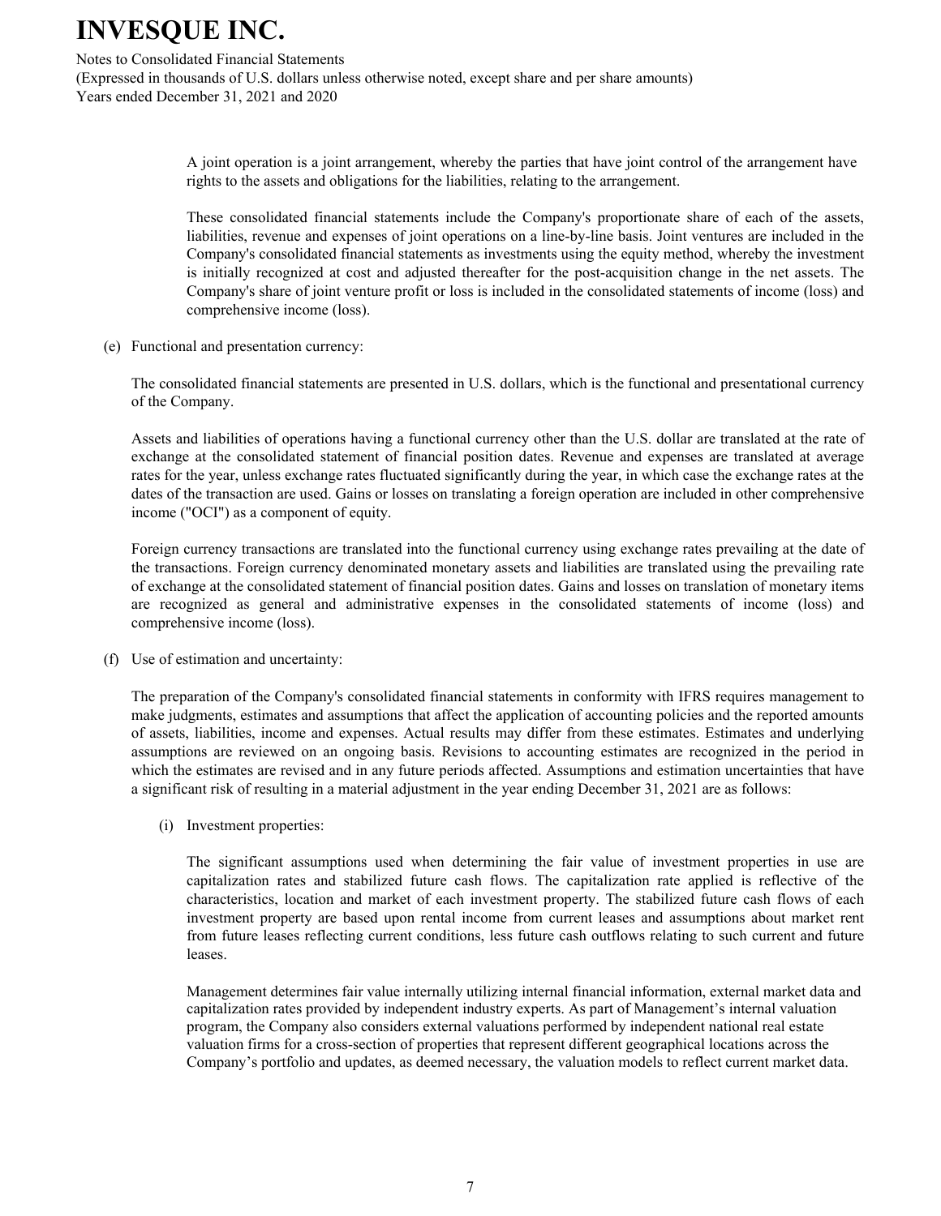A joint operation is a joint arrangement, whereby the parties that have joint control of the arrangement have rights to the assets and obligations for the liabilities, relating to the arrangement.

These consolidated financial statements include the Company's proportionate share of each of the assets, liabilities, revenue and expenses of joint operations on a line-by-line basis. Joint ventures are included in the Company's consolidated financial statements as investments using the equity method, whereby the investment is initially recognized at cost and adjusted thereafter for the post-acquisition change in the net assets. The Company's share of joint venture profit or loss is included in the consolidated statements of income (loss) and comprehensive income (loss).

(e) Functional and presentation currency:

The consolidated financial statements are presented in U.S. dollars, which is the functional and presentational currency of the Company.

Assets and liabilities of operations having a functional currency other than the U.S. dollar are translated at the rate of exchange at the consolidated statement of financial position dates. Revenue and expenses are translated at average rates for the year, unless exchange rates fluctuated significantly during the year, in which case the exchange rates at the dates of the transaction are used. Gains or losses on translating a foreign operation are included in other comprehensive income ("OCI") as a component of equity.

Foreign currency transactions are translated into the functional currency using exchange rates prevailing at the date of the transactions. Foreign currency denominated monetary assets and liabilities are translated using the prevailing rate of exchange at the consolidated statement of financial position dates. Gains and losses on translation of monetary items are recognized as general and administrative expenses in the consolidated statements of income (loss) and comprehensive income (loss).

(f) Use of estimation and uncertainty:

The preparation of the Company's consolidated financial statements in conformity with IFRS requires management to make judgments, estimates and assumptions that affect the application of accounting policies and the reported amounts of assets, liabilities, income and expenses. Actual results may differ from these estimates. Estimates and underlying assumptions are reviewed on an ongoing basis. Revisions to accounting estimates are recognized in the period in which the estimates are revised and in any future periods affected. Assumptions and estimation uncertainties that have a significant risk of resulting in a material adjustment in the year ending December 31, 2021 are as follows:

(i) Investment properties:

The significant assumptions used when determining the fair value of investment properties in use are capitalization rates and stabilized future cash flows. The capitalization rate applied is reflective of the characteristics, location and market of each investment property. The stabilized future cash flows of each investment property are based upon rental income from current leases and assumptions about market rent from future leases reflecting current conditions, less future cash outflows relating to such current and future leases.

Management determines fair value internally utilizing internal financial information, external market data and capitalization rates provided by independent industry experts. As part of Management's internal valuation program, the Company also considers external valuations performed by independent national real estate valuation firms for a cross-section of properties that represent different geographical locations across the Company's portfolio and updates, as deemed necessary, the valuation models to reflect current market data.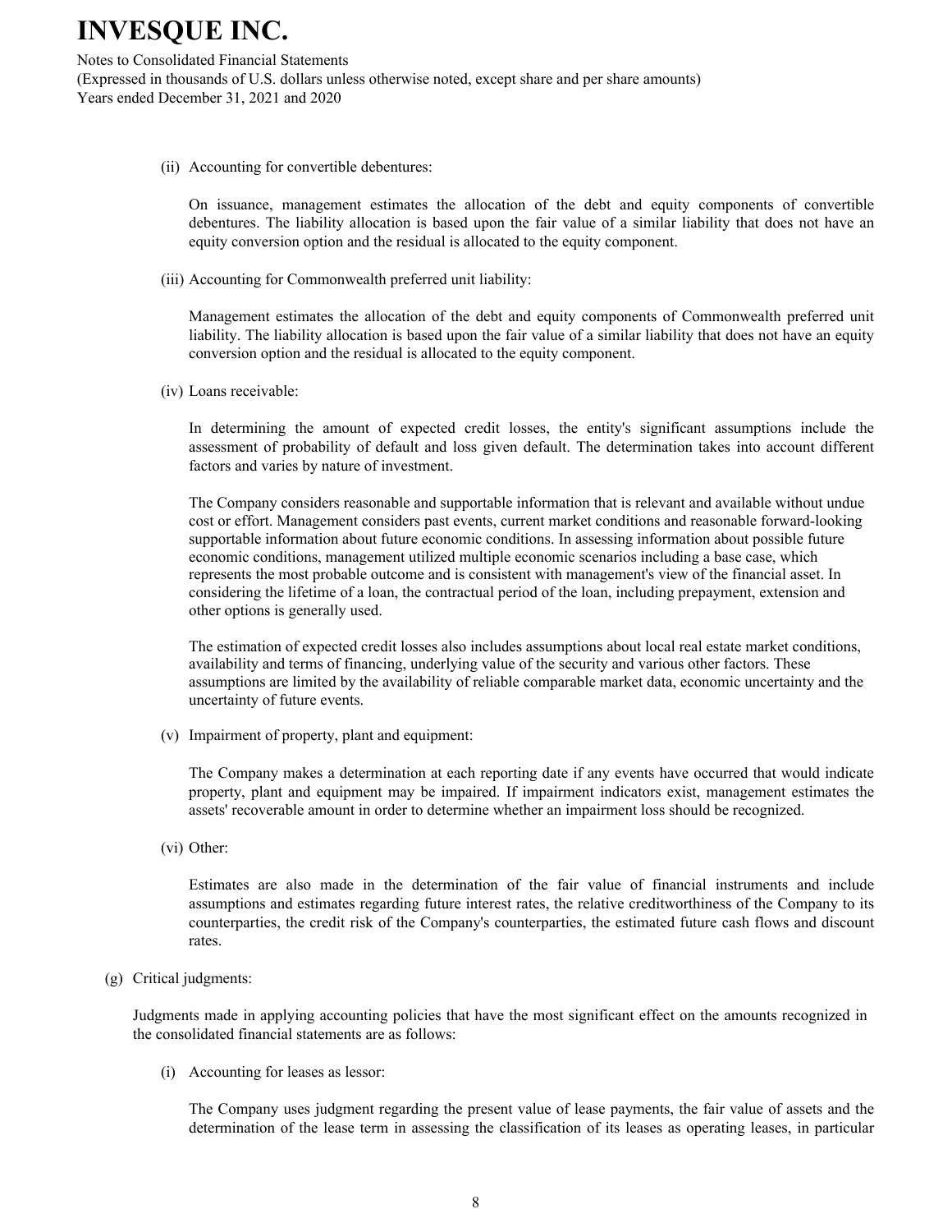(ii) Accounting for convertible debentures:

On issuance, management estimates the allocation of the debt and equity components of convertible debentures. The liability allocation is based upon the fair value of a similar liability that does not have an equity conversion option and the residual is allocated to the equity component.

(iii) Accounting for Commonwealth preferred unit liability:

Management estimates the allocation of the debt and equity components of Commonwealth preferred unit liability. The liability allocation is based upon the fair value of a similar liability that does not have an equity conversion option and the residual is allocated to the equity component.

(iv) Loans receivable:

In determining the amount of expected credit losses, the entity's significant assumptions include the assessment of probability of default and loss given default. The determination takes into account different factors and varies by nature of investment.

The Company considers reasonable and supportable information that is relevant and available without undue cost or effort. Management considers past events, current market conditions and reasonable forward-looking supportable information about future economic conditions. In assessing information about possible future economic conditions, management utilized multiple economic scenarios including a base case, which represents the most probable outcome and is consistent with management's view of the financial asset. In considering the lifetime of a loan, the contractual period of the loan, including prepayment, extension and other options is generally used.

The estimation of expected credit losses also includes assumptions about local real estate market conditions, availability and terms of financing, underlying value of the security and various other factors. These assumptions are limited by the availability of reliable comparable market data, economic uncertainty and the uncertainty of future events.

(v) Impairment of property, plant and equipment:

The Company makes a determination at each reporting date if any events have occurred that would indicate property, plant and equipment may be impaired. If impairment indicators exist, management estimates the assets' recoverable amount in order to determine whether an impairment loss should be recognized.

(vi) Other:

Estimates are also made in the determination of the fair value of financial instruments and include assumptions and estimates regarding future interest rates, the relative creditworthiness of the Company to its counterparties, the credit risk of the Company's counterparties, the estimated future cash flows and discount rates.

(g) Critical judgments:

Judgments made in applying accounting policies that have the most significant effect on the amounts recognized in the consolidated financial statements are as follows:

(i) Accounting for leases as lessor:

The Company uses judgment regarding the present value of lease payments, the fair value of assets and the determination of the lease term in assessing the classification of its leases as operating leases, in particular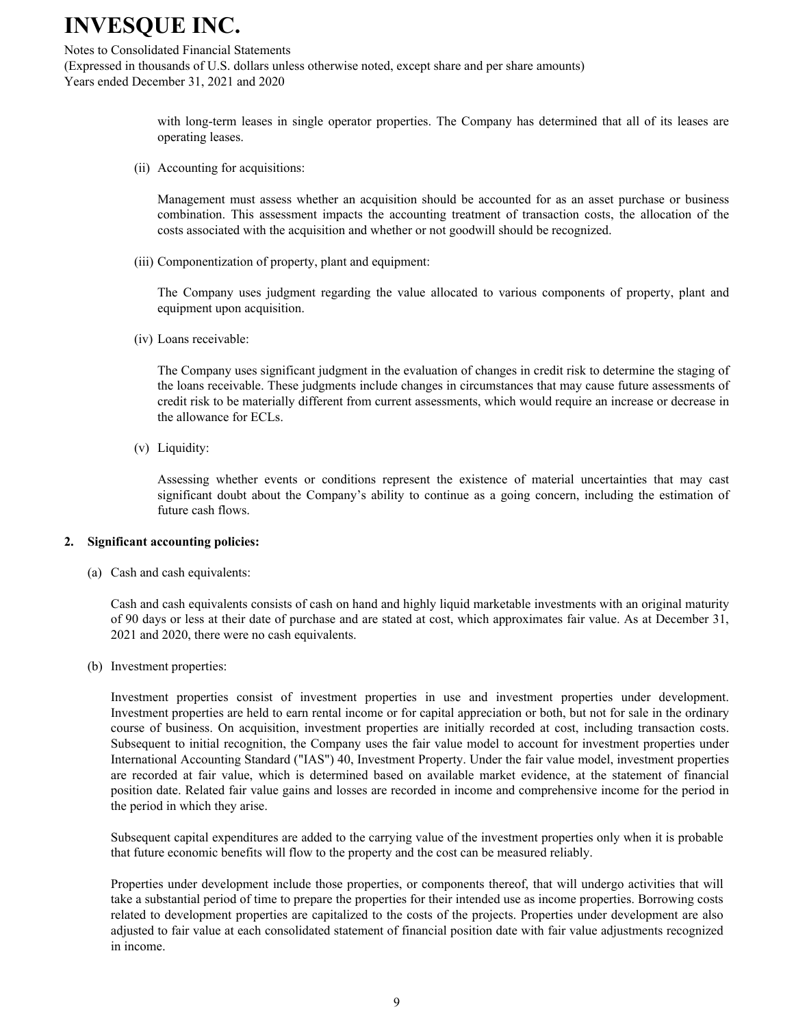with long-term leases in single operator properties. The Company has determined that all of its leases are operating leases.

(ii) Accounting for acquisitions:

Management must assess whether an acquisition should be accounted for as an asset purchase or business combination. This assessment impacts the accounting treatment of transaction costs, the allocation of the costs associated with the acquisition and whether or not goodwill should be recognized.

(iii) Componentization of property, plant and equipment:

The Company uses judgment regarding the value allocated to various components of property, plant and equipment upon acquisition.

(iv) Loans receivable:

The Company uses significant judgment in the evaluation of changes in credit risk to determine the staging of the loans receivable. These judgments include changes in circumstances that may cause future assessments of credit risk to be materially different from current assessments, which would require an increase or decrease in the allowance for ECLs.

(v) Liquidity:

Assessing whether events or conditions represent the existence of material uncertainties that may cast significant doubt about the Company's ability to continue as a going concern, including the estimation of future cash flows.

## 2. Significant accounting policies:

(a) Cash and cash equivalents:

Cash and cash equivalents consists of cash on hand and highly liquid marketable investments with an original maturity of 90 days or less at their date of purchase and are stated at cost, which approximates fair value. As at December 31, 2021 and 2020, there were no cash equivalents.

(b) Investment properties:

Investment properties consist of investment properties in use and investment properties under development. Investment properties are held to earn rental income or for capital appreciation or both, but not for sale in the ordinary course of business. On acquisition, investment properties are initially recorded at cost, including transaction costs. Subsequent to initial recognition, the Company uses the fair value model to account for investment properties under International Accounting Standard ("IAS") 40, Investment Property. Under the fair value model, investment properties are recorded at fair value, which is determined based on available market evidence, at the statement of financial position date. Related fair value gains and losses are recorded in income and comprehensive income for the period in the period in which they arise.

Subsequent capital expenditures are added to the carrying value of the investment properties only when it is probable that future economic benefits will flow to the property and the cost can be measured reliably.

Properties under development include those properties, or components thereof, that will undergo activities that will take a substantial period of time to prepare the properties for their intended use as income properties. Borrowing costs related to development properties are capitalized to the costs of the projects. Properties under development are also adjusted to fair value at each consolidated statement of financial position date with fair value adjustments recognized in income.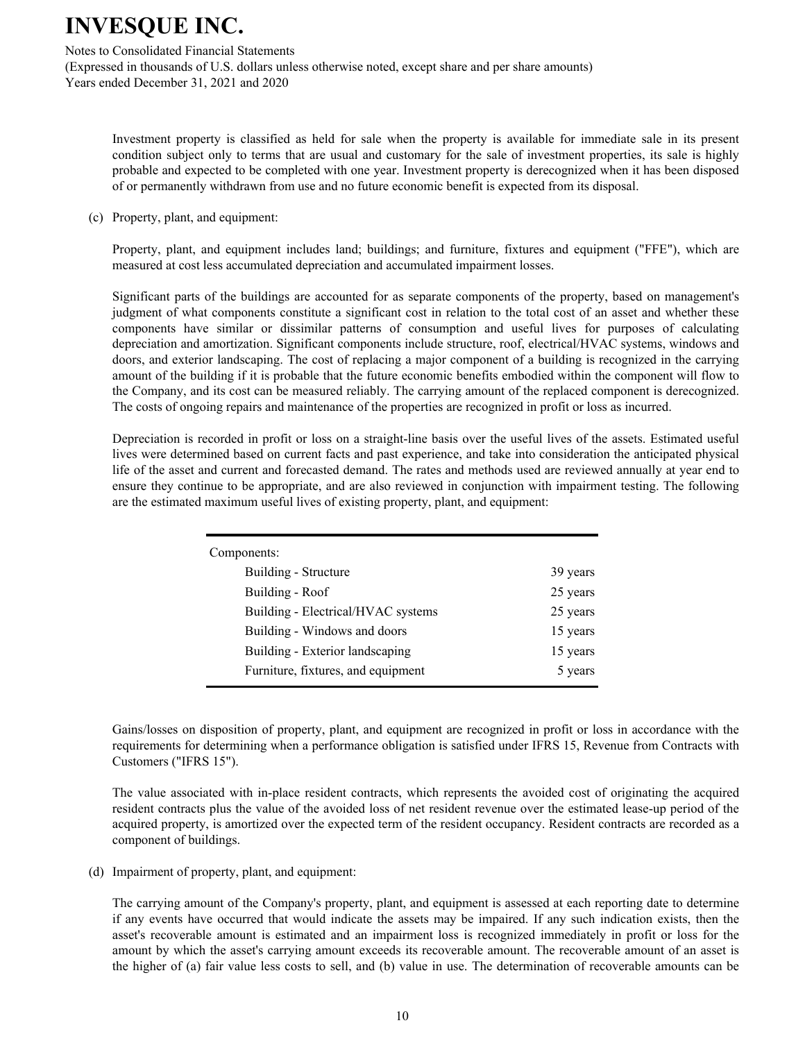Investment property is classified as held for sale when the property is available for immediate sale in its present condition subject only to terms that are usual and customary for the sale of investment properties, its sale is highly probable and expected to be completed with one year. Investment property is derecognized when it has been disposed of or permanently withdrawn from use and no future economic benefit is expected from its disposal.

(c) Property, plant, and equipment:

Property, plant, and equipment includes land; buildings; and furniture, fixtures and equipment ("FFE"), which are measured at cost less accumulated depreciation and accumulated impairment losses.

Significant parts of the buildings are accounted for as separate components of the property, based on management's judgment of what components constitute a significant cost in relation to the total cost of an asset and whether these components have similar or dissimilar patterns of consumption and useful lives for purposes of calculating depreciation and amortization. Significant components include structure, roof, electrical/HVAC systems, windows and doors, and exterior landscaping. The cost of replacing a major component of a building is recognized in the carrying amount of the building if it is probable that the future economic benefits embodied within the component will flow to the Company, and its cost can be measured reliably. The carrying amount of the replaced component is derecognized. The costs of ongoing repairs and maintenance of the properties are recognized in profit or loss as incurred.

Depreciation is recorded in profit or loss on a straight-line basis over the useful lives of the assets. Estimated useful lives were determined based on current facts and past experience, and take into consideration the anticipated physical life of the asset and current and forecasted demand. The rates and methods used are reviewed annually at year end to ensure they continue to be appropriate, and are also reviewed in conjunction with impairment testing. The following are the estimated maximum useful lives of existing property, plant, and equipment:

| Components: | |
|---|---|
| Building - Structure | 39 years |
| Building - Roof | 25 years |
| Building - Electrical/HVAC systems | 25 years |
| Building - Windows and doors | 15 years |
| Building - Exterior landscaping | 15 years |
| Furniture, fixtures, and equipment | 5 years |

Gains/losses on disposition of property, plant, and equipment are recognized in profit or loss in accordance with the requirements for determining when a performance obligation is satisfied under IFRS 15, Revenue from Contracts with Customers ("IFRS 15").

The value associated with in-place resident contracts, which represents the avoided cost of originating the acquired resident contracts plus the value of the avoided loss of net resident revenue over the estimated lease-up period of the acquired property, is amortized over the expected term of the resident occupancy. Resident contracts are recorded as a component of buildings.

(d) Impairment of property, plant, and equipment:

The carrying amount of the Company's property, plant, and equipment is assessed at each reporting date to determine if any events have occurred that would indicate the assets may be impaired. If any such indication exists, then the asset's recoverable amount is estimated and an impairment loss is recognized immediately in profit or loss for the amount by which the asset's carrying amount exceeds its recoverable amount. The recoverable amount of an asset is the higher of (a) fair value less costs to sell, and (b) value in use. The determination of recoverable amounts can be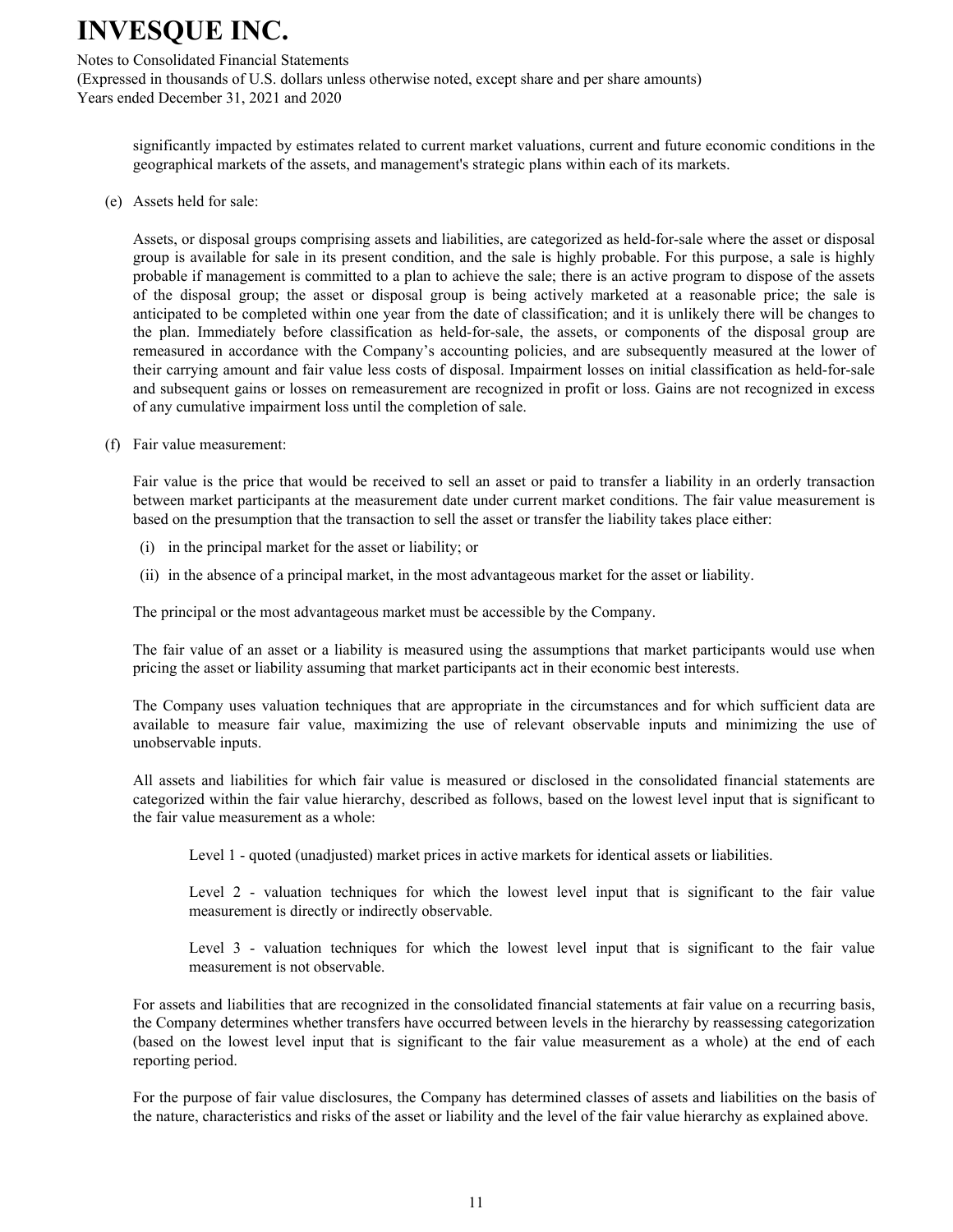significantly impacted by estimates related to current market valuations, current and future economic conditions in the geographical markets of the assets, and management's strategic plans within each of its markets.

(e) Assets held for sale:

Assets, or disposal groups comprising assets and liabilities, are categorized as held-for-sale where the asset or disposal group is available for sale in its present condition, and the sale is highly probable. For this purpose, a sale is highly probable if management is committed to a plan to achieve the sale; there is an active program to dispose of the assets of the disposal group; the asset or disposal group is being actively marketed at a reasonable price; the sale is anticipated to be completed within one year from the date of classification; and it is unlikely there will be changes to the plan. Immediately before classification as held-for-sale, the assets, or components of the disposal group are remeasured in accordance with the Company's accounting policies, and are subsequently measured at the lower of their carrying amount and fair value less costs of disposal. Impairment losses on initial classification as held-for-sale and subsequent gains or losses on remeasurement are recognized in profit or loss. Gains are not recognized in excess of any cumulative impairment loss until the completion of sale.

(f) Fair value measurement:

Fair value is the price that would be received to sell an asset or paid to transfer a liability in an orderly transaction between market participants at the measurement date under current market conditions. The fair value measurement is based on the presumption that the transaction to sell the asset or transfer the liability takes place either:

(i) in the principal market for the asset or liability; or

(ii) in the absence of a principal market, in the most advantageous market for the asset or liability.

The principal or the most advantageous market must be accessible by the Company.

The fair value of an asset or a liability is measured using the assumptions that market participants would use when pricing the asset or liability assuming that market participants act in their economic best interests.

The Company uses valuation techniques that are appropriate in the circumstances and for which sufficient data are available to measure fair value, maximizing the use of relevant observable inputs and minimizing the use of unobservable inputs.

All assets and liabilities for which fair value is measured or disclosed in the consolidated financial statements are categorized within the fair value hierarchy, described as follows, based on the lowest level input that is significant to the fair value measurement as a whole:

Level 1 - quoted (unadjusted) market prices in active markets for identical assets or liabilities.

Level 2 - valuation techniques for which the lowest level input that is significant to the fair value measurement is directly or indirectly observable.

Level 3 - valuation techniques for which the lowest level input that is significant to the fair value measurement is not observable.

For assets and liabilities that are recognized in the consolidated financial statements at fair value on a recurring basis, the Company determines whether transfers have occurred between levels in the hierarchy by reassessing categorization (based on the lowest level input that is significant to the fair value measurement as a whole) at the end of each reporting period.

For the purpose of fair value disclosures, the Company has determined classes of assets and liabilities on the basis of the nature, characteristics and risks of the asset or liability and the level of the fair value hierarchy as explained above.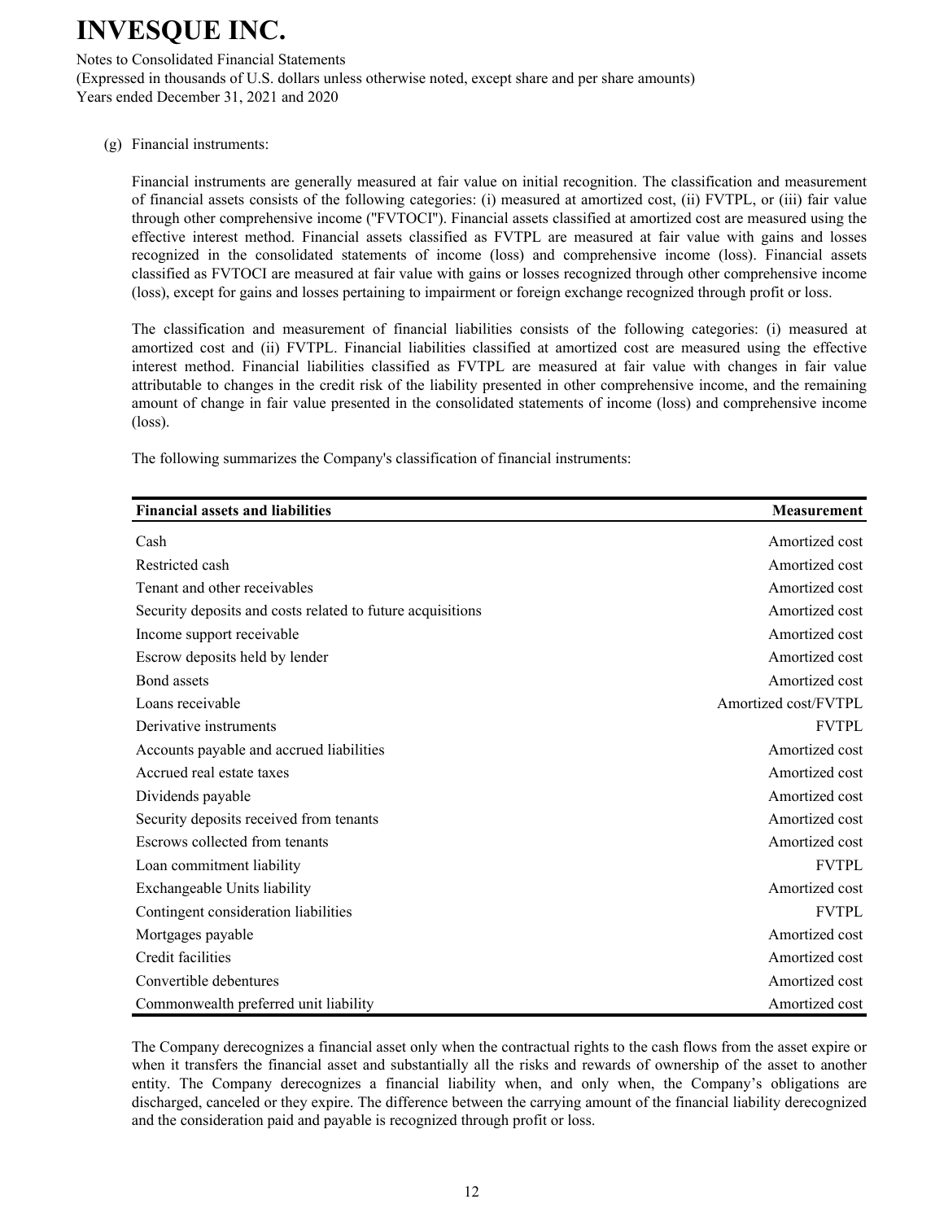(g) Financial instruments:

Financial instruments are generally measured at fair value on initial recognition. The classification and measurement of financial assets consists of the following categories: (i) measured at amortized cost, (ii) FVTPL, or (iii) fair value through other comprehensive income ("FVTOCI"). Financial assets classified at amortized cost are measured using the effective interest method. Financial assets classified as FVTPL are measured at fair value with gains and losses recognized in the consolidated statements of income (loss) and comprehensive income (loss). Financial assets classified as FVTOCI are measured at fair value with gains or losses recognized through other comprehensive income (loss), except for gains and losses pertaining to impairment or foreign exchange recognized through profit or loss.

The classification and measurement of financial liabilities consists of the following categories: (i) measured at amortized cost and (ii) FVTPL. Financial liabilities classified at amortized cost are measured using the effective interest method. Financial liabilities classified as FVTPL are measured at fair value with changes in fair value attributable to changes in the credit risk of the liability presented in other comprehensive income, and the remaining amount of change in fair value presented in the consolidated statements of income (loss) and comprehensive income (loss).

The following summarizes the Company's classification of financial instruments:

| Financial assets and liabilities | Measurement |
|---|---|
| Cash | Amortized cost |
| Restricted cash | Amortized cost |
| Tenant and other receivables | Amortized cost |
| Security deposits and costs related to future acquisitions | Amortized cost |
| Income support receivable | Amortized cost |
| Escrow deposits held by lender | Amortized cost |
| Bond assets | Amortized cost |
| Loans receivable | Amortized cost/FVTPL |
| Derivative instruments | FVTPL |
| Accounts payable and accrued liabilities | Amortized cost |
| Accrued real estate taxes | Amortized cost |
| Dividends payable | Amortized cost |
| Security deposits received from tenants | Amortized cost |
| Escrows collected from tenants | Amortized cost |
| Loan commitment liability | FVTPL |
| Exchangeable Units liability | Amortized cost |
| Contingent consideration liabilities | FVTPL |
| Mortgages payable | Amortized cost |
| Credit facilities | Amortized cost |
| Convertible debentures | Amortized cost |
| Commonwealth preferred unit liability | Amortized cost |

The Company derecognizes a financial asset only when the contractual rights to the cash flows from the asset expire or when it transfers the financial asset and substantially all the risks and rewards of ownership of the asset to another entity. The Company derecognizes a financial liability when, and only when, the Company's obligations are discharged, canceled or they expire. The difference between the carrying amount of the financial liability derecognized and the consideration paid and payable is recognized through profit or loss.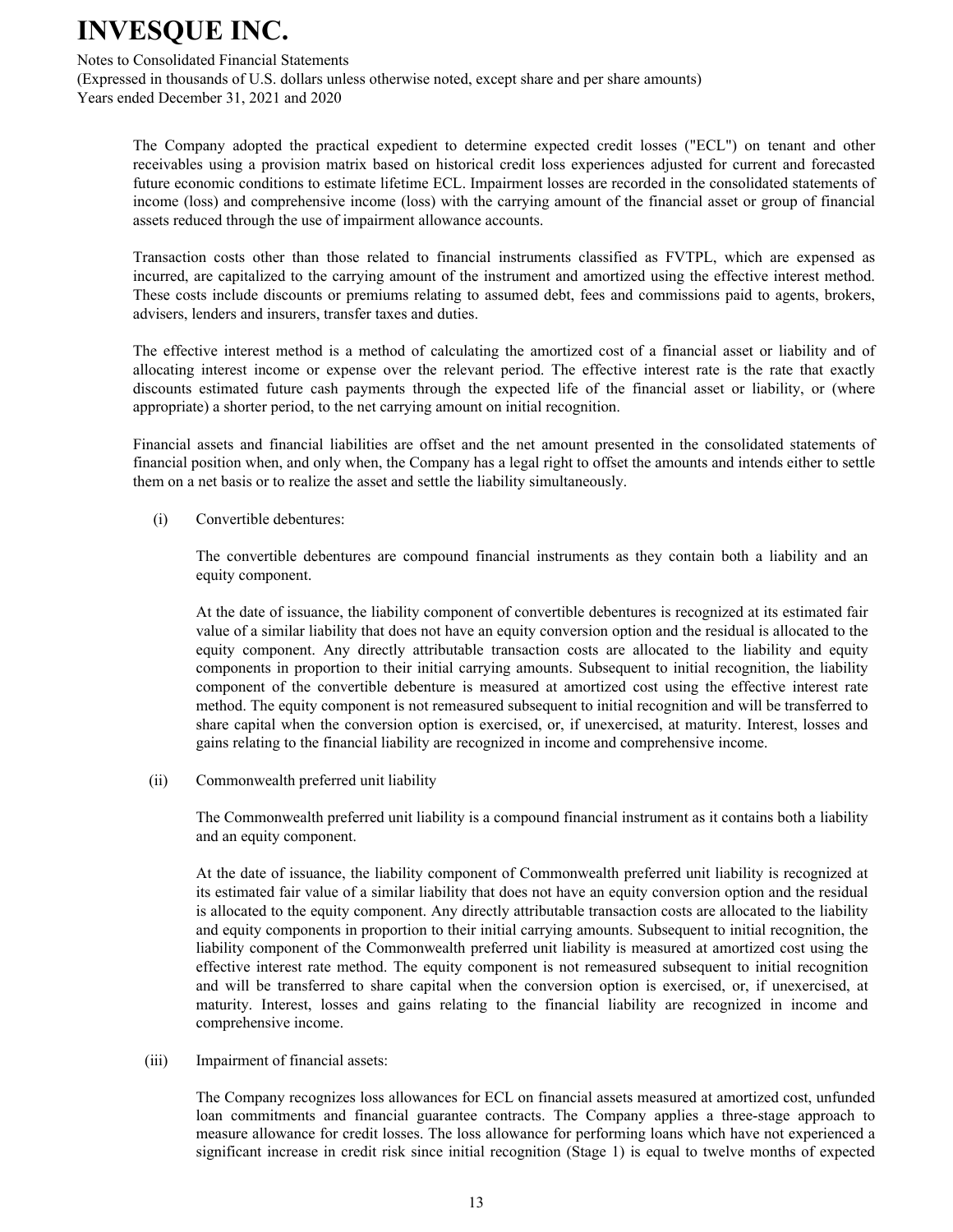The Company adopted the practical expedient to determine expected credit losses ("ECL") on tenant and other receivables using a provision matrix based on historical credit loss experiences adjusted for current and forecasted future economic conditions to estimate lifetime ECL. Impairment losses are recorded in the consolidated statements of income (loss) and comprehensive income (loss) with the carrying amount of the financial asset or group of financial assets reduced through the use of impairment allowance accounts.

Transaction costs other than those related to financial instruments classified as FVTPL, which are expensed as incurred, are capitalized to the carrying amount of the instrument and amortized using the effective interest method. These costs include discounts or premiums relating to assumed debt, fees and commissions paid to agents, brokers, advisers, lenders and insurers, transfer taxes and duties.

The effective interest method is a method of calculating the amortized cost of a financial asset or liability and of allocating interest income or expense over the relevant period. The effective interest rate is the rate that exactly discounts estimated future cash payments through the expected life of the financial asset or liability, or (where appropriate) a shorter period, to the net carrying amount on initial recognition.

Financial assets and financial liabilities are offset and the net amount presented in the consolidated statements of financial position when, and only when, the Company has a legal right to offset the amounts and intends either to settle them on a net basis or to realize the asset and settle the liability simultaneously.

(i) Convertible debentures:

The convertible debentures are compound financial instruments as they contain both a liability and an equity component.

At the date of issuance, the liability component of convertible debentures is recognized at its estimated fair value of a similar liability that does not have an equity conversion option and the residual is allocated to the equity component. Any directly attributable transaction costs are allocated to the liability and equity components in proportion to their initial carrying amounts. Subsequent to initial recognition, the liability component of the convertible debenture is measured at amortized cost using the effective interest rate method. The equity component is not remeasured subsequent to initial recognition and will be transferred to share capital when the conversion option is exercised, or, if unexercised, at maturity. Interest, losses and gains relating to the financial liability are recognized in income and comprehensive income.

(ii) Commonwealth preferred unit liability

The Commonwealth preferred unit liability is a compound financial instrument as it contains both a liability and an equity component.

At the date of issuance, the liability component of Commonwealth preferred unit liability is recognized at its estimated fair value of a similar liability that does not have an equity conversion option and the residual is allocated to the equity component. Any directly attributable transaction costs are allocated to the liability and equity components in proportion to their initial carrying amounts. Subsequent to initial recognition, the liability component of the Commonwealth preferred unit liability is measured at amortized cost using the effective interest rate method. The equity component is not remeasured subsequent to initial recognition and will be transferred to share capital when the conversion option is exercised, or, if unexercised, at maturity. Interest, losses and gains relating to the financial liability are recognized in income and comprehensive income.

(iii) Impairment of financial assets:

The Company recognizes loss allowances for ECL on financial assets measured at amortized cost, unfunded loan commitments and financial guarantee contracts. The Company applies a three-stage approach to measure allowance for credit losses. The loss allowance for performing loans which have not experienced a significant increase in credit risk since initial recognition (Stage 1) is equal to twelve months of expected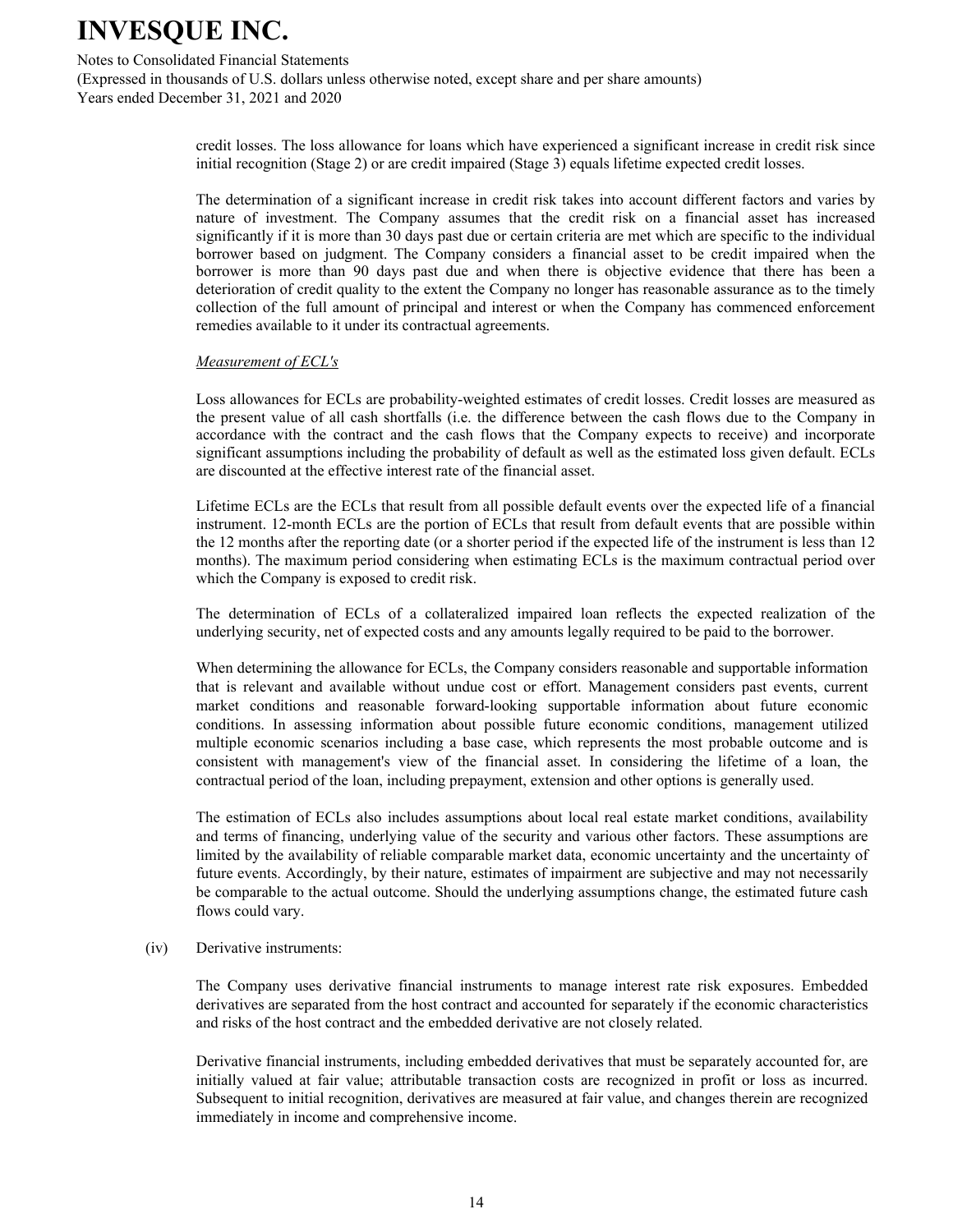credit losses. The loss allowance for loans which have experienced a significant increase in credit risk since initial recognition (Stage 2) or are credit impaired (Stage 3) equals lifetime expected credit losses.

The determination of a significant increase in credit risk takes into account different factors and varies by nature of investment. The Company assumes that the credit risk on a financial asset has increased significantly if it is more than 30 days past due or certain criteria are met which are specific to the individual borrower based on judgment. The Company considers a financial asset to be credit impaired when the borrower is more than 90 days past due and when there is objective evidence that there has been a deterioration of credit quality to the extent the Company no longer has reasonable assurance as to the timely collection of the full amount of principal and interest or when the Company has commenced enforcement remedies available to it under its contractual agreements.

*Measurement of ECL's*

Loss allowances for ECLs are probability-weighted estimates of credit losses. Credit losses are measured as the present value of all cash shortfalls (i.e. the difference between the cash flows due to the Company in accordance with the contract and the cash flows that the Company expects to receive) and incorporate significant assumptions including the probability of default as well as the estimated loss given default. ECLs are discounted at the effective interest rate of the financial asset.

Lifetime ECLs are the ECLs that result from all possible default events over the expected life of a financial instrument. 12-month ECLs are the portion of ECLs that result from default events that are possible within the 12 months after the reporting date (or a shorter period if the expected life of the instrument is less than 12 months). The maximum period considering when estimating ECLs is the maximum contractual period over which the Company is exposed to credit risk.

The determination of ECLs of a collateralized impaired loan reflects the expected realization of the underlying security, net of expected costs and any amounts legally required to be paid to the borrower.

When determining the allowance for ECLs, the Company considers reasonable and supportable information that is relevant and available without undue cost or effort. Management considers past events, current market conditions and reasonable forward-looking supportable information about future economic conditions. In assessing information about possible future economic conditions, management utilized multiple economic scenarios including a base case, which represents the most probable outcome and is consistent with management's view of the financial asset. In considering the lifetime of a loan, the contractual period of the loan, including prepayment, extension and other options is generally used.

The estimation of ECLs also includes assumptions about local real estate market conditions, availability and terms of financing, underlying value of the security and various other factors. These assumptions are limited by the availability of reliable comparable market data, economic uncertainty and the uncertainty of future events. Accordingly, by their nature, estimates of impairment are subjective and may not necessarily be comparable to the actual outcome. Should the underlying assumptions change, the estimated future cash flows could vary.

(iv) Derivative instruments:

The Company uses derivative financial instruments to manage interest rate risk exposures. Embedded derivatives are separated from the host contract and accounted for separately if the economic characteristics and risks of the host contract and the embedded derivative are not closely related.

Derivative financial instruments, including embedded derivatives that must be separately accounted for, are initially valued at fair value; attributable transaction costs are recognized in profit or loss as incurred. Subsequent to initial recognition, derivatives are measured at fair value, and changes therein are recognized immediately in income and comprehensive income.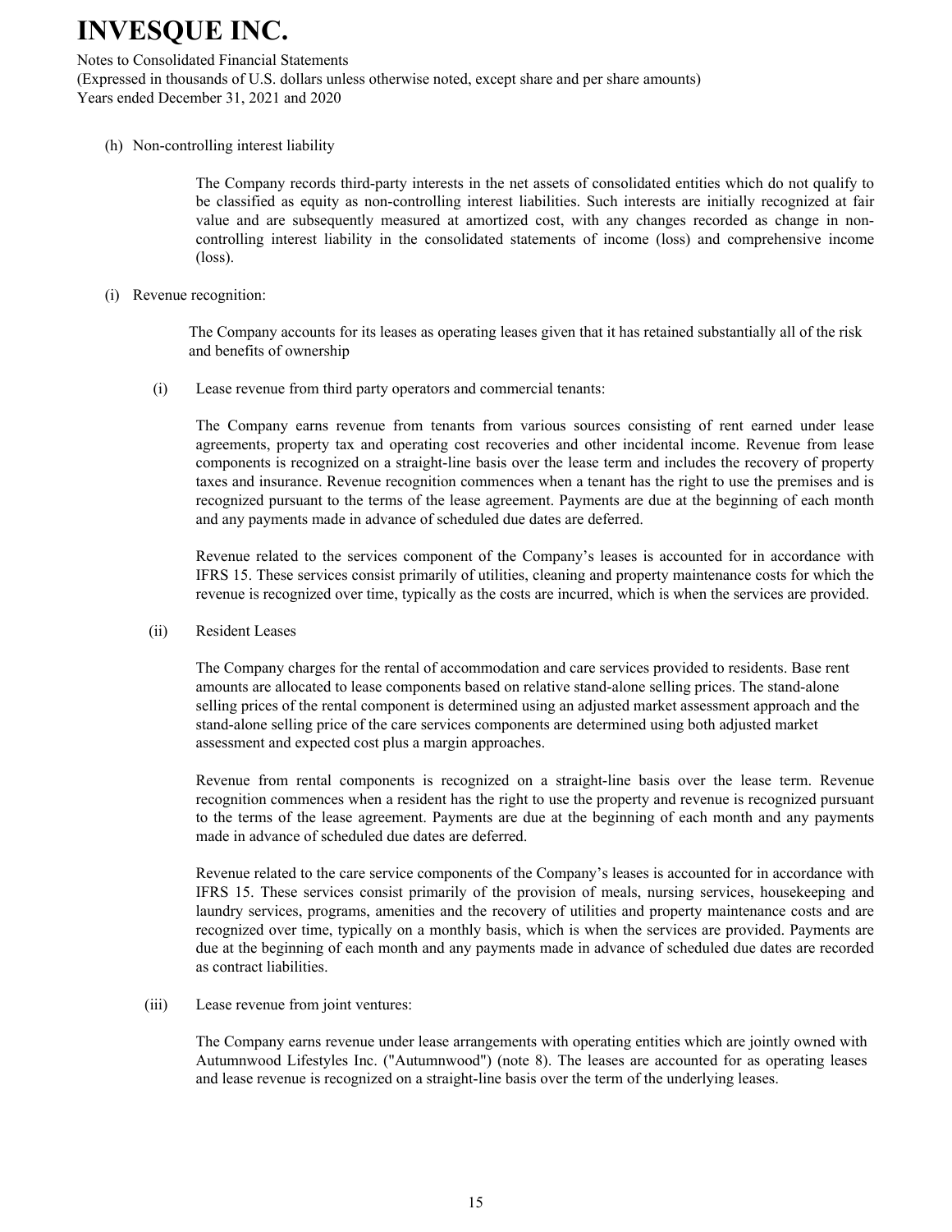(h) Non-controlling interest liability

The Company records third-party interests in the net assets of consolidated entities which do not qualify to be classified as equity as non-controlling interest liabilities. Such interests are initially recognized at fair value and are subsequently measured at amortized cost, with any changes recorded as change in non-controlling interest liability in the consolidated statements of income (loss) and comprehensive income (loss).

(i) Revenue recognition:

The Company accounts for its leases as operating leases given that it has retained substantially all of the risk and benefits of ownership

(i) Lease revenue from third party operators and commercial tenants:

The Company earns revenue from tenants from various sources consisting of rent earned under lease agreements, property tax and operating cost recoveries and other incidental income. Revenue from lease components is recognized on a straight-line basis over the lease term and includes the recovery of property taxes and insurance. Revenue recognition commences when a tenant has the right to use the premises and is recognized pursuant to the terms of the lease agreement. Payments are due at the beginning of each month and any payments made in advance of scheduled due dates are deferred.

Revenue related to the services component of the Company's leases is accounted for in accordance with IFRS 15. These services consist primarily of utilities, cleaning and property maintenance costs for which the revenue is recognized over time, typically as the costs are incurred, which is when the services are provided.

(ii) Resident Leases

The Company charges for the rental of accommodation and care services provided to residents. Base rent amounts are allocated to lease components based on relative stand-alone selling prices. The stand-alone selling prices of the rental component is determined using an adjusted market assessment approach and the stand-alone selling price of the care services components are determined using both adjusted market assessment and expected cost plus a margin approaches.

Revenue from rental components is recognized on a straight-line basis over the lease term. Revenue recognition commences when a resident has the right to use the property and revenue is recognized pursuant to the terms of the lease agreement. Payments are due at the beginning of each month and any payments made in advance of scheduled due dates are deferred.

Revenue related to the care service components of the Company's leases is accounted for in accordance with IFRS 15. These services consist primarily of the provision of meals, nursing services, housekeeping and laundry services, programs, amenities and the recovery of utilities and property maintenance costs and are recognized over time, typically on a monthly basis, which is when the services are provided. Payments are due at the beginning of each month and any payments made in advance of scheduled due dates are recorded as contract liabilities.

(iii) Lease revenue from joint ventures:

The Company earns revenue under lease arrangements with operating entities which are jointly owned with Autumnwood Lifestyles Inc. ("Autumnwood") (note 8). The leases are accounted for as operating leases and lease revenue is recognized on a straight-line basis over the term of the underlying leases.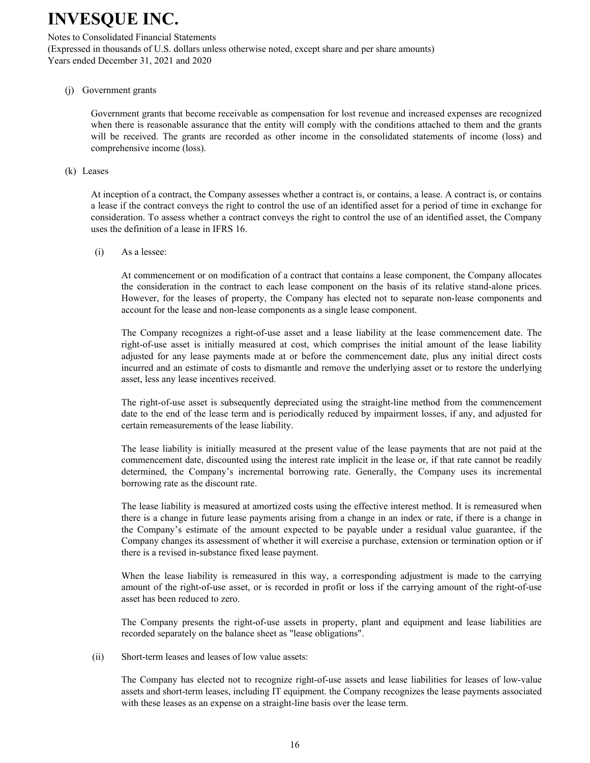(j) Government grants

Government grants that become receivable as compensation for lost revenue and increased expenses are recognized when there is reasonable assurance that the entity will comply with the conditions attached to them and the grants will be received. The grants are recorded as other income in the consolidated statements of income (loss) and comprehensive income (loss).

(k) Leases

At inception of a contract, the Company assesses whether a contract is, or contains, a lease. A contract is, or contains a lease if the contract conveys the right to control the use of an identified asset for a period of time in exchange for consideration. To assess whether a contract conveys the right to control the use of an identified asset, the Company uses the definition of a lease in IFRS 16.

(i) As a lessee:

At commencement or on modification of a contract that contains a lease component, the Company allocates the consideration in the contract to each lease component on the basis of its relative stand-alone prices. However, for the leases of property, the Company has elected not to separate non-lease components and account for the lease and non-lease components as a single lease component.

The Company recognizes a right-of-use asset and a lease liability at the lease commencement date. The right-of-use asset is initially measured at cost, which comprises the initial amount of the lease liability adjusted for any lease payments made at or before the commencement date, plus any initial direct costs incurred and an estimate of costs to dismantle and remove the underlying asset or to restore the underlying asset, less any lease incentives received.

The right-of-use asset is subsequently depreciated using the straight-line method from the commencement date to the end of the lease term and is periodically reduced by impairment losses, if any, and adjusted for certain remeasurements of the lease liability.

The lease liability is initially measured at the present value of the lease payments that are not paid at the commencement date, discounted using the interest rate implicit in the lease or, if that rate cannot be readily determined, the Company's incremental borrowing rate. Generally, the Company uses its incremental borrowing rate as the discount rate.

The lease liability is measured at amortized costs using the effective interest method. It is remeasured when there is a change in future lease payments arising from a change in an index or rate, if there is a change in the Company's estimate of the amount expected to be payable under a residual value guarantee, if the Company changes its assessment of whether it will exercise a purchase, extension or termination option or if there is a revised in-substance fixed lease payment.

When the lease liability is remeasured in this way, a corresponding adjustment is made to the carrying amount of the right-of-use asset, or is recorded in profit or loss if the carrying amount of the right-of-use asset has been reduced to zero.

The Company presents the right-of-use assets in property, plant and equipment and lease liabilities are recorded separately on the balance sheet as "lease obligations".

(ii) Short-term leases and leases of low value assets:

The Company has elected not to recognize right-of-use assets and lease liabilities for leases of low-value assets and short-term leases, including IT equipment. the Company recognizes the lease payments associated with these leases as an expense on a straight-line basis over the lease term.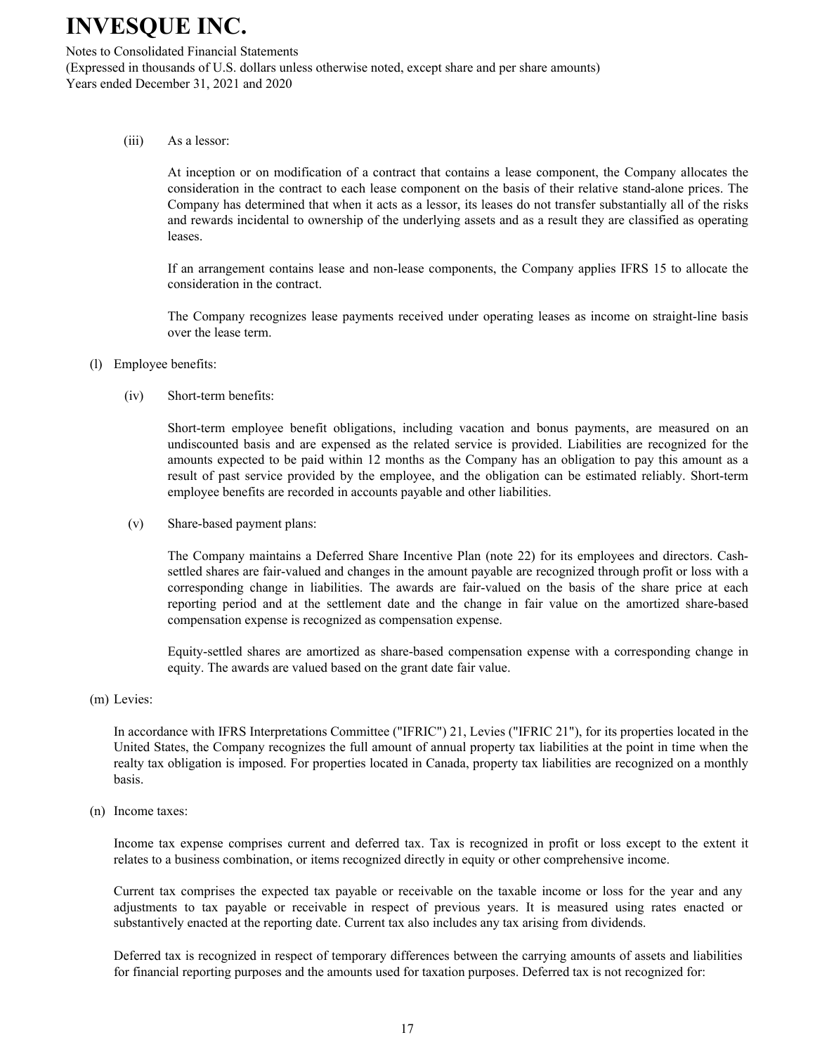(iii) As a lessor:

At inception or on modification of a contract that contains a lease component, the Company allocates the consideration in the contract to each lease component on the basis of their relative stand-alone prices. The Company has determined that when it acts as a lessor, its leases do not transfer substantially all of the risks and rewards incidental to ownership of the underlying assets and as a result they are classified as operating leases.

If an arrangement contains lease and non-lease components, the Company applies IFRS 15 to allocate the consideration in the contract.

The Company recognizes lease payments received under operating leases as income on straight-line basis over the lease term.

(l) Employee benefits:

(iv) Short-term benefits:

Short-term employee benefit obligations, including vacation and bonus payments, are measured on an undiscounted basis and are expensed as the related service is provided. Liabilities are recognized for the amounts expected to be paid within 12 months as the Company has an obligation to pay this amount as a result of past service provided by the employee, and the obligation can be estimated reliably. Short-term employee benefits are recorded in accounts payable and other liabilities.

(v) Share-based payment plans:

The Company maintains a Deferred Share Incentive Plan (note 22) for its employees and directors. Cash-settled shares are fair-valued and changes in the amount payable are recognized through profit or loss with a corresponding change in liabilities. The awards are fair-valued on the basis of the share price at each reporting period and at the settlement date and the change in fair value on the amortized share-based compensation expense is recognized as compensation expense.

Equity-settled shares are amortized as share-based compensation expense with a corresponding change in equity. The awards are valued based on the grant date fair value.

(m) Levies:

In accordance with IFRS Interpretations Committee ("IFRIC") 21, Levies ("IFRIC 21"), for its properties located in the United States, the Company recognizes the full amount of annual property tax liabilities at the point in time when the realty tax obligation is imposed. For properties located in Canada, property tax liabilities are recognized on a monthly basis.

(n) Income taxes:

Income tax expense comprises current and deferred tax. Tax is recognized in profit or loss except to the extent it relates to a business combination, or items recognized directly in equity or other comprehensive income.

Current tax comprises the expected tax payable or receivable on the taxable income or loss for the year and any adjustments to tax payable or receivable in respect of previous years. It is measured using rates enacted or substantively enacted at the reporting date. Current tax also includes any tax arising from dividends.

Deferred tax is recognized in respect of temporary differences between the carrying amounts of assets and liabilities for financial reporting purposes and the amounts used for taxation purposes. Deferred tax is not recognized for: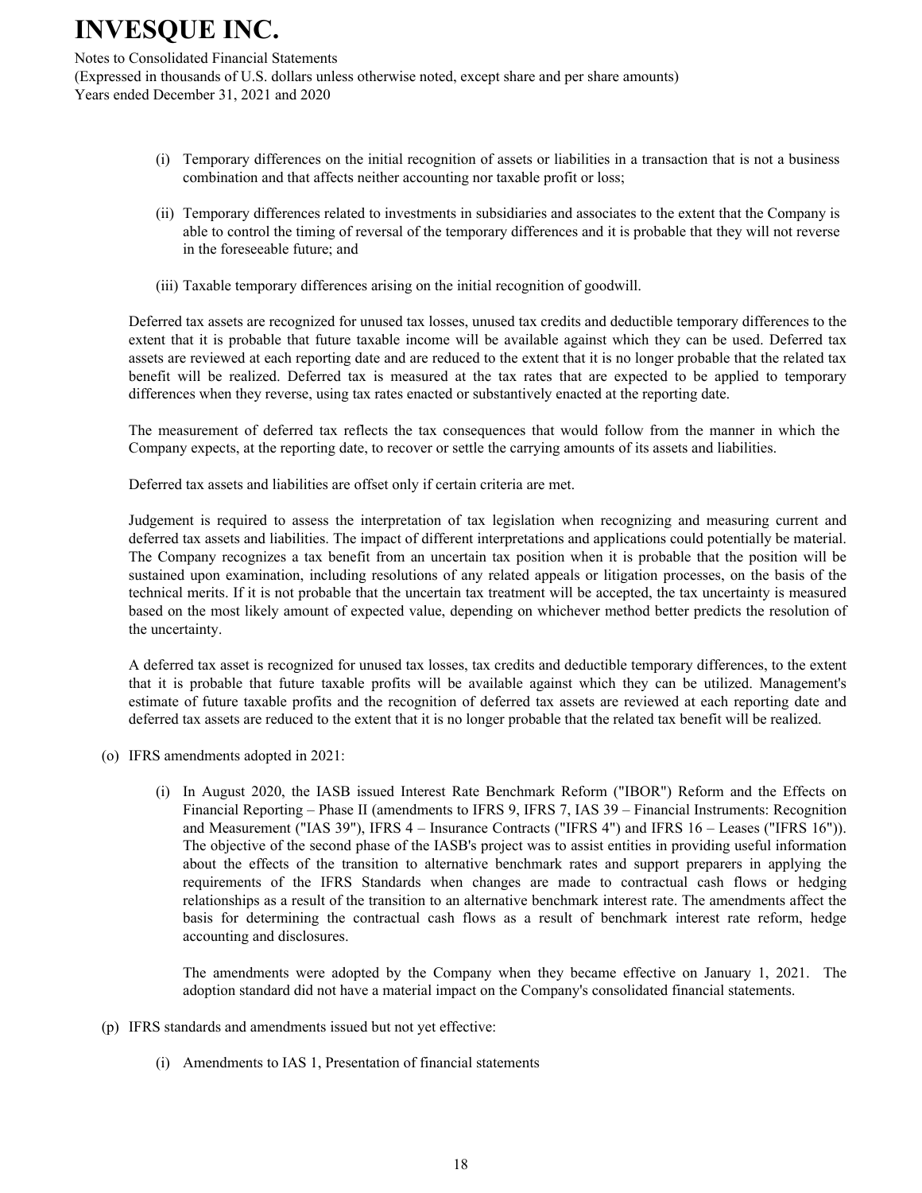(i) Temporary differences on the initial recognition of assets or liabilities in a transaction that is not a business combination and that affects neither accounting nor taxable profit or loss;

(ii) Temporary differences related to investments in subsidiaries and associates to the extent that the Company is able to control the timing of reversal of the temporary differences and it is probable that they will not reverse in the foreseeable future; and

(iii) Taxable temporary differences arising on the initial recognition of goodwill.

Deferred tax assets are recognized for unused tax losses, unused tax credits and deductible temporary differences to the extent that it is probable that future taxable income will be available against which they can be used. Deferred tax assets are reviewed at each reporting date and are reduced to the extent that it is no longer probable that the related tax benefit will be realized. Deferred tax is measured at the tax rates that are expected to be applied to temporary differences when they reverse, using tax rates enacted or substantively enacted at the reporting date.

The measurement of deferred tax reflects the tax consequences that would follow from the manner in which the Company expects, at the reporting date, to recover or settle the carrying amounts of its assets and liabilities.

Deferred tax assets and liabilities are offset only if certain criteria are met.

Judgement is required to assess the interpretation of tax legislation when recognizing and measuring current and deferred tax assets and liabilities. The impact of different interpretations and applications could potentially be material. The Company recognizes a tax benefit from an uncertain tax position when it is probable that the position will be sustained upon examination, including resolutions of any related appeals or litigation processes, on the basis of the technical merits. If it is not probable that the uncertain tax treatment will be accepted, the tax uncertainty is measured based on the most likely amount of expected value, depending on whichever method better predicts the resolution of the uncertainty.

A deferred tax asset is recognized for unused tax losses, tax credits and deductible temporary differences, to the extent that it is probable that future taxable profits will be available against which they can be utilized. Management's estimate of future taxable profits and the recognition of deferred tax assets are reviewed at each reporting date and deferred tax assets are reduced to the extent that it is no longer probable that the related tax benefit will be realized.

(o) IFRS amendments adopted in 2021:

(i) In August 2020, the IASB issued Interest Rate Benchmark Reform ("IBOR") Reform and the Effects on Financial Reporting – Phase II (amendments to IFRS 9, IFRS 7, IAS 39 – Financial Instruments: Recognition and Measurement ("IAS 39"), IFRS 4 – Insurance Contracts ("IFRS 4") and IFRS 16 – Leases ("IFRS 16")). The objective of the second phase of the IASB's project was to assist entities in providing useful information about the effects of the transition to alternative benchmark rates and support preparers in applying the requirements of the IFRS Standards when changes are made to contractual cash flows or hedging relationships as a result of the transition to an alternative benchmark interest rate. The amendments affect the basis for determining the contractual cash flows as a result of benchmark interest rate reform, hedge accounting and disclosures.

The amendments were adopted by the Company when they became effective on January 1, 2021. The adoption standard did not have a material impact on the Company's consolidated financial statements.

(p) IFRS standards and amendments issued but not yet effective:

(i) Amendments to IAS 1, Presentation of financial statements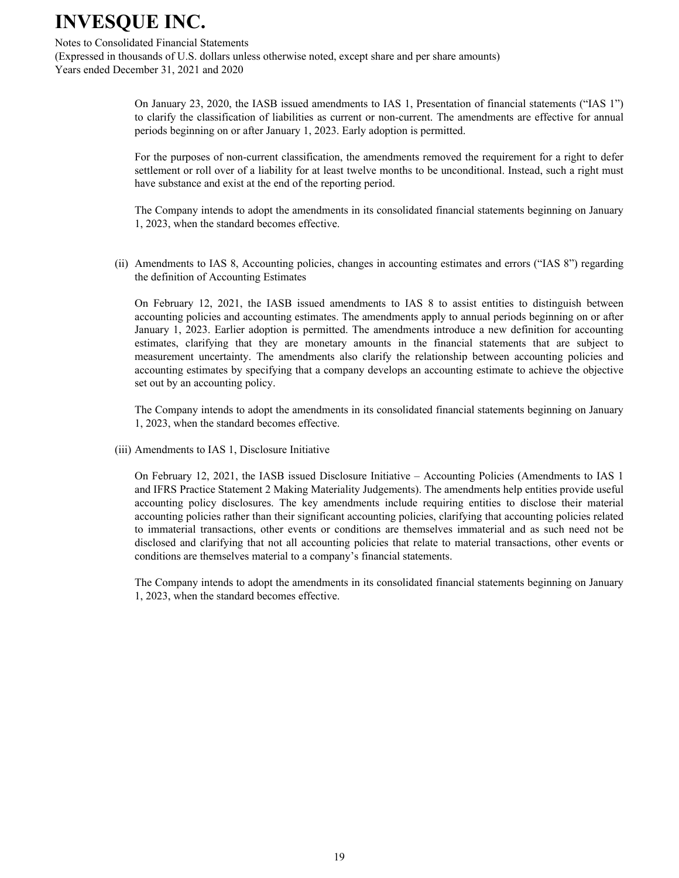On January 23, 2020, the IASB issued amendments to IAS 1, Presentation of financial statements (“IAS 1”) to clarify the classification of liabilities as current or non-current. The amendments are effective for annual periods beginning on or after January 1, 2023. Early adoption is permitted.

For the purposes of non-current classification, the amendments removed the requirement for a right to defer settlement or roll over of a liability for at least twelve months to be unconditional. Instead, such a right must have substance and exist at the end of the reporting period.

The Company intends to adopt the amendments in its consolidated financial statements beginning on January 1, 2023, when the standard becomes effective.

(ii) Amendments to IAS 8, Accounting policies, changes in accounting estimates and errors (“IAS 8”) regarding the definition of Accounting Estimates

On February 12, 2021, the IASB issued amendments to IAS 8 to assist entities to distinguish between accounting policies and accounting estimates. The amendments apply to annual periods beginning on or after January 1, 2023. Earlier adoption is permitted. The amendments introduce a new definition for accounting estimates, clarifying that they are monetary amounts in the financial statements that are subject to measurement uncertainty. The amendments also clarify the relationship between accounting policies and accounting estimates by specifying that a company develops an accounting estimate to achieve the objective set out by an accounting policy.

The Company intends to adopt the amendments in its consolidated financial statements beginning on January 1, 2023, when the standard becomes effective.

(iii) Amendments to IAS 1, Disclosure Initiative

On February 12, 2021, the IASB issued Disclosure Initiative – Accounting Policies (Amendments to IAS 1 and IFRS Practice Statement 2 Making Materiality Judgements). The amendments help entities provide useful accounting policy disclosures. The key amendments include requiring entities to disclose their material accounting policies rather than their significant accounting policies, clarifying that accounting policies related to immaterial transactions, other events or conditions are themselves immaterial and as such need not be disclosed and clarifying that not all accounting policies that relate to material transactions, other events or conditions are themselves material to a company’s financial statements.

The Company intends to adopt the amendments in its consolidated financial statements beginning on January 1, 2023, when the standard becomes effective.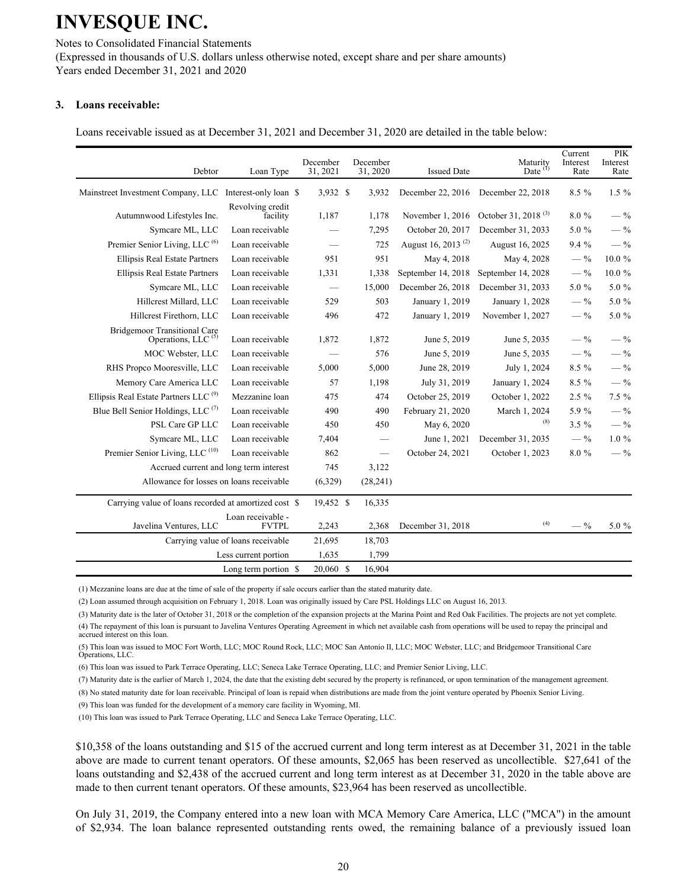# INVESQUE INC.

Notes to Consolidated Financial Statements
(Expressed in thousands of U.S. dollars unless otherwise noted, except share and per share amounts)
Years ended December 31, 2021 and 2020

## 3. Loans receivable:

Loans receivable issued as at December 31, 2021 and December 31, 2020 are detailed in the table below:

| Debtor | Loan Type | December 31, 2021 | December 31, 2020 | Issued Date | Maturity Date [(1)] | Current Interest Rate | PIK Interest Rate |
|---|---|---|---|---|---|---|---|
| Mainstreet Investment Company, LLC | Interest-only loan | $ 3,932 | $ 3,932 | December 22, 2016 | December 22, 2018 | 8.5 % | 1.5 % |
| Autumnwood Lifestyles Inc. | Revolving credit facility | 1,187 | 1,178 | November 1, 2016 | October 31, 2018 [(3)] | 8.0 % | — % |
| Symcare ML, LLC | Loan receivable | — | 7,295 | October 20, 2017 | December 31, 2033 | 5.0 % | — % |
| Premier Senior Living, LLC [(6)] | Loan receivable | — | 725 | August 16, 2013 [(2)] | August 16, 2025 | 9.4 % | — % |
| Ellipsis Real Estate Partners | Loan receivable | 951 | 951 | May 4, 2018 | May 4, 2028 | — % | 10.0 % |
| Ellipsis Real Estate Partners | Loan receivable | 1,331 | 1,338 | September 14, 2018 | September 14, 2028 | — % | 10.0 % |
| Symcare ML, LLC | Loan receivable | — | 15,000 | December 26, 2018 | December 31, 2033 | 5.0 % | 5.0 % |
| Hillcrest Millard, LLC | Loan receivable | 529 | 503 | January 1, 2019 | January 1, 2028 | — % | 5.0 % |
| Hillcrest Firethorn, LLC | Loan receivable | 496 | 472 | January 1, 2019 | November 1, 2027 | — % | 5.0 % |
| Bridgemoor Transitional Care Operations, LLC [(5)] | Loan receivable | 1,872 | 1,872 | June 5, 2019 | June 5, 2035 | — % | — % |
| MOC Webster, LLC | Loan receivable | — | 576 | June 5, 2019 | June 5, 2035 | — % | — % |
| RHS Propco Mooresville, LLC | Loan receivable | 5,000 | 5,000 | June 28, 2019 | July 1, 2024 | 8.5 % | — % |
| Memory Care America LLC | Loan receivable | 57 | 1,198 | July 31, 2019 | January 1, 2024 | 8.5 % | — % |
| Ellipsis Real Estate Partners LLC [(9)] | Mezzanine loan | 475 | 474 | October 25, 2019 | October 1, 2022 | 2.5 % | 7.5 % |
| Blue Bell Senior Holdings, LLC [(7)] | Loan receivable | 490 | 490 | February 21, 2020 | March 1, 2024 | 5.9 % | — % |
| PSL Care GP LLC | Loan receivable | 450 | 450 | May 6, 2020 | [(8)] | 3.5 % | — % |
| Symcare ML, LLC | Loan receivable | 7,404 | — | June 1, 2021 | December 31, 2035 | — % | 1.0 % |
| Premier Senior Living, LLC [(10)] | Loan receivable | 862 | — | October 24, 2021 | October 1, 2023 | 8.0 % | — % |
| Accrued current and long term interest | | 745 | 3,122 | | | | |
| Allowance for losses on loans receivable | | (6,329) | (28,241) | | | | |
| Carrying value of loans recorded at amortized cost | | $ 19,452 | $ 16,335 | | | | |
| Javelina Ventures, LLC | Loan receivable - FVTPL | 2,243 | 2,368 | December 31, 2018 | [(4)] | — % | 5.0 % |
| Carrying value of loans receivable | | 21,695 | 18,703 | | | | |
| Less current portion | | 1,635 | 1,799 | | | | |
| Long term portion | | $ 20,060 | $ 16,904 | | | | |

(1) Mezzanine loans are due at the time of sale of the property if sale occurs earlier than the stated maturity date.

(2) Loan assumed through acquisition on February 1, 2018. Loan was originally issued by Care PSL Holdings LLC on August 16, 2013.

(3) Maturity date is the later of October 31, 2018 or the completion of the expansion projects at the Marina Point and Red Oak Facilities. The projects are not yet complete.

(4) The repayment of this loan is pursuant to Javelina Ventures Operating Agreement in which net available cash from operations will be used to repay the principal and accrued interest on this loan.

(5) This loan was issued to MOC Fort Worth, LLC; MOC Round Rock, LLC; MOC San Antonio II, LLC; MOC Webster, LLC; and Bridgemoor Transitional Care Operations, LLC.

(6) This loan was issued to Park Terrace Operating, LLC; Seneca Lake Terrace Operating, LLC; and Premier Senior Living, LLC.

(7) Maturity date is the earlier of March 1, 2024, the date that the existing debt secured by the property is refinanced, or upon termination of the management agreement.

(8) No stated maturity date for loan receivable. Principal of loan is repaid when distributions are made from the joint venture operated by Phoenix Senior Living.

(9) This loan was funded for the development of a memory care facility in Wyoming, MI.

(10) This loan was issued to Park Terrace Operating, LLC and Seneca Lake Terrace Operating, LLC.

$10,358 of the loans outstanding and $15 of the accrued current and long term interest as at December 31, 2021 in the table above are made to current tenant operators. Of these amounts, $2,065 has been reserved as uncollectible. $27,641 of the loans outstanding and $2,438 of the accrued current and long term interest as at December 31, 2020 in the table above are made to then current tenant operators. Of these amounts, $23,964 has been reserved as uncollectible.

On July 31, 2019, the Company entered into a new loan with MCA Memory Care America, LLC ("MCA") in the amount of $2,934. The loan balance represented outstanding rents owed, the remaining balance of a previously issued loan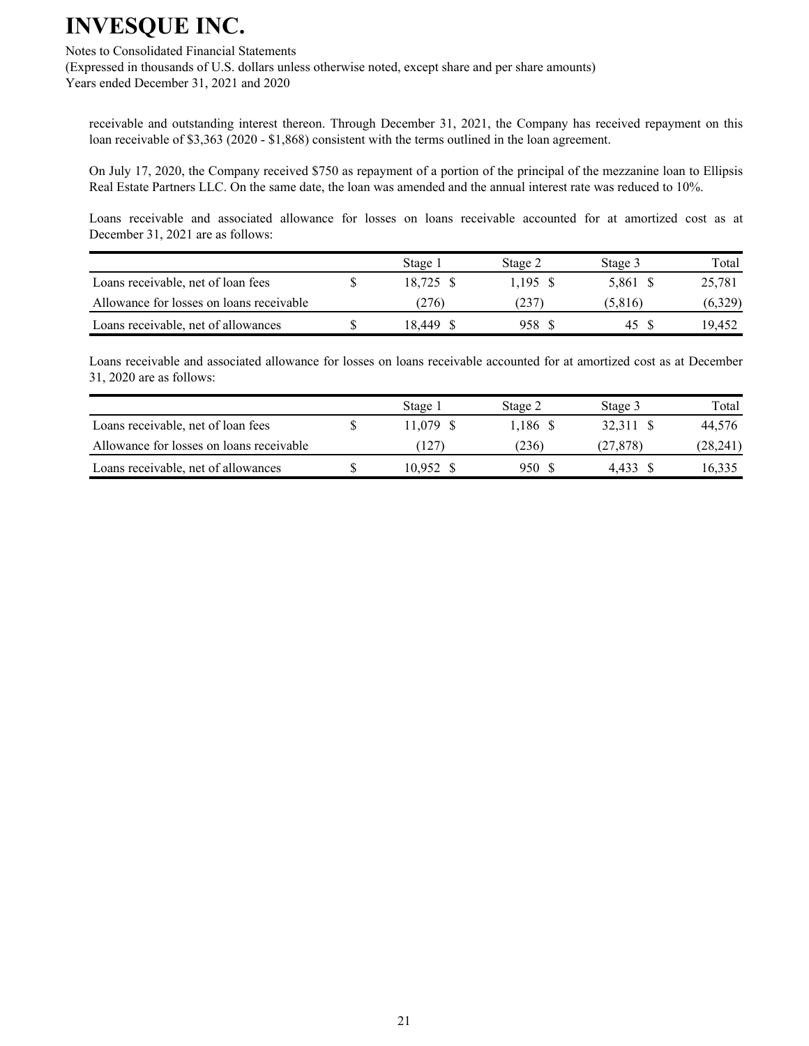receivable and outstanding interest thereon. Through December 31, 2021, the Company has received repayment on this loan receivable of $3,363 (2020 - $1,868) consistent with the terms outlined in the loan agreement.

On July 17, 2020, the Company received $750 as repayment of a portion of the principal of the mezzanine loan to Ellipsis Real Estate Partners LLC. On the same date, the loan was amended and the annual interest rate was reduced to 10%.

Loans receivable and associated allowance for losses on loans receivable accounted for at amortized cost as at December 31, 2021 are as follows:

| | Stage 1 | Stage 2 | Stage 3 | Total |
|---|---|---|---|---|
| Loans receivable, net of loan fees | $ 18,725 | $ 1,195 | $ 5,861 | $ 25,781 |
| Allowance for losses on loans receivable | (276) | (237) | (5,816) | (6,329) |
| Loans receivable, net of allowances | $ 18,449 | $ 958 | $ 45 | $ 19,452 |

Loans receivable and associated allowance for losses on loans receivable accounted for at amortized cost as at December 31, 2020 are as follows:

| | Stage 1 | Stage 2 | Stage 3 | Total |
|---|---|---|---|---|
| Loans receivable, net of loan fees | $ 11,079 | $ 1,186 | $ 32,311 | $ 44,576 |
| Allowance for losses on loans receivable | (127) | (236) | (27,878) | (28,241) |
| Loans receivable, net of allowances | $ 10,952 | $ 950 | $ 4,433 | $ 16,335 |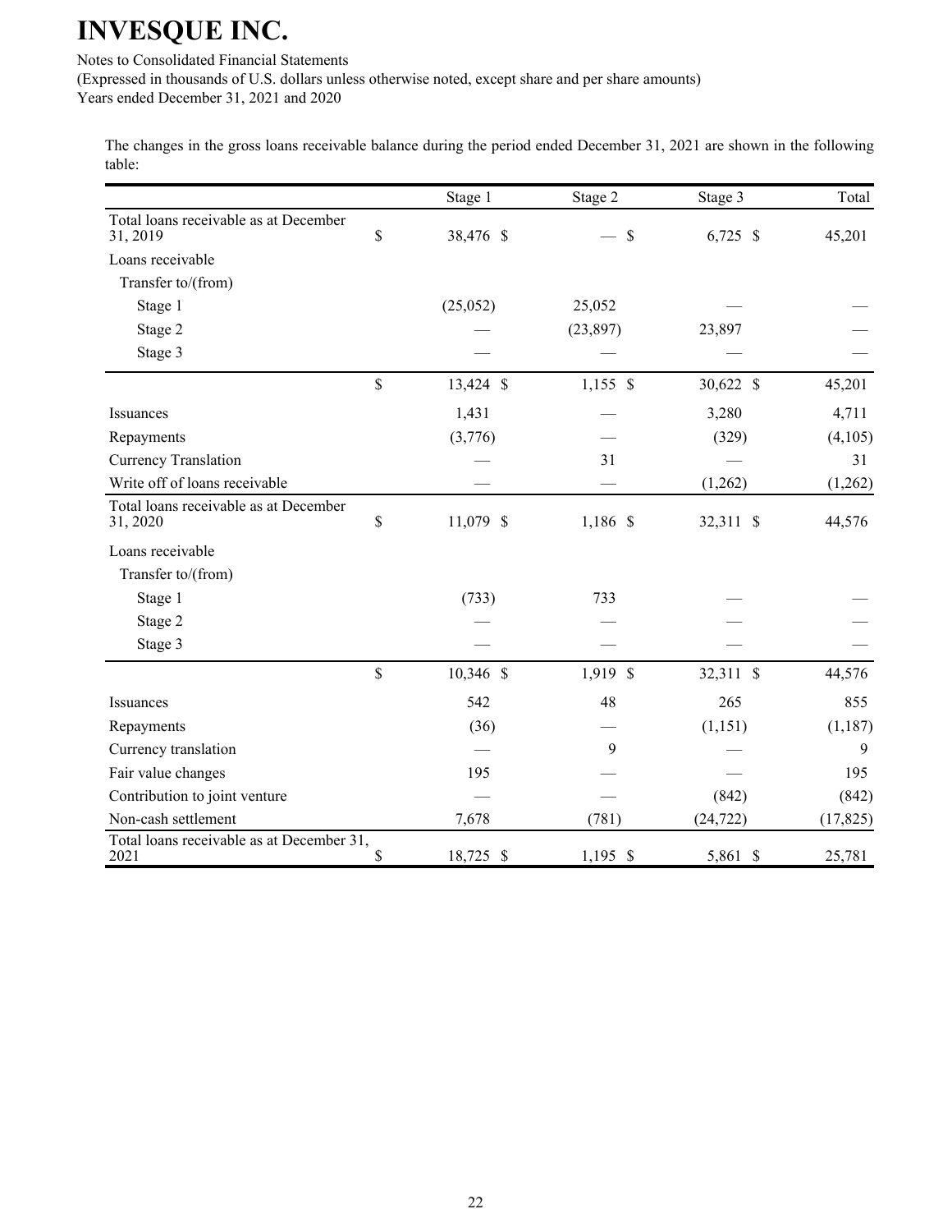The changes in the gross loans receivable balance during the period ended December 31, 2021 are shown in the following table:

| | Stage 1 | Stage 2 | Stage 3 | Total |
|---|---|---|---|---|
| Total loans receivable as at December 31, 2019 | $ 38,476 | $ — | $ 6,725 | $ 45,201 |
| Loans receivable | | | | |
| Transfer to/(from) | | | | |
| Stage 1 | (25,052) | 25,052 | — | — |
| Stage 2 | — | (23,897) | 23,897 | — |
| Stage 3 | — | — | — | — |
| | $ 13,424 | $ 1,155 | $ 30,622 | $ 45,201 |
| Issuances | 1,431 | — | 3,280 | 4,711 |
| Repayments | (3,776) | — | (329) | (4,105) |
| Currency Translation | — | 31 | — | 31 |
| Write off of loans receivable | — | — | (1,262) | (1,262) |
| Total loans receivable as at December 31, 2020 | $ 11,079 | $ 1,186 | $ 32,311 | $ 44,576 |
| Loans receivable | | | | |
| Transfer to/(from) | | | | |
| Stage 1 | (733) | 733 | — | — |
| Stage 2 | — | — | — | — |
| Stage 3 | — | — | — | — |
| | $ 10,346 | $ 1,919 | $ 32,311 | $ 44,576 |
| Issuances | 542 | 48 | 265 | 855 |
| Repayments | (36) | — | (1,151) | (1,187) |
| Currency translation | — | 9 | — | 9 |
| Fair value changes | 195 | — | — | 195 |
| Contribution to joint venture | — | — | (842) | (842) |
| Non-cash settlement | 7,678 | (781) | (24,722) | (17,825) |
| Total loans receivable as at December 31, 2021 | $ 18,725 | $ 1,195 | $ 5,861 | $ 25,781 |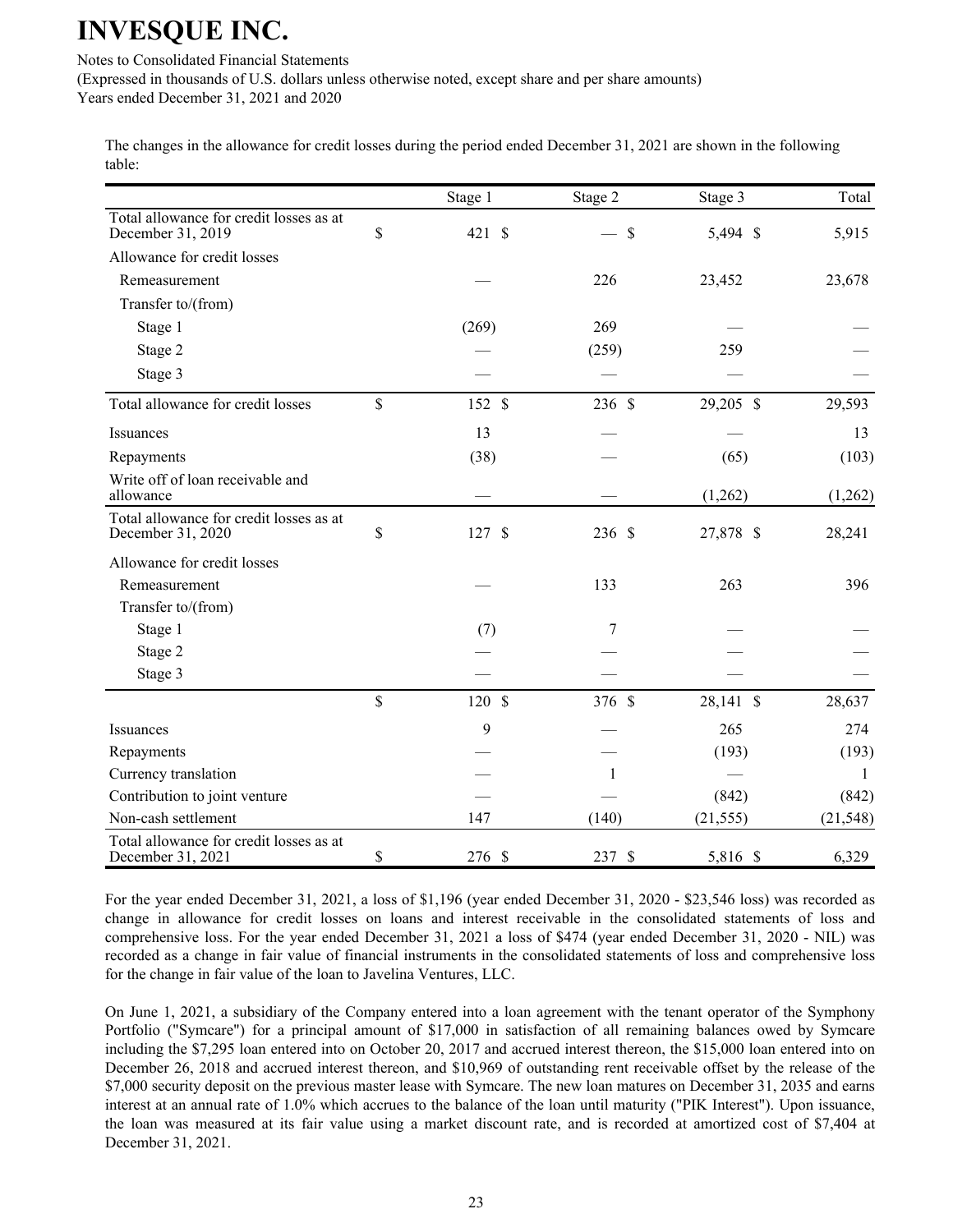# INVESQUE INC.

Notes to Consolidated Financial Statements
(Expressed in thousands of U.S. dollars unless otherwise noted, except share and per share amounts)
Years ended December 31, 2021 and 2020

The changes in the allowance for credit losses during the period ended December 31, 2021 are shown in the following table:

| | Stage 1 | Stage 2 | Stage 3 | Total |
|---|---|---|---|---|
| Total allowance for credit losses as at December 31, 2019 | $ 421 | $ — | $ 5,494 | $ 5,915 |
| Allowance for credit losses | | | | |
| Remeasurement | — | 226 | 23,452 | 23,678 |
| Transfer to/(from) | | | | |
| Stage 1 | (269) | 269 | — | — |
| Stage 2 | — | (259) | 259 | — |
| Stage 3 | — | — | — | — |
| Total allowance for credit losses | $ 152 | $ 236 | $ 29,205 | $ 29,593 |
| Issuances | 13 | — | — | 13 |
| Repayments | (38) | — | (65) | (103) |
| Write off of loan receivable and allowance | — | — | (1,262) | (1,262) |
| Total allowance for credit losses as at December 31, 2020 | $ 127 | $ 236 | $ 27,878 | $ 28,241 |
| Allowance for credit losses | | | | |
| Remeasurement | — | 133 | 263 | 396 |
| Transfer to/(from) | | | | |
| Stage 1 | (7) | 7 | — | — |
| Stage 2 | — | — | — | — |
| Stage 3 | — | — | — | — |
| | $ 120 | $ 376 | $ 28,141 | $ 28,637 |
| Issuances | 9 | — | 265 | 274 |
| Repayments | — | — | (193) | (193) |
| Currency translation | — | 1 | — | 1 |
| Contribution to joint venture | — | — | (842) | (842) |
| Non-cash settlement | 147 | (140) | (21,555) | (21,548) |
| Total allowance for credit losses as at December 31, 2021 | $ 276 | $ 237 | $ 5,816 | $ 6,329 |

For the year ended December 31, 2021, a loss of $1,196 (year ended December 31, 2020 - $23,546 loss) was recorded as change in allowance for credit losses on loans and interest receivable in the consolidated statements of loss and comprehensive loss. For the year ended December 31, 2021 a loss of $474 (year ended December 31, 2020 - NIL) was recorded as a change in fair value of financial instruments in the consolidated statements of loss and comprehensive loss for the change in fair value of the loan to Javelina Ventures, LLC.

On June 1, 2021, a subsidiary of the Company entered into a loan agreement with the tenant operator of the Symphony Portfolio ("Symcare") for a principal amount of $17,000 in satisfaction of all remaining balances owed by Symcare including the $7,295 loan entered into on October 20, 2017 and accrued interest thereon, the $15,000 loan entered into on December 26, 2018 and accrued interest thereon, and $10,969 of outstanding rent receivable offset by the release of the $7,000 security deposit on the previous master lease with Symcare. The new loan matures on December 31, 2035 and earns interest at an annual rate of 1.0% which accrues to the balance of the loan until maturity ("PIK Interest"). Upon issuance, the loan was measured at its fair value using a market discount rate, and is recorded at amortized cost of $7,404 at December 31, 2021.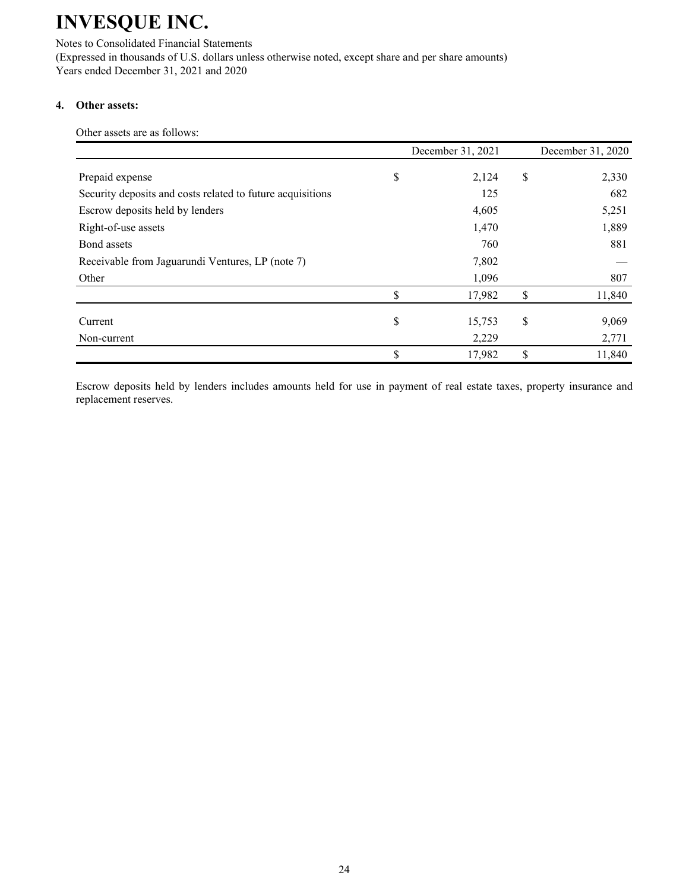# INVESQUE INC.

Notes to Consolidated Financial Statements
(Expressed in thousands of U.S. dollars unless otherwise noted, except share and per share amounts)
Years ended December 31, 2021 and 2020

## 4. Other assets:

Other assets are as follows:

| | December 31, 2021 | December 31, 2020 |
|---|---|---|
| Prepaid expense | $ 2,124 | $ 2,330 |
| Security deposits and costs related to future acquisitions | 125 | 682 |
| Escrow deposits held by lenders | 4,605 | 5,251 |
| Right-of-use assets | 1,470 | 1,889 |
| Bond assets | 760 | 881 |
| Receivable from Jaguarundi Ventures, LP (note 7) | 7,802 | — |
| Other | 1,096 | 807 |
| | $ 17,982 | $ 11,840 |
| Current | $ 15,753 | $ 9,069 |
| Non-current | 2,229 | 2,771 |
| | $ 17,982 | $ 11,840 |

Escrow deposits held by lenders includes amounts held for use in payment of real estate taxes, property insurance and replacement reserves.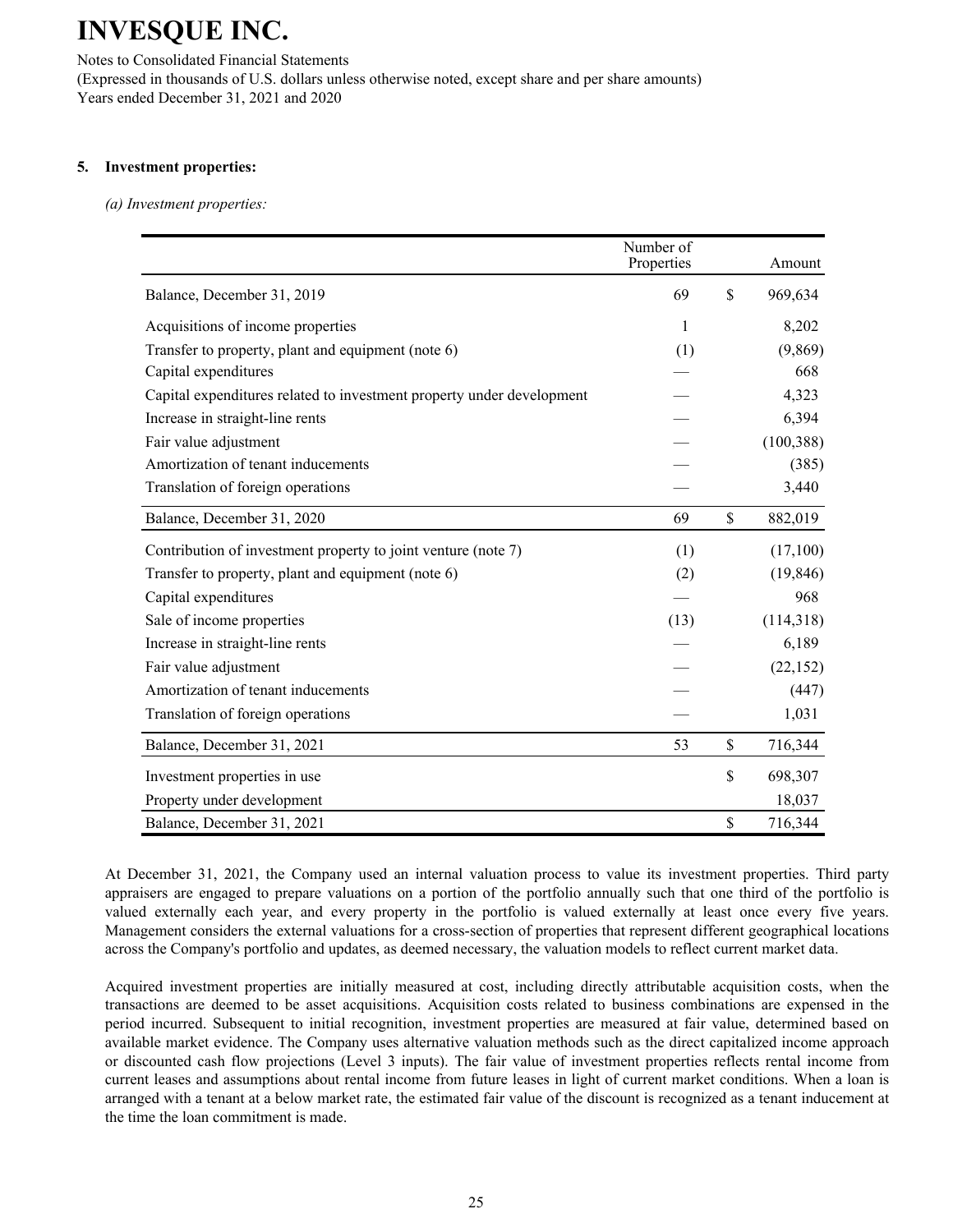# INVESQUE INC.

Notes to Consolidated Financial Statements
(Expressed in thousands of U.S. dollars unless otherwise noted, except share and per share amounts)
Years ended December 31, 2021 and 2020

**5. Investment properties:**

*(a) Investment properties:*

| | Number of Properties | | Amount |
|---|---|---|---|
| Balance, December 31, 2019 | 69 | $ | 969,634 |
| Acquisitions of income properties | 1 | | 8,202 |
| Transfer to property, plant and equipment (note 6) | (1) | | (9,869) |
| Capital expenditures | — | | 668 |
| Capital expenditures related to investment property under development | — | | 4,323 |
| Increase in straight-line rents | — | | 6,394 |
| Fair value adjustment | — | | (100,388) |
| Amortization of tenant inducements | — | | (385) |
| Translation of foreign operations | — | | 3,440 |
| Balance, December 31, 2020 | 69 | $ | 882,019 |
| Contribution of investment property to joint venture (note 7) | (1) | | (17,100) |
| Transfer to property, plant and equipment (note 6) | (2) | | (19,846) |
| Capital expenditures | — | | 968 |
| Sale of income properties | (13) | | (114,318) |
| Increase in straight-line rents | — | | 6,189 |
| Fair value adjustment | — | | (22,152) |
| Amortization of tenant inducements | — | | (447) |
| Translation of foreign operations | — | | 1,031 |
| Balance, December 31, 2021 | 53 | $ | 716,344 |
| Investment properties in use | | $ | 698,307 |
| Property under development | | | 18,037 |
| Balance, December 31, 2021 | | $ | 716,344 |

At December 31, 2021, the Company used an internal valuation process to value its investment properties. Third party appraisers are engaged to prepare valuations on a portion of the portfolio annually such that one third of the portfolio is valued externally each year, and every property in the portfolio is valued externally at least once every five years. Management considers the external valuations for a cross-section of properties that represent different geographical locations across the Company's portfolio and updates, as deemed necessary, the valuation models to reflect current market data.

Acquired investment properties are initially measured at cost, including directly attributable acquisition costs, when the transactions are deemed to be asset acquisitions. Acquisition costs related to business combinations are expensed in the period incurred. Subsequent to initial recognition, investment properties are measured at fair value, determined based on available market evidence. The Company uses alternative valuation methods such as the direct capitalized income approach or discounted cash flow projections (Level 3 inputs). The fair value of investment properties reflects rental income from current leases and assumptions about rental income from future leases in light of current market conditions. When a loan is arranged with a tenant at a below market rate, the estimated fair value of the discount is recognized as a tenant inducement at the time the loan commitment is made.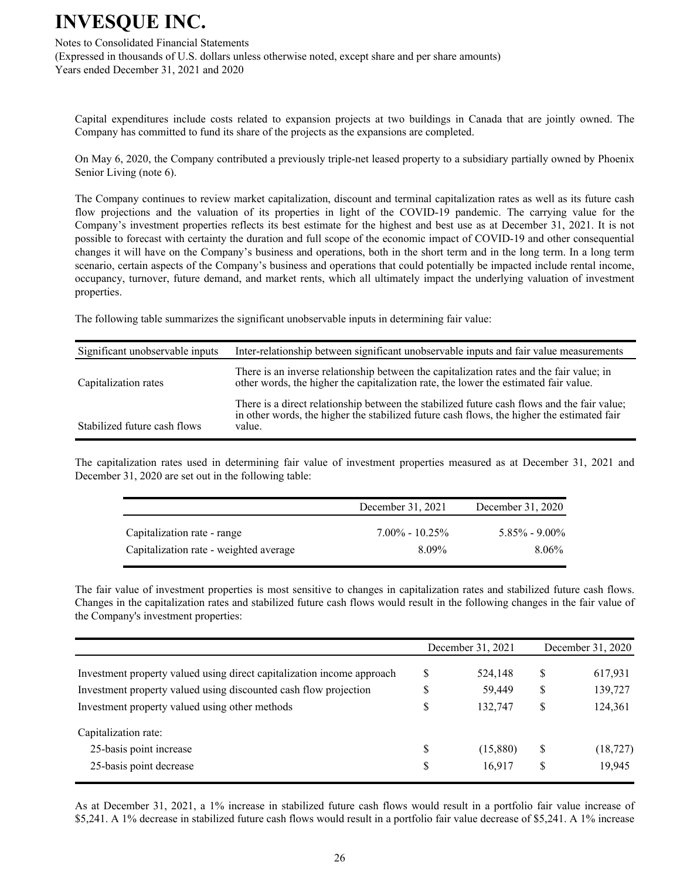Capital expenditures include costs related to expansion projects at two buildings in Canada that are jointly owned. The Company has committed to fund its share of the projects as the expansions are completed.

On May 6, 2020, the Company contributed a previously triple-net leased property to a subsidiary partially owned by Phoenix Senior Living (note 6).

The Company continues to review market capitalization, discount and terminal capitalization rates as well as its future cash flow projections and the valuation of its properties in light of the COVID-19 pandemic. The carrying value for the Company's investment properties reflects its best estimate for the highest and best use as at December 31, 2021. It is not possible to forecast with certainty the duration and full scope of the economic impact of COVID-19 and other consequential changes it will have on the Company's business and operations, both in the short term and in the long term. In a long term scenario, certain aspects of the Company's business and operations that could potentially be impacted include rental income, occupancy, turnover, future demand, and market rents, which all ultimately impact the underlying valuation of investment properties.

The following table summarizes the significant unobservable inputs in determining fair value:

| Significant unobservable inputs | Inter-relationship between significant unobservable inputs and fair value measurements |
|---|---|
| Capitalization rates | There is an inverse relationship between the capitalization rates and the fair value; in other words, the higher the capitalization rate, the lower the estimated fair value. |
| Stabilized future cash flows | There is a direct relationship between the stabilized future cash flows and the fair value; in other words, the higher the stabilized future cash flows, the higher the estimated fair value. |

The capitalization rates used in determining fair value of investment properties measured as at December 31, 2021 and December 31, 2020 are set out in the following table:

| | December 31, 2021 | December 31, 2020 |
|---|---|---|
| Capitalization rate - range | 7.00% - 10.25% | 5.85% - 9.00% |
| Capitalization rate - weighted average | 8.09% | 8.06% |

The fair value of investment properties is most sensitive to changes in capitalization rates and stabilized future cash flows. Changes in the capitalization rates and stabilized future cash flows would result in the following changes in the fair value of the Company's investment properties:

| | December 31, 2021 | December 31, 2020 |
|---|---|---|
| Investment property valued using direct capitalization income approach | $ 524,148 | $ 617,931 |
| Investment property valued using discounted cash flow projection | $ 59,449 | $ 139,727 |
| Investment property valued using other methods | $ 132,747 | $ 124,361 |
| Capitalization rate: | | |
| 25-basis point increase | $ (15,880) | $ (18,727) |
| 25-basis point decrease | $ 16,917 | $ 19,945 |

As at December 31, 2021, a 1% increase in stabilized future cash flows would result in a portfolio fair value increase of $5,241. A 1% decrease in stabilized future cash flows would result in a portfolio fair value decrease of $5,241. A 1% increase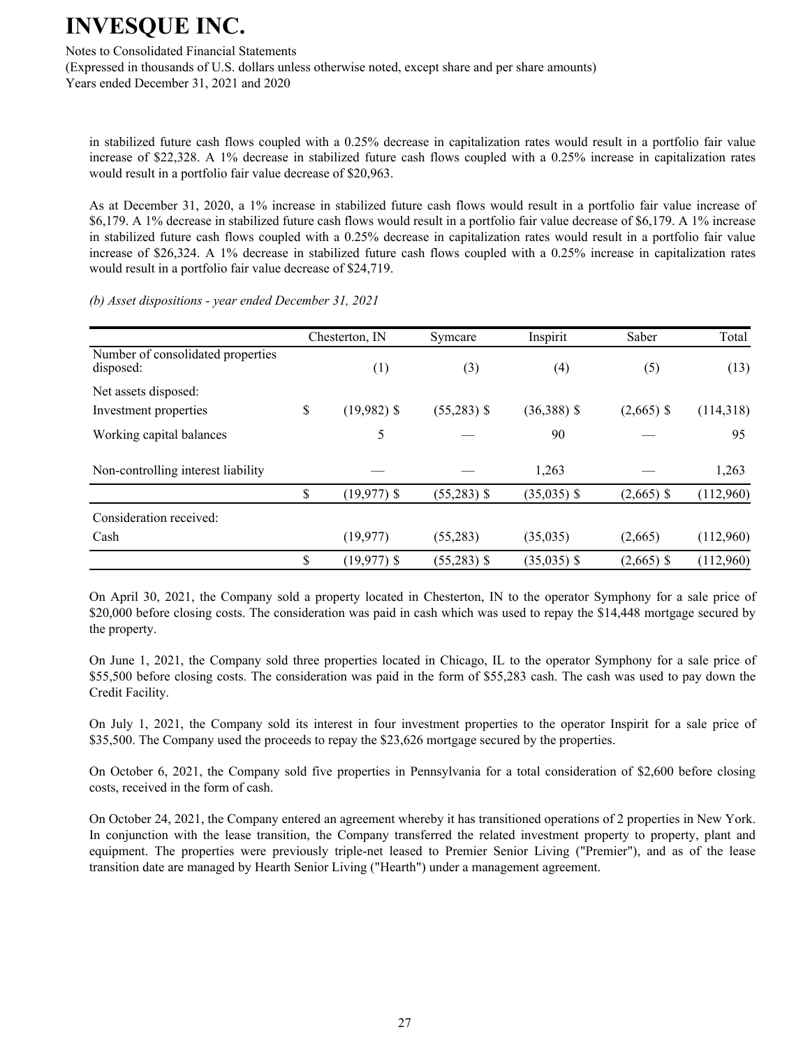in stabilized future cash flows coupled with a 0.25% decrease in capitalization rates would result in a portfolio fair value increase of $22,328. A 1% decrease in stabilized future cash flows coupled with a 0.25% increase in capitalization rates would result in a portfolio fair value decrease of $20,963.

As at December 31, 2020, a 1% increase in stabilized future cash flows would result in a portfolio fair value increase of $6,179. A 1% decrease in stabilized future cash flows would result in a portfolio fair value decrease of $6,179. A 1% increase in stabilized future cash flows coupled with a 0.25% decrease in capitalization rates would result in a portfolio fair value increase of $26,324. A 1% decrease in stabilized future cash flows coupled with a 0.25% increase in capitalization rates would result in a portfolio fair value decrease of $24,719.

*(b) Asset dispositions - year ended December 31, 2021*

| | Chesterton, IN | Symcare | Inspirit | Saber | Total |
|---|---|---|---|---|---|
| Number of consolidated properties disposed: | (1) | (3) | (4) | (5) | (13) |
| Net assets disposed: | | | | | |
| Investment properties | $ (19,982) | $ (55,283) | $ (36,388) | $ (2,665) | $ (114,318) |
| Working capital balances | 5 | — | 90 | — | 95 |
| Non-controlling interest liability | — | — | 1,263 | — | 1,263 |
| | $ (19,977) | $ (55,283) | $ (35,035) | $ (2,665) | $ (112,960) |
| Consideration received: | | | | | |
| Cash | (19,977) | (55,283) | (35,035) | (2,665) | (112,960) |
| | $ (19,977) | $ (55,283) | $ (35,035) | $ (2,665) | $ (112,960) |

On April 30, 2021, the Company sold a property located in Chesterton, IN to the operator Symphony for a sale price of $20,000 before closing costs. The consideration was paid in cash which was used to repay the $14,448 mortgage secured by the property.

On June 1, 2021, the Company sold three properties located in Chicago, IL to the operator Symphony for a sale price of $55,500 before closing costs. The consideration was paid in the form of $55,283 cash. The cash was used to pay down the Credit Facility.

On July 1, 2021, the Company sold its interest in four investment properties to the operator Inspirit for a sale price of $35,500. The Company used the proceeds to repay the $23,626 mortgage secured by the properties.

On October 6, 2021, the Company sold five properties in Pennsylvania for a total consideration of $2,600 before closing costs, received in the form of cash.

On October 24, 2021, the Company entered an agreement whereby it has transitioned operations of 2 properties in New York. In conjunction with the lease transition, the Company transferred the related investment property to property, plant and equipment. The properties were previously triple-net leased to Premier Senior Living ("Premier"), and as of the lease transition date are managed by Hearth Senior Living ("Hearth") under a management agreement.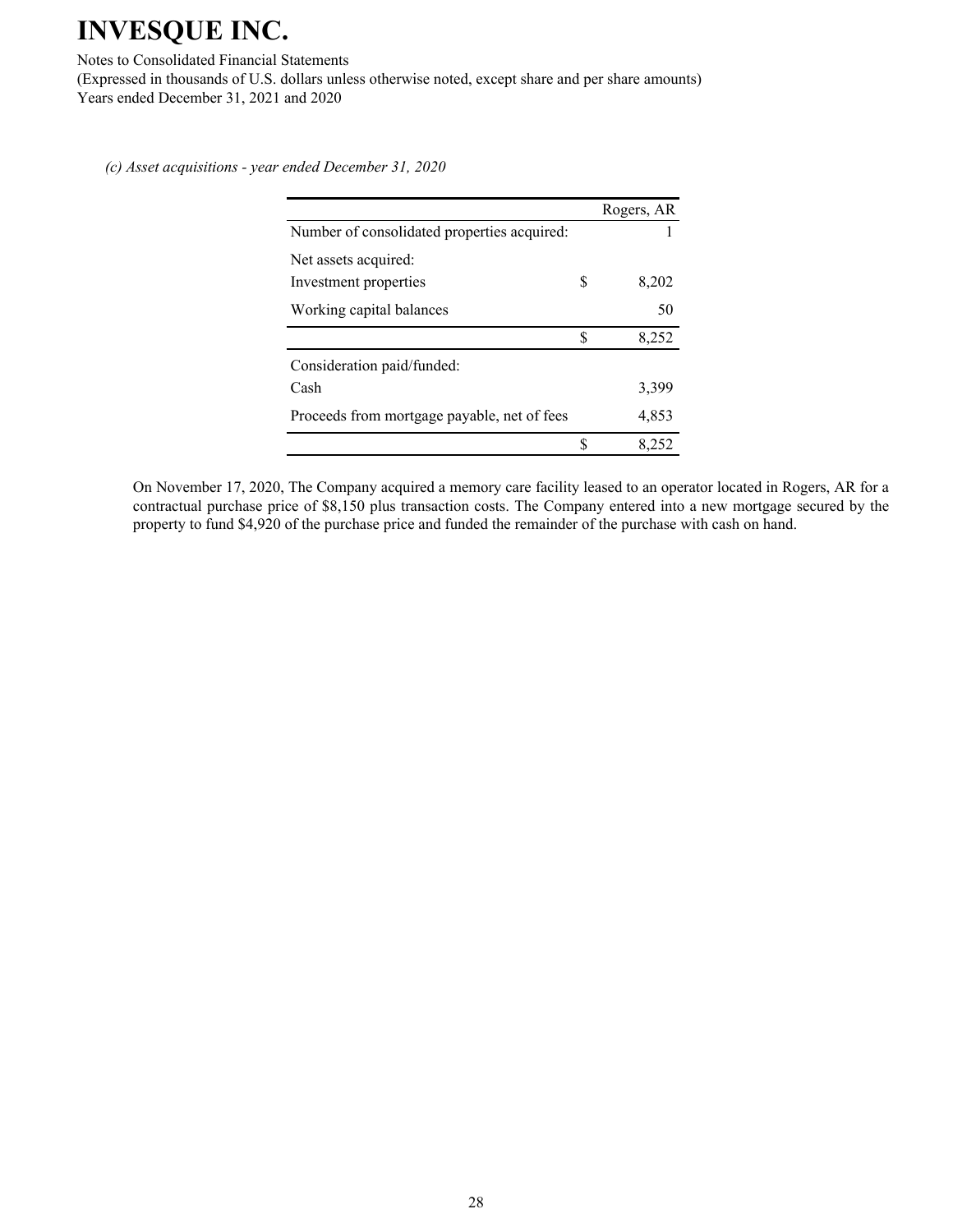*(c) Asset acquisitions - year ended December 31, 2020*

| | | Rogers, AR |
|---|---|---|
| Number of consolidated properties acquired: | | 1 |
| Net assets acquired: | | |
| Investment properties | $ | 8,202 |
| Working capital balances | | 50 |
| | $ | 8,252 |
| Consideration paid/funded: | | |
| Cash | | 3,399 |
| Proceeds from mortgage payable, net of fees | | 4,853 |
| | $ | 8,252 |

On November 17, 2020, The Company acquired a memory care facility leased to an operator located in Rogers, AR for a contractual purchase price of $8,150 plus transaction costs. The Company entered into a new mortgage secured by the property to fund $4,920 of the purchase price and funded the remainder of the purchase with cash on hand.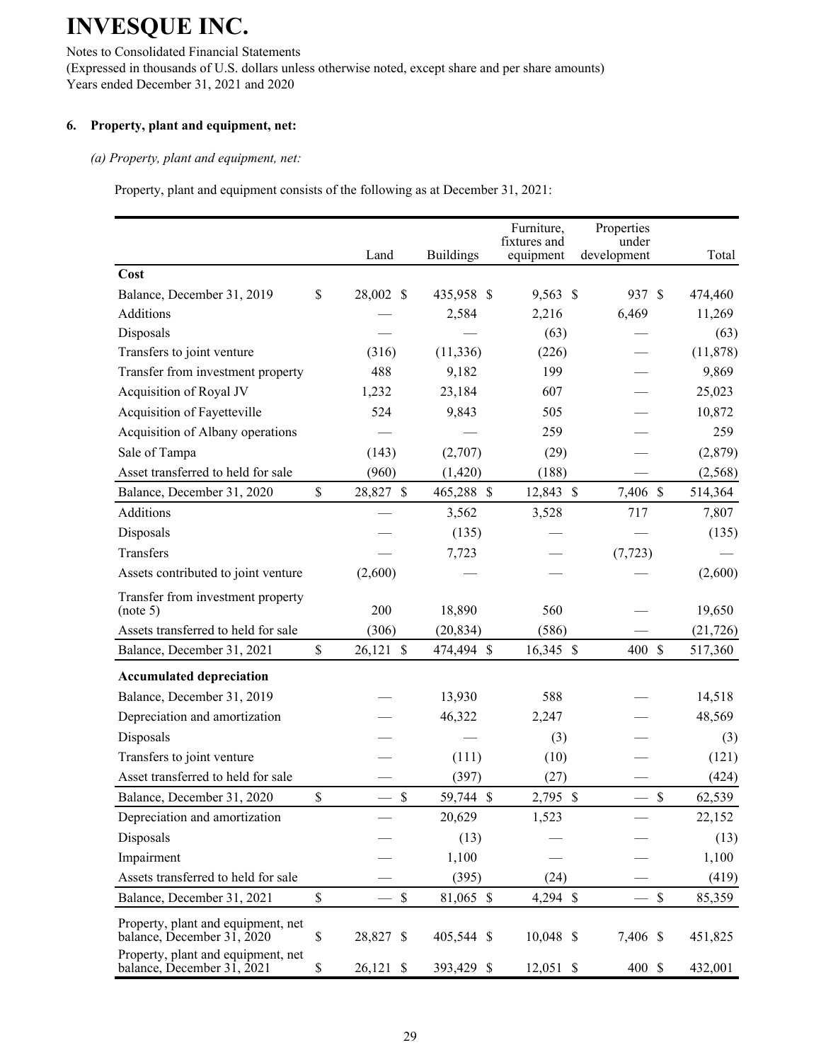# INVESQUE INC.

Notes to Consolidated Financial Statements
(Expressed in thousands of U.S. dollars unless otherwise noted, except share and per share amounts)
Years ended December 31, 2021 and 2020

## 6. Property, plant and equipment, net:

*(a) Property, plant and equipment, net:*

Property, plant and equipment consists of the following as at December 31, 2021:

| | Land | Buildings | Furniture, fixtures and equipment | Properties under development | Total |
|---|---|---|---|---|---|
| **Cost** | | | | | |
| Balance, December 31, 2019 | $ 28,002 | $ 435,958 | $ 9,563 | $ 937 | $ 474,460 |
| Additions | — | 2,584 | 2,216 | 6,469 | 11,269 |
| Disposals | — | — | (63) | — | (63) |
| Transfers to joint venture | (316) | (11,336) | (226) | — | (11,878) |
| Transfer from investment property | 488 | 9,182 | 199 | — | 9,869 |
| Acquisition of Royal JV | 1,232 | 23,184 | 607 | — | 25,023 |
| Acquisition of Fayetteville | 524 | 9,843 | 505 | — | 10,872 |
| Acquisition of Albany operations | — | — | 259 | — | 259 |
| Sale of Tampa | (143) | (2,707) | (29) | — | (2,879) |
| Asset transferred to held for sale | (960) | (1,420) | (188) | — | (2,568) |
| Balance, December 31, 2020 | $ 28,827 | $ 465,288 | $ 12,843 | $ 7,406 | $ 514,364 |
| Additions | — | 3,562 | 3,528 | 717 | 7,807 |
| Disposals | — | (135) | — | — | (135) |
| Transfers | — | 7,723 | — | (7,723) | — |
| Assets contributed to joint venture | (2,600) | — | — | — | (2,600) |
| Transfer from investment property (note 5) | 200 | 18,890 | 560 | — | 19,650 |
| Assets transferred to held for sale | (306) | (20,834) | (586) | — | (21,726) |
| Balance, December 31, 2021 | $ 26,121 | $ 474,494 | $ 16,345 | $ 400 | $ 517,360 |
| **Accumulated depreciation** | | | | | |
| Balance, December 31, 2019 | — | 13,930 | 588 | — | 14,518 |
| Depreciation and amortization | — | 46,322 | 2,247 | — | 48,569 |
| Disposals | — | — | (3) | — | (3) |
| Transfers to joint venture | — | (111) | (10) | — | (121) |
| Asset transferred to held for sale | — | (397) | (27) | — | (424) |
| Balance, December 31, 2020 | $ — | $ 59,744 | $ 2,795 | $ — | $ 62,539 |
| Depreciation and amortization | — | 20,629 | 1,523 | — | 22,152 |
| Disposals | — | (13) | — | — | (13) |
| Impairment | — | 1,100 | — | — | 1,100 |
| Assets transferred to held for sale | — | (395) | (24) | — | (419) |
| Balance, December 31, 2021 | $ — | $ 81,065 | $ 4,294 | $ — | $ 85,359 |
| Property, plant and equipment, net balance, December 31, 2020 | $ 28,827 | $ 405,544 | $ 10,048 | $ 7,406 | $ 451,825 |
| Property, plant and equipment, net balance, December 31, 2021 | $ 26,121 | $ 393,429 | $ 12,051 | $ 400 | $ 432,001 |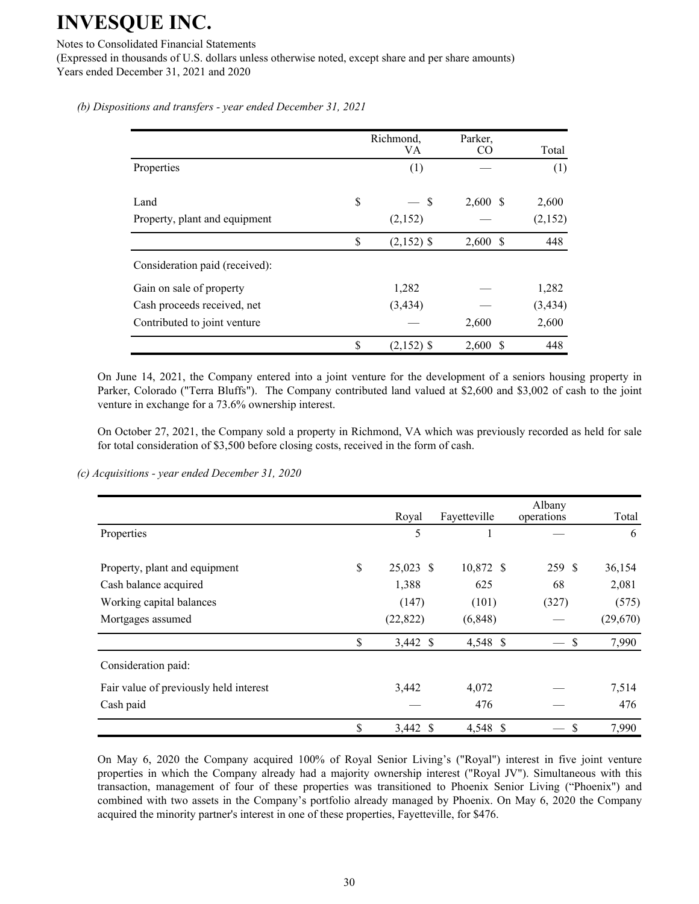# INVESQUE INC.

Notes to Consolidated Financial Statements
(Expressed in thousands of U.S. dollars unless otherwise noted, except share and per share amounts)
Years ended December 31, 2021 and 2020

*(b) Dispositions and transfers - year ended December 31, 2021*

| | Richmond, VA | Parker, CO | Total |
|---|---|---|---|
| Properties | (1) | — | (1) |
| | | | |
| Land | $ — | $ 2,600 | $ 2,600 |
| Property, plant and equipment | (2,152) | — | (2,152) |
| | $ (2,152) | $ 2,600 | $ 448 |
| Consideration paid (received): | | | |
| Gain on sale of property | 1,282 | — | 1,282 |
| Cash proceeds received, net | (3,434) | — | (3,434) |
| Contributed to joint venture | — | 2,600 | 2,600 |
| | $ (2,152) | $ 2,600 | $ 448 |

On June 14, 2021, the Company entered into a joint venture for the development of a seniors housing property in Parker, Colorado ("Terra Bluffs"). The Company contributed land valued at $2,600 and $3,002 of cash to the joint venture in exchange for a 73.6% ownership interest.

On October 27, 2021, the Company sold a property in Richmond, VA which was previously recorded as held for sale for total consideration of $3,500 before closing costs, received in the form of cash.

*(c) Acquisitions - year ended December 31, 2020*

| | Royal | Fayetteville | Albany operations | Total |
|---|---|---|---|---|
| Properties | 5 | 1 | — | 6 |
| | | | | |
| Property, plant and equipment | $ 25,023 | $ 10,872 | $ 259 | $ 36,154 |
| Cash balance acquired | 1,388 | 625 | 68 | 2,081 |
| Working capital balances | (147) | (101) | (327) | (575) |
| Mortgages assumed | (22,822) | (6,848) | — | (29,670) |
| | $ 3,442 | $ 4,548 | $ — | $ 7,990 |
| Consideration paid: | | | | |
| Fair value of previously held interest | 3,442 | 4,072 | — | 7,514 |
| Cash paid | — | 476 | — | 476 |
| | $ 3,442 | $ 4,548 | $ — | $ 7,990 |

On May 6, 2020 the Company acquired 100% of Royal Senior Living's ("Royal") interest in five joint venture properties in which the Company already had a majority ownership interest ("Royal JV"). Simultaneous with this transaction, management of four of these properties was transitioned to Phoenix Senior Living ("Phoenix") and combined with two assets in the Company's portfolio already managed by Phoenix. On May 6, 2020 the Company acquired the minority partner's interest in one of these properties, Fayetteville, for $476.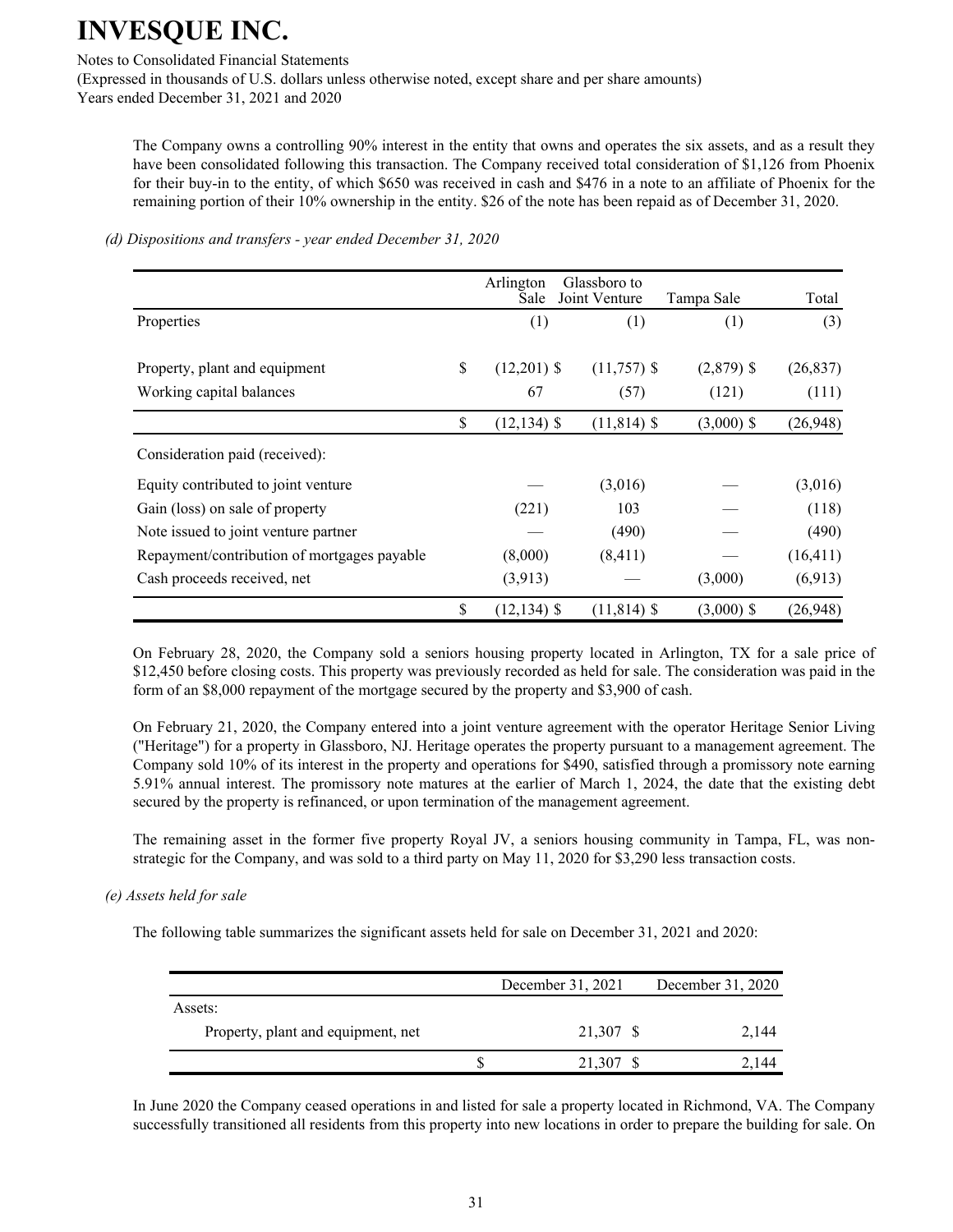The Company owns a controlling 90% interest in the entity that owns and operates the six assets, and as a result they have been consolidated following this transaction. The Company received total consideration of $1,126 from Phoenix for their buy-in to the entity, of which $650 was received in cash and $476 in a note to an affiliate of Phoenix for the remaining portion of their 10% ownership in the entity. $26 of the note has been repaid as of December 31, 2020.

*(d) Dispositions and transfers - year ended December 31, 2020*

| | Arlington Sale | Glassboro to Joint Venture | Tampa Sale | Total |
|---|---|---|---|---|
| Properties | (1) | (1) | (1) | (3) |
| Property, plant and equipment | $ (12,201) | $ (11,757) | $ (2,879) | $ (26,837) |
| Working capital balances | 67 | (57) | (121) | (111) |
| | $ (12,134) | $ (11,814) | $ (3,000) | $ (26,948) |
| Consideration paid (received): | | | | |
| Equity contributed to joint venture | — | (3,016) | — | (3,016) |
| Gain (loss) on sale of property | (221) | 103 | — | (118) |
| Note issued to joint venture partner | — | (490) | — | (490) |
| Repayment/contribution of mortgages payable | (8,000) | (8,411) | — | (16,411) |
| Cash proceeds received, net | (3,913) | — | (3,000) | (6,913) |
| | $ (12,134) | $ (11,814) | $ (3,000) | $ (26,948) |

On February 28, 2020, the Company sold a seniors housing property located in Arlington, TX for a sale price of $12,450 before closing costs. This property was previously recorded as held for sale. The consideration was paid in the form of an $8,000 repayment of the mortgage secured by the property and $3,900 of cash.

On February 21, 2020, the Company entered into a joint venture agreement with the operator Heritage Senior Living ("Heritage") for a property in Glassboro, NJ. Heritage operates the property pursuant to a management agreement. The Company sold 10% of its interest in the property and operations for $490, satisfied through a promissory note earning 5.91% annual interest. The promissory note matures at the earlier of March 1, 2024, the date that the existing debt secured by the property is refinanced, or upon termination of the management agreement.

The remaining asset in the former five property Royal JV, a seniors housing community in Tampa, FL, was non-strategic for the Company, and was sold to a third party on May 11, 2020 for $3,290 less transaction costs.

*(e) Assets held for sale*

The following table summarizes the significant assets held for sale on December 31, 2021 and 2020:

| | December 31, 2021 | December 31, 2020 |
|---|---|---|
| Assets: | | |
| Property, plant and equipment, net | 21,307 | $ 2,144 |
| | $ 21,307 | $ 2,144 |

In June 2020 the Company ceased operations in and listed for sale a property located in Richmond, VA. The Company successfully transitioned all residents from this property into new locations in order to prepare the building for sale. On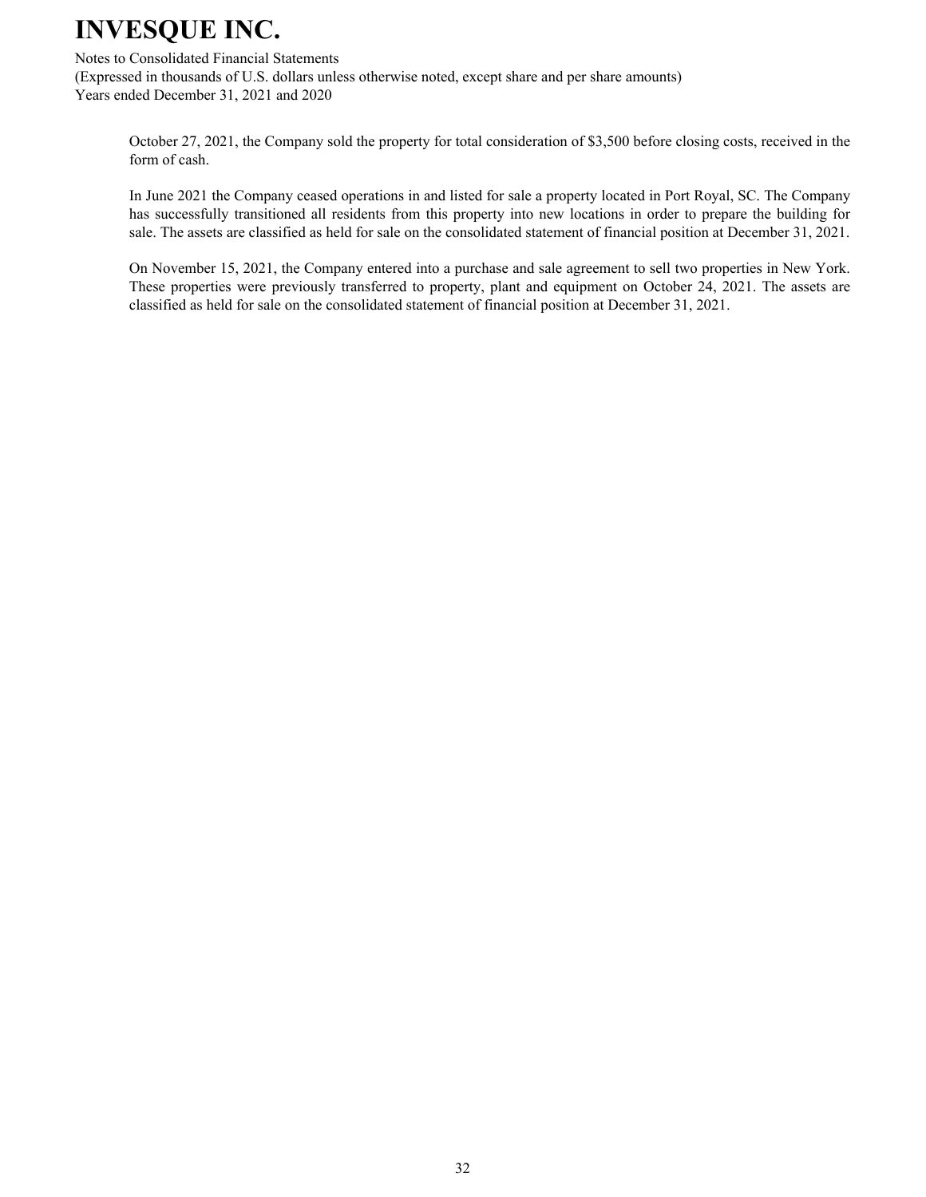October 27, 2021, the Company sold the property for total consideration of $3,500 before closing costs, received in the form of cash.

In June 2021 the Company ceased operations in and listed for sale a property located in Port Royal, SC. The Company has successfully transitioned all residents from this property into new locations in order to prepare the building for sale. The assets are classified as held for sale on the consolidated statement of financial position at December 31, 2021.

On November 15, 2021, the Company entered into a purchase and sale agreement to sell two properties in New York. These properties were previously transferred to property, plant and equipment on October 24, 2021. The assets are classified as held for sale on the consolidated statement of financial position at December 31, 2021.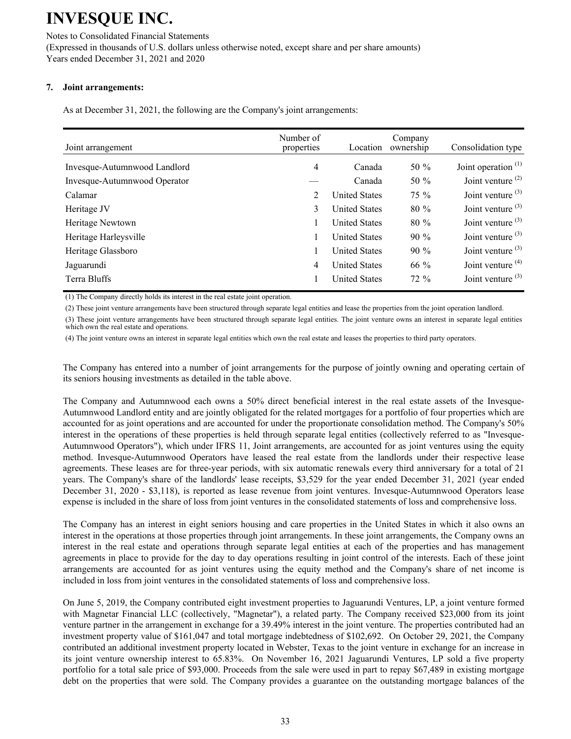# INVESQUE INC.

Notes to Consolidated Financial Statements
(Expressed in thousands of U.S. dollars unless otherwise noted, except share and per share amounts)
Years ended December 31, 2021 and 2020

**7. Joint arrangements:**

As at December 31, 2021, the following are the Company's joint arrangements:

| Joint arrangement | Number of properties | Location | Company ownership | Consolidation type |
|---|---|---|---|---|
| Invesque-Autumnwood Landlord | 4 | Canada | 50 % | Joint operation (1) |
| Invesque-Autumnwood Operator | — | Canada | 50 % | Joint venture (2) |
| Calamar | 2 | United States | 75 % | Joint venture (3) |
| Heritage JV | 3 | United States | 80 % | Joint venture (3) |
| Heritage Newtown | 1 | United States | 80 % | Joint venture (3) |
| Heritage Harleysville | 1 | United States | 90 % | Joint venture (3) |
| Heritage Glassboro | 1 | United States | 90 % | Joint venture (3) |
| Jaguarundi | 4 | United States | 66 % | Joint venture (4) |
| Terra Bluffs | 1 | United States | 72 % | Joint venture (3) |

(1) The Company directly holds its interest in the real estate joint operation.

(2) These joint venture arrangements have been structured through separate legal entities and lease the properties from the joint operation landlord.

(3) These joint venture arrangements have been structured through separate legal entities. The joint venture owns an interest in separate legal entities which own the real estate and operations.

(4) The joint venture owns an interest in separate legal entities which own the real estate and leases the properties to third party operators.

The Company has entered into a number of joint arrangements for the purpose of jointly owning and operating certain of its seniors housing investments as detailed in the table above.

The Company and Autumnwood each owns a 50% direct beneficial interest in the real estate assets of the Invesque-Autumnwood Landlord entity and are jointly obligated for the related mortgages for a portfolio of four properties which are accounted for as joint operations and are accounted for under the proportionate consolidation method. The Company's 50% interest in the operations of these properties is held through separate legal entities (collectively referred to as "Invesque-Autumnwood Operators"), which under IFRS 11, Joint arrangements, are accounted for as joint ventures using the equity method. Invesque-Autumnwood Operators have leased the real estate from the landlords under their respective lease agreements. These leases are for three-year periods, with six automatic renewals every third anniversary for a total of 21 years. The Company's share of the landlords' lease receipts, $3,529 for the year ended December 31, 2021 (year ended December 31, 2020 - $3,118), is reported as lease revenue from joint ventures. Invesque-Autumnwood Operators lease expense is included in the share of loss from joint ventures in the consolidated statements of loss and comprehensive loss.

The Company has an interest in eight seniors housing and care properties in the United States in which it also owns an interest in the operations at those properties through joint arrangements. In these joint arrangements, the Company owns an interest in the real estate and operations through separate legal entities at each of the properties and has management agreements in place to provide for the day to day operations resulting in joint control of the interests. Each of these joint arrangements are accounted for as joint ventures using the equity method and the Company's share of net income is included in loss from joint ventures in the consolidated statements of loss and comprehensive loss.

On June 5, 2019, the Company contributed eight investment properties to Jaguarundi Ventures, LP, a joint venture formed with Magnetar Financial LLC (collectively, "Magnetar"), a related party. The Company received $23,000 from its joint venture partner in the arrangement in exchange for a 39.49% interest in the joint venture. The properties contributed had an investment property value of $161,047 and total mortgage indebtedness of $102,692. On October 29, 2021, the Company contributed an additional investment property located in Webster, Texas to the joint venture in exchange for an increase in its joint venture ownership interest to 65.83%. On November 16, 2021 Jaguarundi Ventures, LP sold a five property portfolio for a total sale price of $93,000. Proceeds from the sale were used in part to repay $67,489 in existing mortgage debt on the properties that were sold. The Company provides a guarantee on the outstanding mortgage balances of the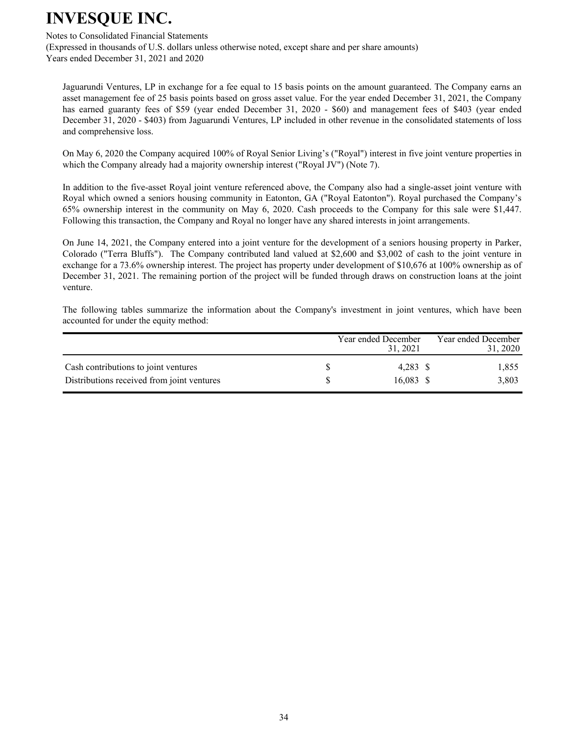Jaguarundi Ventures, LP in exchange for a fee equal to 15 basis points on the amount guaranteed. The Company earns an asset management fee of 25 basis points based on gross asset value. For the year ended December 31, 2021, the Company has earned guaranty fees of $59 (year ended December 31, 2020 - $60) and management fees of $403 (year ended December 31, 2020 - $403) from Jaguarundi Ventures, LP included in other revenue in the consolidated statements of loss and comprehensive loss.

On May 6, 2020 the Company acquired 100% of Royal Senior Living's ("Royal") interest in five joint venture properties in which the Company already had a majority ownership interest ("Royal JV") (Note 7).

In addition to the five-asset Royal joint venture referenced above, the Company also had a single-asset joint venture with Royal which owned a seniors housing community in Eatonton, GA ("Royal Eatonton"). Royal purchased the Company's 65% ownership interest in the community on May 6, 2020. Cash proceeds to the Company for this sale were $1,447. Following this transaction, the Company and Royal no longer have any shared interests in joint arrangements.

On June 14, 2021, the Company entered into a joint venture for the development of a seniors housing property in Parker, Colorado ("Terra Bluffs"). The Company contributed land valued at $2,600 and $3,002 of cash to the joint venture in exchange for a 73.6% ownership interest. The project has property under development of $10,676 at 100% ownership as of December 31, 2021. The remaining portion of the project will be funded through draws on construction loans at the joint venture.

The following tables summarize the information about the Company's investment in joint ventures, which have been accounted for under the equity method:

| | Year ended December 31, 2021 | Year ended December 31, 2020 |
|---|---|---|
| Cash contributions to joint ventures | $ 4,283 | $ 1,855 |
| Distributions received from joint ventures | $ 16,083 | $ 3,803 |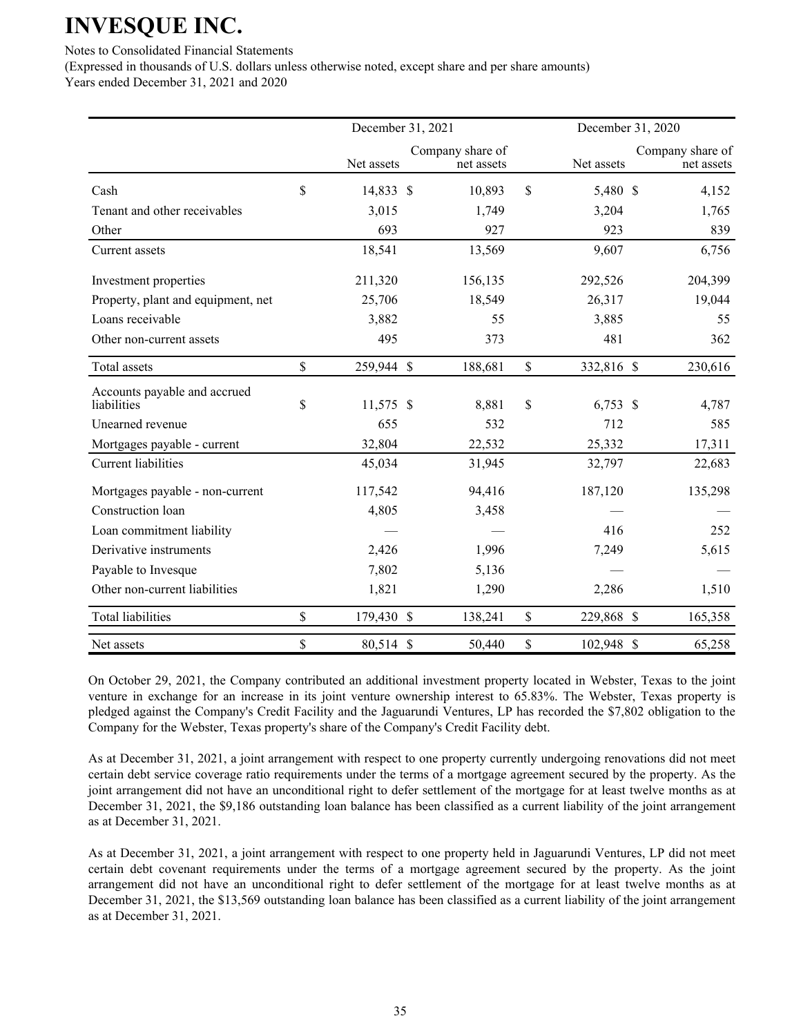# INVESQUE INC.

Notes to Consolidated Financial Statements

(Expressed in thousands of U.S. dollars unless otherwise noted, except share and per share amounts)

Years ended December 31, 2021 and 2020

| | December 31, 2021 | | December 31, 2020 | |
|---|---|---|---|---|
| | Net assets | Company share of net assets | Net assets | Company share of net assets |
| Cash | $ 14,833 | $ 10,893 | $ 5,480 | $ 4,152 |
| Tenant and other receivables | 3,015 | 1,749 | 3,204 | 1,765 |
| Other | 693 | 927 | 923 | 839 |
| Current assets | 18,541 | 13,569 | 9,607 | 6,756 |
| Investment properties | 211,320 | 156,135 | 292,526 | 204,399 |
| Property, plant and equipment, net | 25,706 | 18,549 | 26,317 | 19,044 |
| Loans receivable | 3,882 | 55 | 3,885 | 55 |
| Other non-current assets | 495 | 373 | 481 | 362 |
| Total assets | $ 259,944 | $ 188,681 | $ 332,816 | $ 230,616 |
| Accounts payable and accrued liabilities | $ 11,575 | $ 8,881 | $ 6,753 | $ 4,787 |
| Unearned revenue | 655 | 532 | 712 | 585 |
| Mortgages payable - current | 32,804 | 22,532 | 25,332 | 17,311 |
| Current liabilities | 45,034 | 31,945 | 32,797 | 22,683 |
| Mortgages payable - non-current | 117,542 | 94,416 | 187,120 | 135,298 |
| Construction loan | 4,805 | 3,458 | — | — |
| Loan commitment liability | — | — | 416 | 252 |
| Derivative instruments | 2,426 | 1,996 | 7,249 | 5,615 |
| Payable to Invesque | 7,802 | 5,136 | — | — |
| Other non-current liabilities | 1,821 | 1,290 | 2,286 | 1,510 |
| Total liabilities | $ 179,430 | $ 138,241 | $ 229,868 | $ 165,358 |
| Net assets | $ 80,514 | $ 50,440 | $ 102,948 | $ 65,258 |

On October 29, 2021, the Company contributed an additional investment property located in Webster, Texas to the joint venture in exchange for an increase in its joint venture ownership interest to 65.83%. The Webster, Texas property is pledged against the Company's Credit Facility and the Jaguarundi Ventures, LP has recorded the $7,802 obligation to the Company for the Webster, Texas property's share of the Company's Credit Facility debt.

As at December 31, 2021, a joint arrangement with respect to one property currently undergoing renovations did not meet certain debt service coverage ratio requirements under the terms of a mortgage agreement secured by the property. As the joint arrangement did not have an unconditional right to defer settlement of the mortgage for at least twelve months as at December 31, 2021, the $9,186 outstanding loan balance has been classified as a current liability of the joint arrangement as at December 31, 2021.

As at December 31, 2021, a joint arrangement with respect to one property held in Jaguarundi Ventures, LP did not meet certain debt covenant requirements under the terms of a mortgage agreement secured by the property. As the joint arrangement did not have an unconditional right to defer settlement of the mortgage for at least twelve months as at December 31, 2021, the $13,569 outstanding loan balance has been classified as a current liability of the joint arrangement as at December 31, 2021.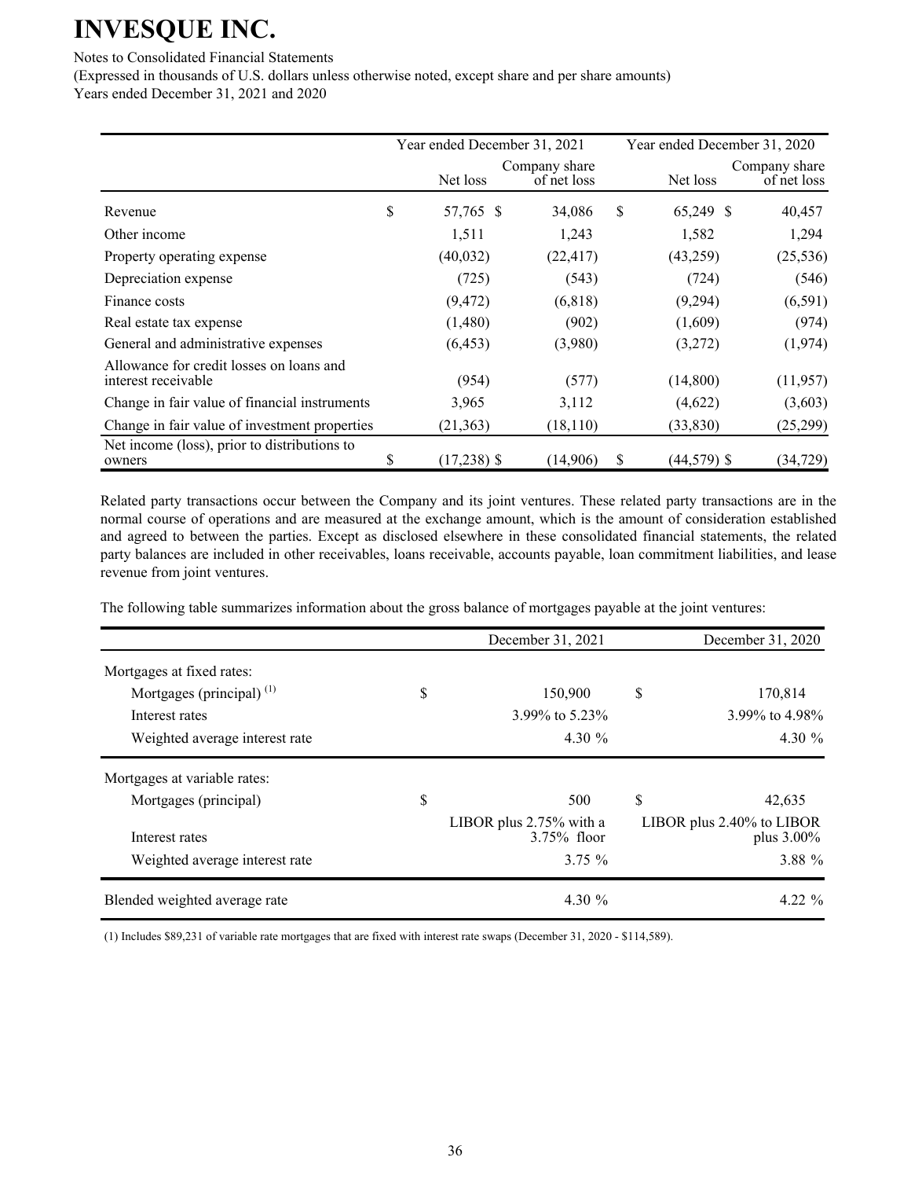# INVESQUE INC.

Notes to Consolidated Financial Statements

(Expressed in thousands of U.S. dollars unless otherwise noted, except share and per share amounts)

Years ended December 31, 2021 and 2020

| | Year ended December 31, 2021 | | Year ended December 31, 2020 | |
|---|---|---|---|---|
| | Net loss | Company share of net loss | Net loss | Company share of net loss |
| Revenue | $ 57,765 | $ 34,086 | $ 65,249 | $ 40,457 |
| Other income | 1,511 | 1,243 | 1,582 | 1,294 |
| Property operating expense | (40,032) | (22,417) | (43,259) | (25,536) |
| Depreciation expense | (725) | (543) | (724) | (546) |
| Finance costs | (9,472) | (6,818) | (9,294) | (6,591) |
| Real estate tax expense | (1,480) | (902) | (1,609) | (974) |
| General and administrative expenses | (6,453) | (3,980) | (3,272) | (1,974) |
| Allowance for credit losses on loans and interest receivable | (954) | (577) | (14,800) | (11,957) |
| Change in fair value of financial instruments | 3,965 | 3,112 | (4,622) | (3,603) |
| Change in fair value of investment properties | (21,363) | (18,110) | (33,830) | (25,299) |
| Net income (loss), prior to distributions to owners | $ (17,238) | $ (14,906) | $ (44,579) | $ (34,729) |

Related party transactions occur between the Company and its joint ventures. These related party transactions are in the normal course of operations and are measured at the exchange amount, which is the amount of consideration established and agreed to between the parties. Except as disclosed elsewhere in these consolidated financial statements, the related party balances are included in other receivables, loans receivable, accounts payable, loan commitment liabilities, and lease revenue from joint ventures.

The following table summarizes information about the gross balance of mortgages payable at the joint ventures:

| | December 31, 2021 | December 31, 2020 |
|---|---|---|
| Mortgages at fixed rates: | | |
| Mortgages (principal) [(1)] | $ 150,900 | $ 170,814 |
| Interest rates | 3.99% to 5.23% | 3.99% to 4.98% |
| Weighted average interest rate | 4.30 % | 4.30 % |
| Mortgages at variable rates: | | |
| Mortgages (principal) | $ 500 | $ 42,635 |
| Interest rates | LIBOR plus 2.75% with a 3.75% floor | LIBOR plus 2.40% to LIBOR plus 3.00% |
| Weighted average interest rate | 3.75 % | 3.88 % |
| Blended weighted average rate | 4.30 % | 4.22 % |

(1) Includes $89,231 of variable rate mortgages that are fixed with interest rate swaps (December 31, 2020 - $114,589).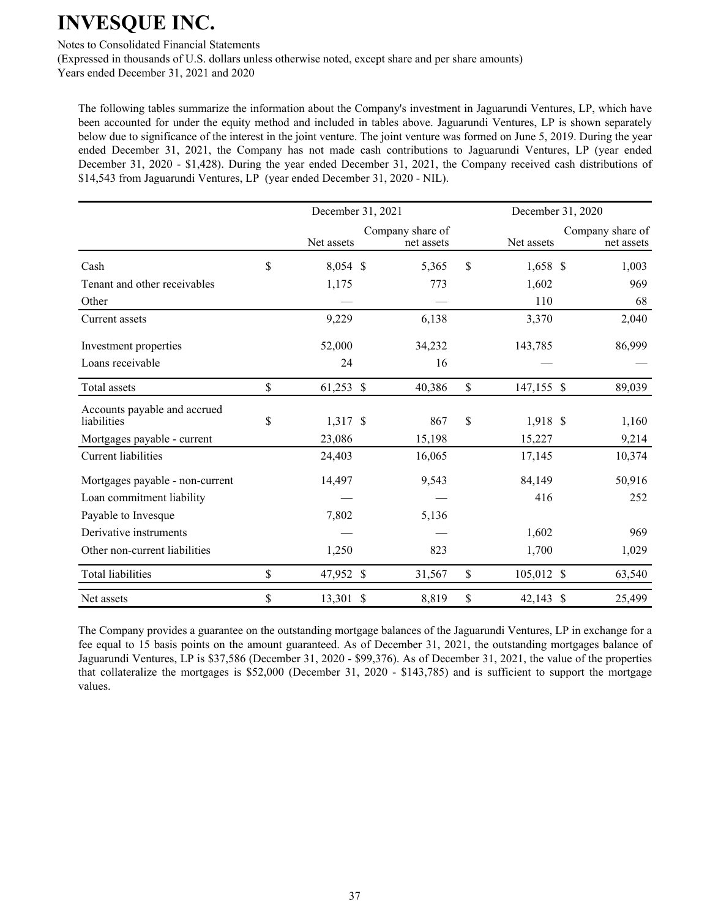The following tables summarize the information about the Company's investment in Jaguarundi Ventures, LP, which have been accounted for under the equity method and included in tables above. Jaguarundi Ventures, LP is shown separately below due to significance of the interest in the joint venture. The joint venture was formed on June 5, 2019. During the year ended December 31, 2021, the Company has not made cash contributions to Jaguarundi Ventures, LP (year ended December 31, 2020 - $1,428). During the year ended December 31, 2021, the Company received cash distributions of $14,543 from Jaguarundi Ventures, LP (year ended December 31, 2020 - NIL).

| | December 31, 2021 | | December 31, 2020 | |
|---|---|---|---|---|
| | Net assets | Company share of net assets | Net assets | Company share of net assets |
| Cash | $ 8,054 | $ 5,365 | $ 1,658 | $ 1,003 |
| Tenant and other receivables | 1,175 | 773 | 1,602 | 969 |
| Other | — | — | 110 | 68 |
| Current assets | 9,229 | 6,138 | 3,370 | 2,040 |
| Investment properties | 52,000 | 34,232 | 143,785 | 86,999 |
| Loans receivable | 24 | 16 | — | — |
| Total assets | $ 61,253 | $ 40,386 | $ 147,155 | $ 89,039 |
| Accounts payable and accrued liabilities | $ 1,317 | $ 867 | $ 1,918 | $ 1,160 |
| Mortgages payable - current | 23,086 | 15,198 | 15,227 | 9,214 |
| Current liabilities | 24,403 | 16,065 | 17,145 | 10,374 |
| Mortgages payable - non-current | 14,497 | 9,543 | 84,149 | 50,916 |
| Loan commitment liability | — | — | 416 | 252 |
| Payable to Invesque | 7,802 | 5,136 | | |
| Derivative instruments | — | — | 1,602 | 969 |
| Other non-current liabilities | 1,250 | 823 | 1,700 | 1,029 |
| Total liabilities | $ 47,952 | $ 31,567 | $ 105,012 | $ 63,540 |
| Net assets | $ 13,301 | $ 8,819 | $ 42,143 | $ 25,499 |

The Company provides a guarantee on the outstanding mortgage balances of the Jaguarundi Ventures, LP in exchange for a fee equal to 15 basis points on the amount guaranteed. As of December 31, 2021, the outstanding mortgages balance of Jaguarundi Ventures, LP is $37,586 (December 31, 2020 - $99,376). As of December 31, 2021, the value of the properties that collateralize the mortgages is $52,000 (December 31, 2020 - $143,785) and is sufficient to support the mortgage values.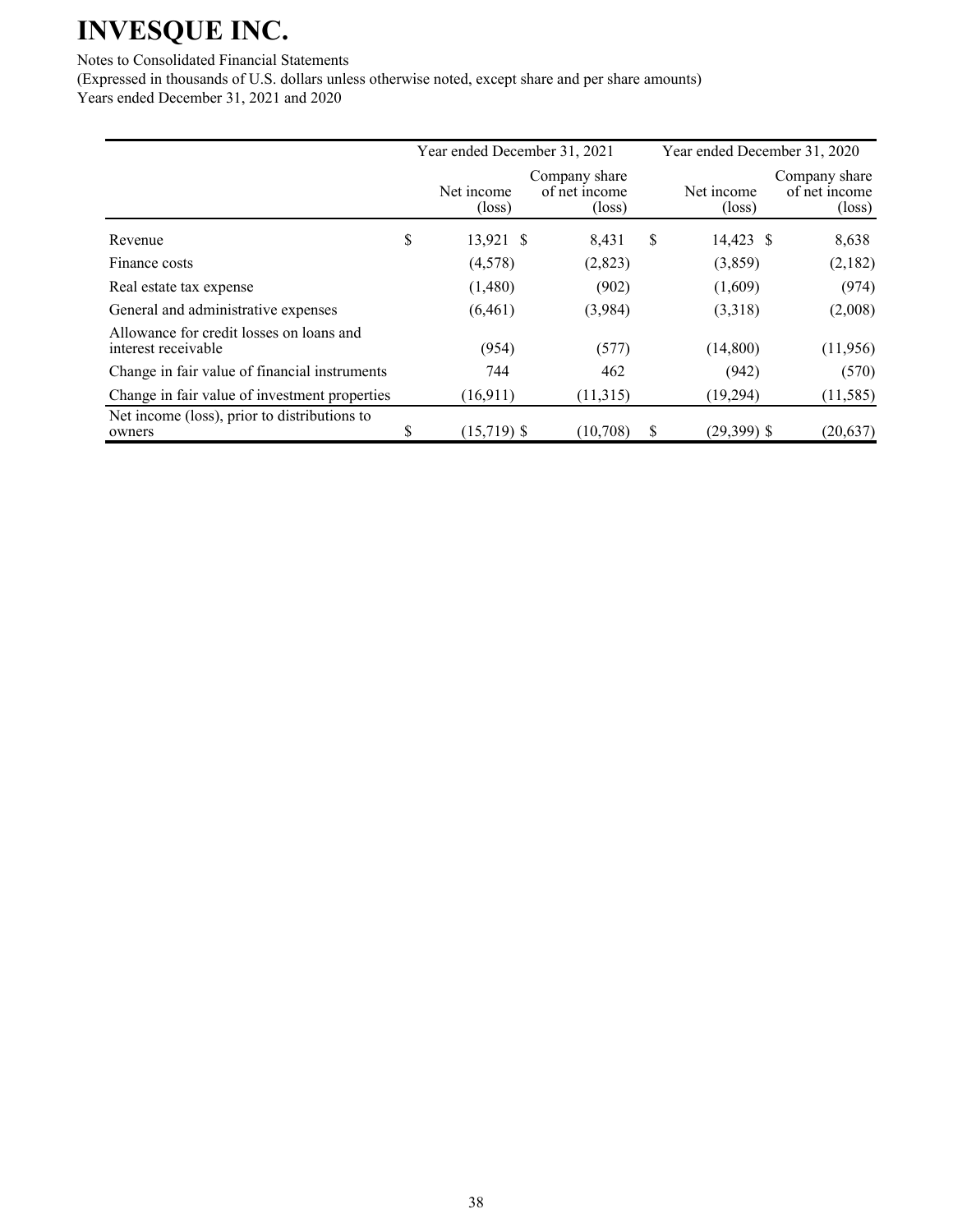# INVESQUE INC.

Notes to Consolidated Financial Statements

(Expressed in thousands of U.S. dollars unless otherwise noted, except share and per share amounts)

Years ended December 31, 2021 and 2020

| | Year ended December 31, 2021 | | Year ended December 31, 2020 | |
|---|---|---|---|---|
| | Net income (loss) | Company share of net income (loss) | Net income (loss) | Company share of net income (loss) |
| Revenue | $ 13,921 | $ 8,431 | $ 14,423 | $ 8,638 |
| Finance costs | (4,578) | (2,823) | (3,859) | (2,182) |
| Real estate tax expense | (1,480) | (902) | (1,609) | (974) |
| General and administrative expenses | (6,461) | (3,984) | (3,318) | (2,008) |
| Allowance for credit losses on loans and interest receivable | (954) | (577) | (14,800) | (11,956) |
| Change in fair value of financial instruments | 744 | 462 | (942) | (570) |
| Change in fair value of investment properties | (16,911) | (11,315) | (19,294) | (11,585) |
| Net income (loss), prior to distributions to owners | $ (15,719) | $ (10,708) | $ (29,399) | $ (20,637) |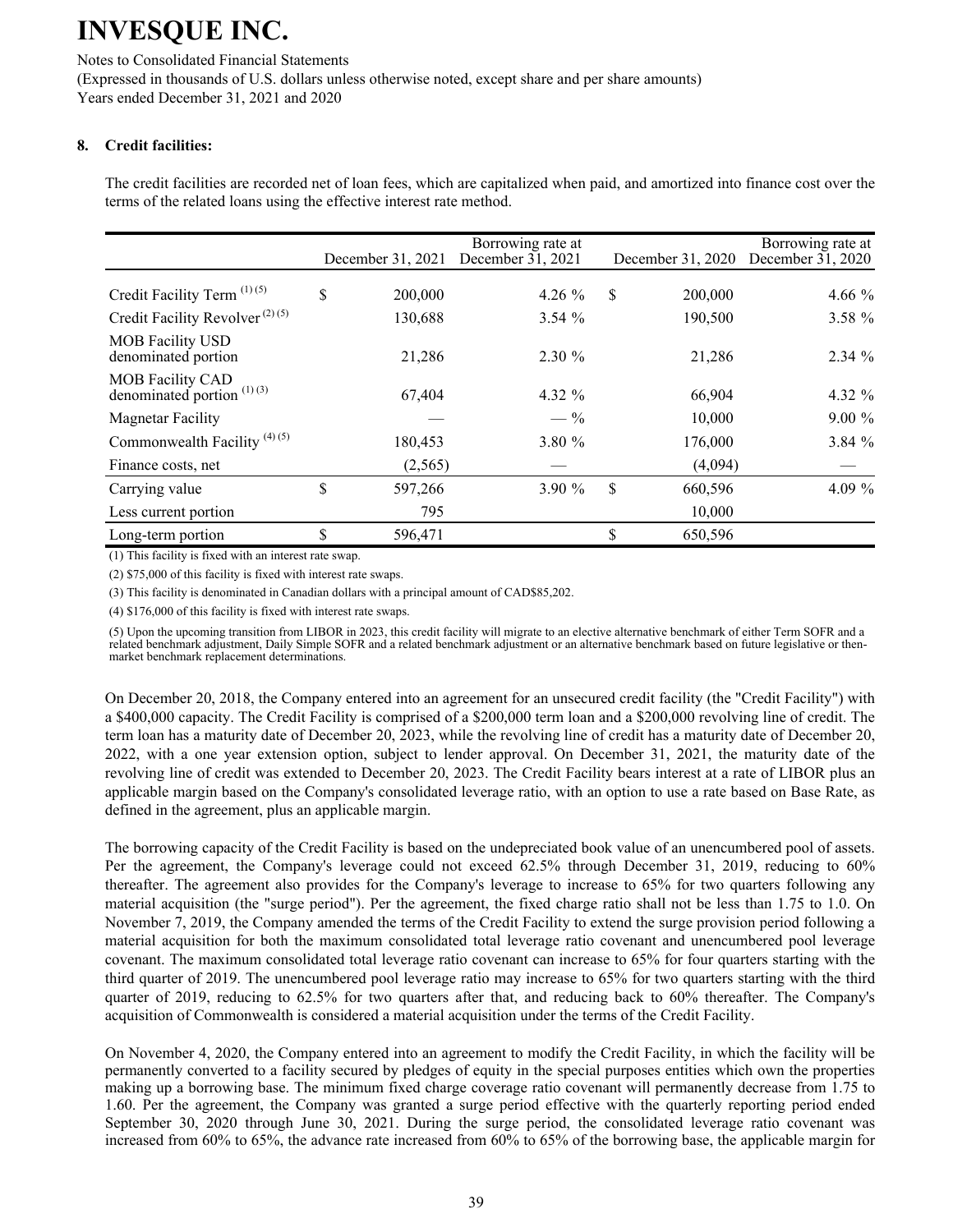# INVESQUE INC.

Notes to Consolidated Financial Statements

(Expressed in thousands of U.S. dollars unless otherwise noted, except share and per share amounts)

Years ended December 31, 2021 and 2020

**8. Credit facilities:**

The credit facilities are recorded net of loan fees, which are capitalized when paid, and amortized into finance cost over the terms of the related loans using the effective interest rate method.

| | December 31, 2021 | Borrowing rate at December 31, 2021 | December 31, 2020 | Borrowing rate at December 31, 2020 |
|---|---|---|---|---|
| Credit Facility Term (1) (5) | $ 200,000 | 4.26 % | $ 200,000 | 4.66 % |
| Credit Facility Revolver (2) (5) | 130,688 | 3.54 % | 190,500 | 3.58 % |
| MOB Facility USD denominated portion | 21,286 | 2.30 % | 21,286 | 2.34 % |
| MOB Facility CAD denominated portion (1) (3) | 67,404 | 4.32 % | 66,904 | 4.32 % |
| Magnetar Facility | — | — % | 10,000 | 9.00 % |
| Commonwealth Facility (4) (5) | 180,453 | 3.80 % | 176,000 | 3.84 % |
| Finance costs, net | (2,565) | — | (4,094) | — |
| Carrying value | $ 597,266 | 3.90 % | $ 660,596 | 4.09 % |
| Less current portion | 795 | | 10,000 | |
| Long-term portion | $ 596,471 | | $ 650,596 | |

(1) This facility is fixed with an interest rate swap.

(2) $75,000 of this facility is fixed with interest rate swaps.

(3) This facility is denominated in Canadian dollars with a principal amount of CAD$85,202.

(4) $176,000 of this facility is fixed with interest rate swaps.

(5) Upon the upcoming transition from LIBOR in 2023, this credit facility will migrate to an elective alternative benchmark of either Term SOFR and a related benchmark adjustment, Daily Simple SOFR and a related benchmark adjustment or an alternative benchmark based on future legislative or then-market benchmark replacement determinations.

On December 20, 2018, the Company entered into an agreement for an unsecured credit facility (the "Credit Facility") with a $400,000 capacity. The Credit Facility is comprised of a $200,000 term loan and a $200,000 revolving line of credit. The term loan has a maturity date of December 20, 2023, while the revolving line of credit has a maturity date of December 20, 2022, with a one year extension option, subject to lender approval. On December 31, 2021, the maturity date of the revolving line of credit was extended to December 20, 2023. The Credit Facility bears interest at a rate of LIBOR plus an applicable margin based on the Company's consolidated leverage ratio, with an option to use a rate based on Base Rate, as defined in the agreement, plus an applicable margin.

The borrowing capacity of the Credit Facility is based on the undepreciated book value of an unencumbered pool of assets. Per the agreement, the Company's leverage could not exceed 62.5% through December 31, 2019, reducing to 60% thereafter. The agreement also provides for the Company's leverage to increase to 65% for two quarters following any material acquisition (the "surge period"). Per the agreement, the fixed charge ratio shall not be less than 1.75 to 1.0. On November 7, 2019, the Company amended the terms of the Credit Facility to extend the surge provision period following a material acquisition for both the maximum consolidated total leverage ratio covenant and unencumbered pool leverage covenant. The maximum consolidated total leverage ratio covenant can increase to 65% for four quarters starting with the third quarter of 2019. The unencumbered pool leverage ratio may increase to 65% for two quarters starting with the third quarter of 2019, reducing to 62.5% for two quarters after that, and reducing back to 60% thereafter. The Company's acquisition of Commonwealth is considered a material acquisition under the terms of the Credit Facility.

On November 4, 2020, the Company entered into an agreement to modify the Credit Facility, in which the facility will be permanently converted to a facility secured by pledges of equity in the special purposes entities which own the properties making up a borrowing base. The minimum fixed charge coverage ratio covenant will permanently decrease from 1.75 to 1.60. Per the agreement, the Company was granted a surge period effective with the quarterly reporting period ended September 30, 2020 through June 30, 2021. During the surge period, the consolidated leverage ratio covenant was increased from 60% to 65%, the advance rate increased from 60% to 65% of the borrowing base, the applicable margin for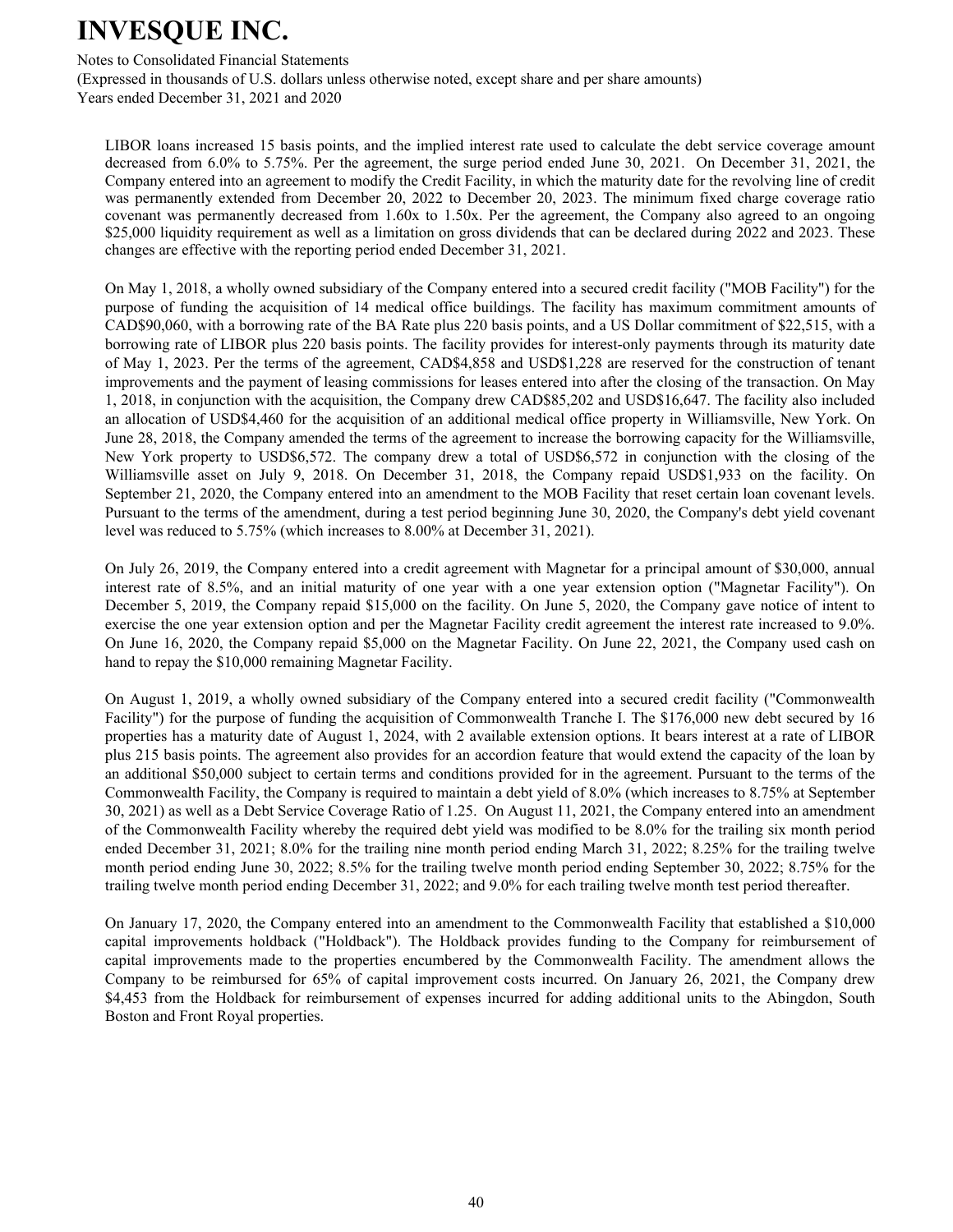LIBOR loans increased 15 basis points, and the implied interest rate used to calculate the debt service coverage amount decreased from 6.0% to 5.75%. Per the agreement, the surge period ended June 30, 2021. On December 31, 2021, the Company entered into an agreement to modify the Credit Facility, in which the maturity date for the revolving line of credit was permanently extended from December 20, 2022 to December 20, 2023. The minimum fixed charge coverage ratio covenant was permanently decreased from 1.60x to 1.50x. Per the agreement, the Company also agreed to an ongoing $25,000 liquidity requirement as well as a limitation on gross dividends that can be declared during 2022 and 2023. These changes are effective with the reporting period ended December 31, 2021.

On May 1, 2018, a wholly owned subsidiary of the Company entered into a secured credit facility ("MOB Facility") for the purpose of funding the acquisition of 14 medical office buildings. The facility has maximum commitment amounts of CAD$90,060, with a borrowing rate of the BA Rate plus 220 basis points, and a US Dollar commitment of $22,515, with a borrowing rate of LIBOR plus 220 basis points. The facility provides for interest-only payments through its maturity date of May 1, 2023. Per the terms of the agreement, CAD$4,858 and USD$1,228 are reserved for the construction of tenant improvements and the payment of leasing commissions for leases entered into after the closing of the transaction. On May 1, 2018, in conjunction with the acquisition, the Company drew CAD$85,202 and USD$16,647. The facility also included an allocation of USD$4,460 for the acquisition of an additional medical office property in Williamsville, New York. On June 28, 2018, the Company amended the terms of the agreement to increase the borrowing capacity for the Williamsville, New York property to USD$6,572. The company drew a total of USD$6,572 in conjunction with the closing of the Williamsville asset on July 9, 2018. On December 31, 2018, the Company repaid USD$1,933 on the facility. On September 21, 2020, the Company entered into an amendment to the MOB Facility that reset certain loan covenant levels. Pursuant to the terms of the amendment, during a test period beginning June 30, 2020, the Company's debt yield covenant level was reduced to 5.75% (which increases to 8.00% at December 31, 2021).

On July 26, 2019, the Company entered into a credit agreement with Magnetar for a principal amount of $30,000, annual interest rate of 8.5%, and an initial maturity of one year with a one year extension option ("Magnetar Facility"). On December 5, 2019, the Company repaid $15,000 on the facility. On June 5, 2020, the Company gave notice of intent to exercise the one year extension option and per the Magnetar Facility credit agreement the interest rate increased to 9.0%. On June 16, 2020, the Company repaid $5,000 on the Magnetar Facility. On June 22, 2021, the Company used cash on hand to repay the $10,000 remaining Magnetar Facility.

On August 1, 2019, a wholly owned subsidiary of the Company entered into a secured credit facility ("Commonwealth Facility") for the purpose of funding the acquisition of Commonwealth Tranche I. The $176,000 new debt secured by 16 properties has a maturity date of August 1, 2024, with 2 available extension options. It bears interest at a rate of LIBOR plus 215 basis points. The agreement also provides for an accordion feature that would extend the capacity of the loan by an additional $50,000 subject to certain terms and conditions provided for in the agreement. Pursuant to the terms of the Commonwealth Facility, the Company is required to maintain a debt yield of 8.0% (which increases to 8.75% at September 30, 2021) as well as a Debt Service Coverage Ratio of 1.25. On August 11, 2021, the Company entered into an amendment of the Commonwealth Facility whereby the required debt yield was modified to be 8.0% for the trailing six month period ended December 31, 2021; 8.0% for the trailing nine month period ending March 31, 2022; 8.25% for the trailing twelve month period ending June 30, 2022; 8.5% for the trailing twelve month period ending September 30, 2022; 8.75% for the trailing twelve month period ending December 31, 2022; and 9.0% for each trailing twelve month test period thereafter.

On January 17, 2020, the Company entered into an amendment to the Commonwealth Facility that established a $10,000 capital improvements holdback ("Holdback"). The Holdback provides funding to the Company for reimbursement of capital improvements made to the properties encumbered by the Commonwealth Facility. The amendment allows the Company to be reimbursed for 65% of capital improvement costs incurred. On January 26, 2021, the Company drew $4,453 from the Holdback for reimbursement of expenses incurred for adding additional units to the Abingdon, South Boston and Front Royal properties.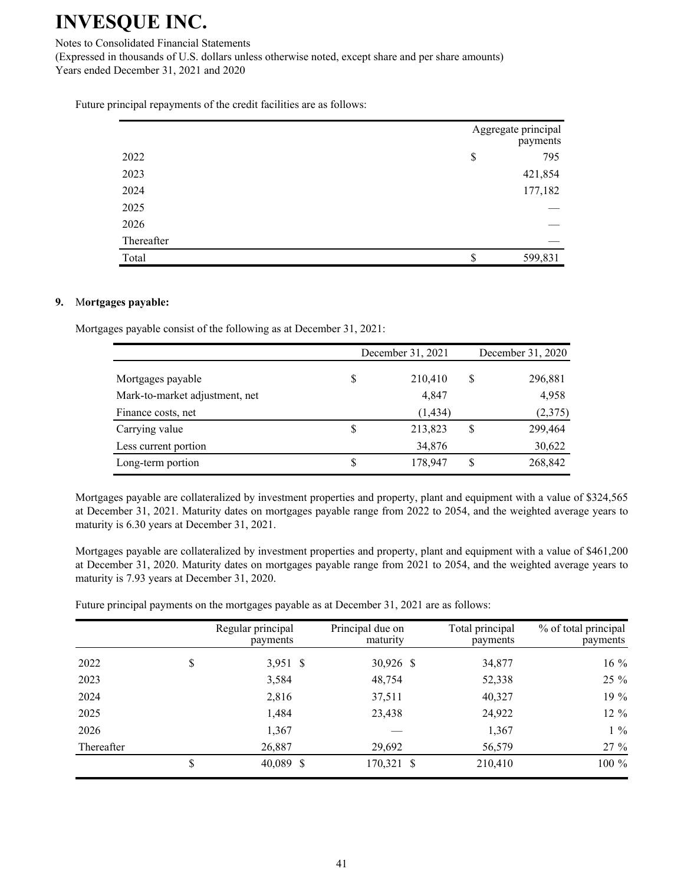Future principal repayments of the credit facilities are as follows:

| | Aggregate principal payments |
|---|---|
| 2022 | $ 795 |
| 2023 | 421,854 |
| 2024 | 177,182 |
| 2025 | — |
| 2026 | — |
| Thereafter | — |
| Total | $ 599,831 |

**9. Mortgages payable:**

Mortgages payable consist of the following as at December 31, 2021:

| | December 31, 2021 | December 31, 2020 |
|---|---|---|
| Mortgages payable | $ 210,410 | $ 296,881 |
| Mark-to-market adjustment, net | 4,847 | 4,958 |
| Finance costs, net | (1,434) | (2,375) |
| Carrying value | $ 213,823 | $ 299,464 |
| Less current portion | 34,876 | 30,622 |
| Long-term portion | $ 178,947 | $ 268,842 |

Mortgages payable are collateralized by investment properties and property, plant and equipment with a value of $324,565 at December 31, 2021. Maturity dates on mortgages payable range from 2022 to 2054, and the weighted average years to maturity is 6.30 years at December 31, 2021.

Mortgages payable are collateralized by investment properties and property, plant and equipment with a value of $461,200 at December 31, 2020. Maturity dates on mortgages payable range from 2021 to 2054, and the weighted average years to maturity is 7.93 years at December 31, 2020.

Future principal payments on the mortgages payable as at December 31, 2021 are as follows:

| | Regular principal payments | Principal due on maturity | Total principal payments | % of total principal payments |
|---|---|---|---|---|
| 2022 | $ 3,951 | $ 30,926 | $ 34,877 | 16 % |
| 2023 | 3,584 | 48,754 | 52,338 | 25 % |
| 2024 | 2,816 | 37,511 | 40,327 | 19 % |
| 2025 | 1,484 | 23,438 | 24,922 | 12 % |
| 2026 | 1,367 | — | 1,367 | 1 % |
| Thereafter | 26,887 | 29,692 | 56,579 | 27 % |
| | $ 40,089 | $ 170,321 | $ 210,410 | 100 % |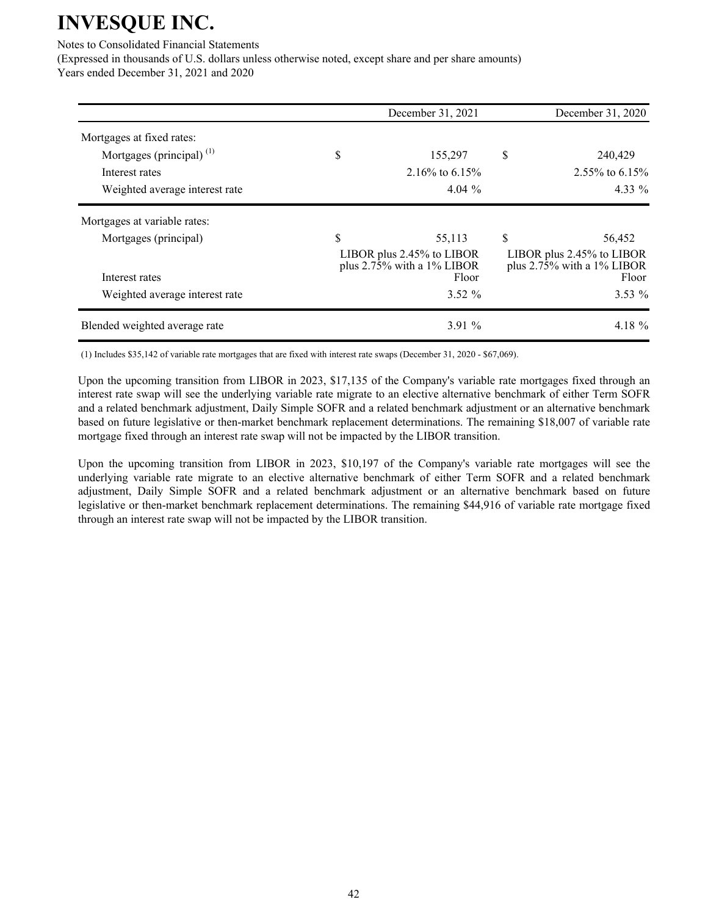| | December 31, 2021 | December 31, 2020 |
|---|---|---|
| Mortgages at fixed rates: | | |
| Mortgages (principal) [(1)] | $ 155,297 | $ 240,429 |
| Interest rates | 2.16% to 6.15% | 2.55% to 6.15% |
| Weighted average interest rate | 4.04 % | 4.33 % |
| Mortgages at variable rates: | | |
| Mortgages (principal) | $ 55,113 | $ 56,452 |
| Interest rates | LIBOR plus 2.45% to LIBOR plus 2.75% with a 1% LIBOR Floor | LIBOR plus 2.45% to LIBOR plus 2.75% with a 1% LIBOR Floor |
| Weighted average interest rate | 3.52 % | 3.53 % |
| Blended weighted average rate | 3.91 % | 4.18 % |

(1) Includes $35,142 of variable rate mortgages that are fixed with interest rate swaps (December 31, 2020 - $67,069).

Upon the upcoming transition from LIBOR in 2023, $17,135 of the Company's variable rate mortgages fixed through an interest rate swap will see the underlying variable rate migrate to an elective alternative benchmark of either Term SOFR and a related benchmark adjustment, Daily Simple SOFR and a related benchmark adjustment or an alternative benchmark based on future legislative or then-market benchmark replacement determinations. The remaining $18,007 of variable rate mortgage fixed through an interest rate swap will not be impacted by the LIBOR transition.

Upon the upcoming transition from LIBOR in 2023, $10,197 of the Company's variable rate mortgages will see the underlying variable rate migrate to an elective alternative benchmark of either Term SOFR and a related benchmark adjustment, Daily Simple SOFR and a related benchmark adjustment or an alternative benchmark based on future legislative or then-market benchmark replacement determinations. The remaining $44,916 of variable rate mortgage fixed through an interest rate swap will not be impacted by the LIBOR transition.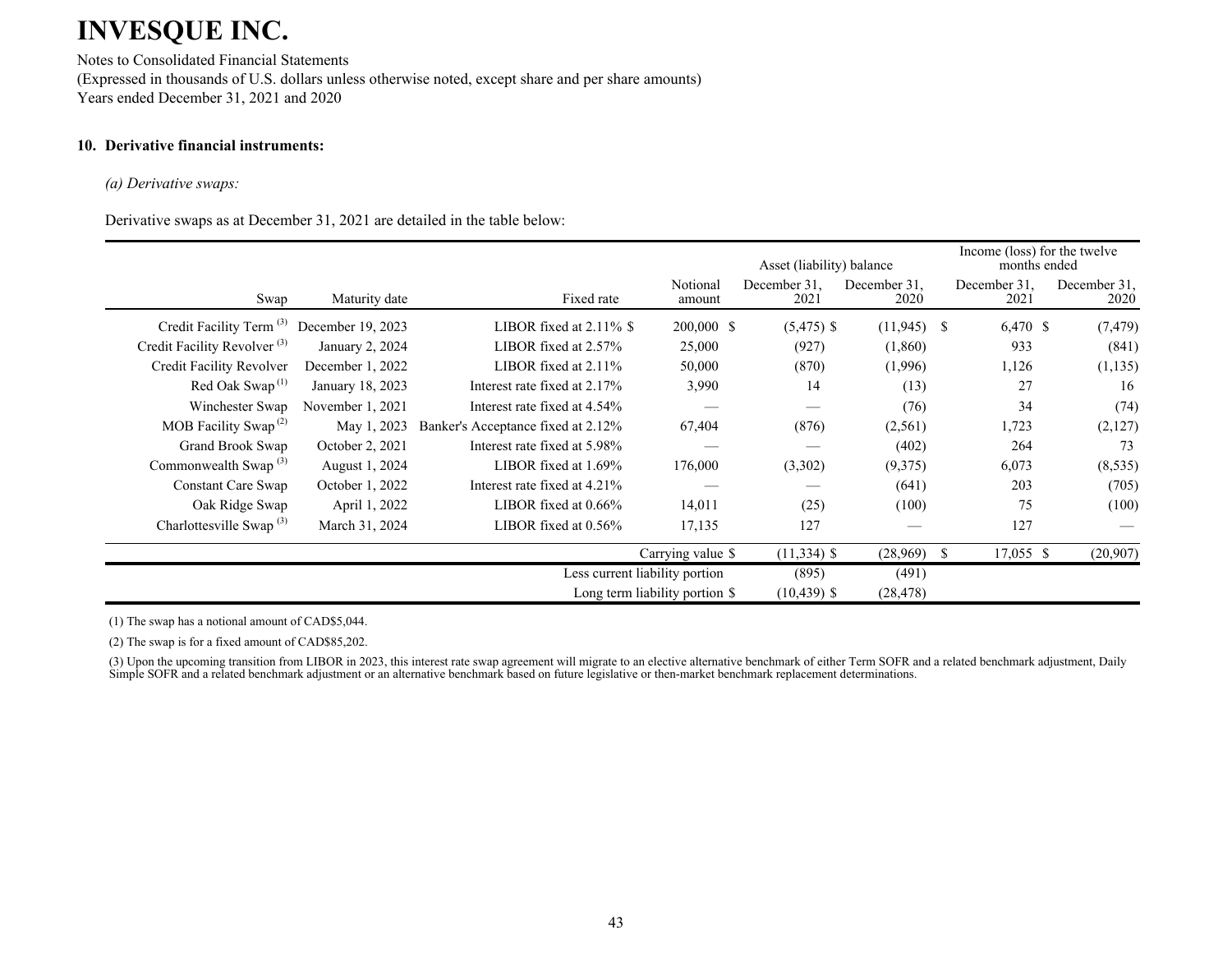# INVESQUE INC.

Notes to Consolidated Financial Statements
(Expressed in thousands of U.S. dollars unless otherwise noted, except share and per share amounts)
Years ended December 31, 2021 and 2020

**10. Derivative financial instruments:**

*(a) Derivative swaps:*

Derivative swaps as at December 31, 2021 are detailed in the table below:

| | | | | Asset (liability) balance | | Income (loss) for the twelve months ended | |
|---|---|---|---|---|---|---|---|
| Swap | Maturity date | Fixed rate | Notional amount | December 31, 2021 | December 31, 2020 | December 31, 2021 | December 31, 2020 |
| Credit Facility Term [3] | December 19, 2023 | LIBOR fixed at 2.11% | $ 200,000 | $ (5,475) | $ (11,945) | $ 6,470 | $ (7,479) |
| Credit Facility Revolver [3] | January 2, 2024 | LIBOR fixed at 2.57% | 25,000 | (927) | (1,860) | 933 | (841) |
| Credit Facility Revolver | December 1, 2022 | LIBOR fixed at 2.11% | 50,000 | (870) | (1,996) | 1,126 | (1,135) |
| Red Oak Swap [1] | January 18, 2023 | Interest rate fixed at 2.17% | 3,990 | 14 | (13) | 27 | 16 |
| Winchester Swap | November 1, 2021 | Interest rate fixed at 4.54% | — | — | (76) | 34 | (74) |
| MOB Facility Swap [2] | May 1, 2023 | Banker's Acceptance fixed at 2.12% | 67,404 | (876) | (2,561) | 1,723 | (2,127) |
| Grand Brook Swap | October 2, 2021 | Interest rate fixed at 5.98% | — | — | (402) | 264 | 73 |
| Commonwealth Swap [3] | August 1, 2024 | LIBOR fixed at 1.69% | 176,000 | (3,302) | (9,375) | 6,073 | (8,535) |
| Constant Care Swap | October 1, 2022 | Interest rate fixed at 4.21% | — | — | (641) | 203 | (705) |
| Oak Ridge Swap | April 1, 2022 | LIBOR fixed at 0.66% | 14,011 | (25) | (100) | 75 | (100) |
| Charlottesville Swap [3] | March 31, 2024 | LIBOR fixed at 0.56% | 17,135 | 127 | — | 127 | — |
| | | | Carrying value | $ (11,334) | $ (28,969) | $ 17,055 | $ (20,907) |
| | | | Less current liability portion | (895) | (491) | | |
| | | | Long term liability portion | $ (10,439) | $ (28,478) | | |

(1) The swap has a notional amount of CAD$5,044.

(2) The swap is for a fixed amount of CAD$85,202.

(3) Upon the upcoming transition from LIBOR in 2023, this interest rate swap agreement will migrate to an elective alternative benchmark of either Term SOFR and a related benchmark adjustment, Daily Simple SOFR and a related benchmark adjustment or an alternative benchmark based on future legislative or then-market benchmark replacement determinations.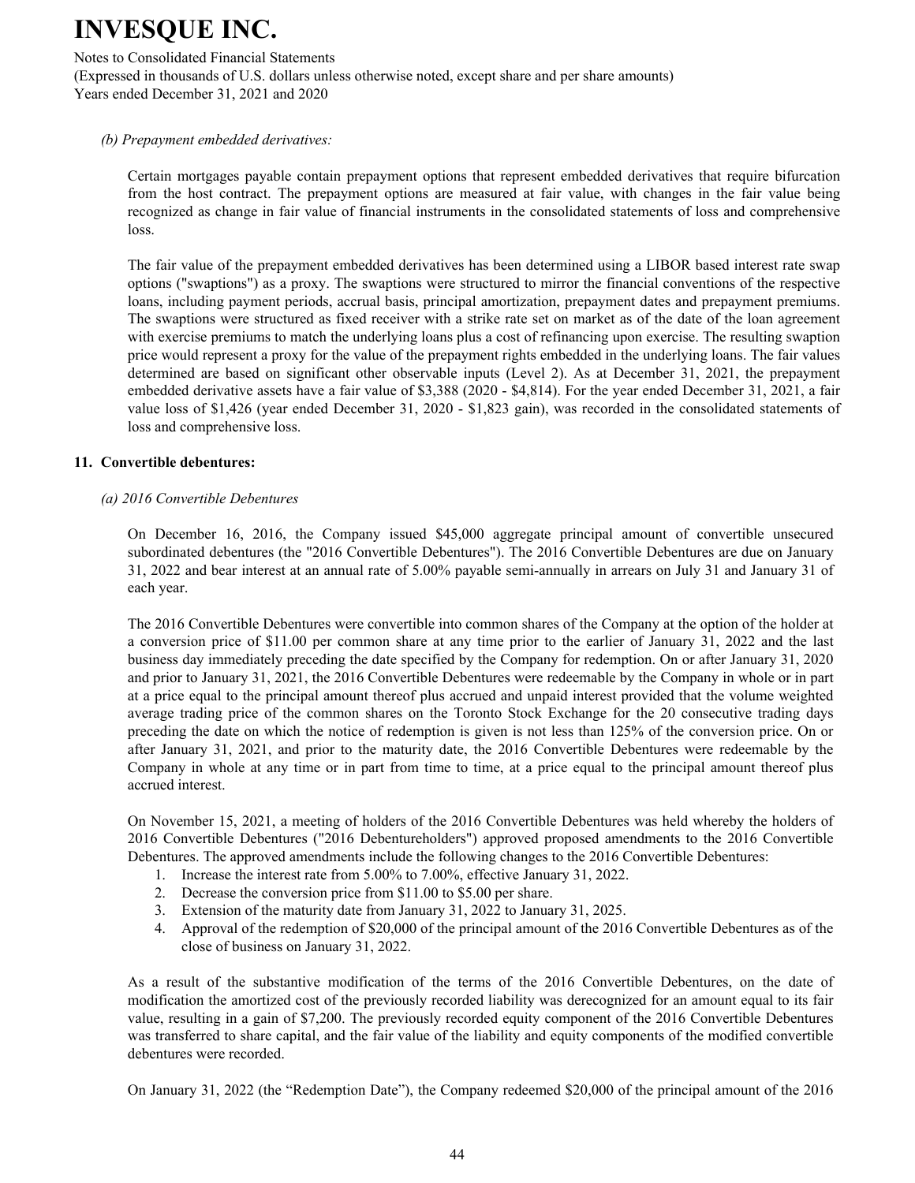*(b) Prepayment embedded derivatives:*

Certain mortgages payable contain prepayment options that represent embedded derivatives that require bifurcation from the host contract. The prepayment options are measured at fair value, with changes in the fair value being recognized as change in fair value of financial instruments in the consolidated statements of loss and comprehensive loss.

The fair value of the prepayment embedded derivatives has been determined using a LIBOR based interest rate swap options ("swaptions") as a proxy. The swaptions were structured to mirror the financial conventions of the respective loans, including payment periods, accrual basis, principal amortization, prepayment dates and prepayment premiums. The swaptions were structured as fixed receiver with a strike rate set on market as of the date of the loan agreement with exercise premiums to match the underlying loans plus a cost of refinancing upon exercise. The resulting swaption price would represent a proxy for the value of the prepayment rights embedded in the underlying loans. The fair values determined are based on significant other observable inputs (Level 2). As at December 31, 2021, the prepayment embedded derivative assets have a fair value of $3,388 (2020 - $4,814). For the year ended December 31, 2021, a fair value loss of $1,426 (year ended December 31, 2020 - $1,823 gain), was recorded in the consolidated statements of loss and comprehensive loss.

## 11. Convertible debentures:

*(a) 2016 Convertible Debentures*

On December 16, 2016, the Company issued $45,000 aggregate principal amount of convertible unsecured subordinated debentures (the "2016 Convertible Debentures"). The 2016 Convertible Debentures are due on January 31, 2022 and bear interest at an annual rate of 5.00% payable semi-annually in arrears on July 31 and January 31 of each year.

The 2016 Convertible Debentures were convertible into common shares of the Company at the option of the holder at a conversion price of $11.00 per common share at any time prior to the earlier of January 31, 2022 and the last business day immediately preceding the date specified by the Company for redemption. On or after January 31, 2020 and prior to January 31, 2021, the 2016 Convertible Debentures were redeemable by the Company in whole or in part at a price equal to the principal amount thereof plus accrued and unpaid interest provided that the volume weighted average trading price of the common shares on the Toronto Stock Exchange for the 20 consecutive trading days preceding the date on which the notice of redemption is given is not less than 125% of the conversion price. On or after January 31, 2021, and prior to the maturity date, the 2016 Convertible Debentures were redeemable by the Company in whole at any time or in part from time to time, at a price equal to the principal amount thereof plus accrued interest.

On November 15, 2021, a meeting of holders of the 2016 Convertible Debentures was held whereby the holders of 2016 Convertible Debentures ("2016 Debentureholders") approved proposed amendments to the 2016 Convertible Debentures. The approved amendments include the following changes to the 2016 Convertible Debentures:

1. Increase the interest rate from 5.00% to 7.00%, effective January 31, 2022.
2. Decrease the conversion price from $11.00 to $5.00 per share.
3. Extension of the maturity date from January 31, 2022 to January 31, 2025.
4. Approval of the redemption of $20,000 of the principal amount of the 2016 Convertible Debentures as of the close of business on January 31, 2022.

As a result of the substantive modification of the terms of the 2016 Convertible Debentures, on the date of modification the amortized cost of the previously recorded liability was derecognized for an amount equal to its fair value, resulting in a gain of $7,200. The previously recorded equity component of the 2016 Convertible Debentures was transferred to share capital, and the fair value of the liability and equity components of the modified convertible debentures were recorded.

On January 31, 2022 (the "Redemption Date"), the Company redeemed $20,000 of the principal amount of the 2016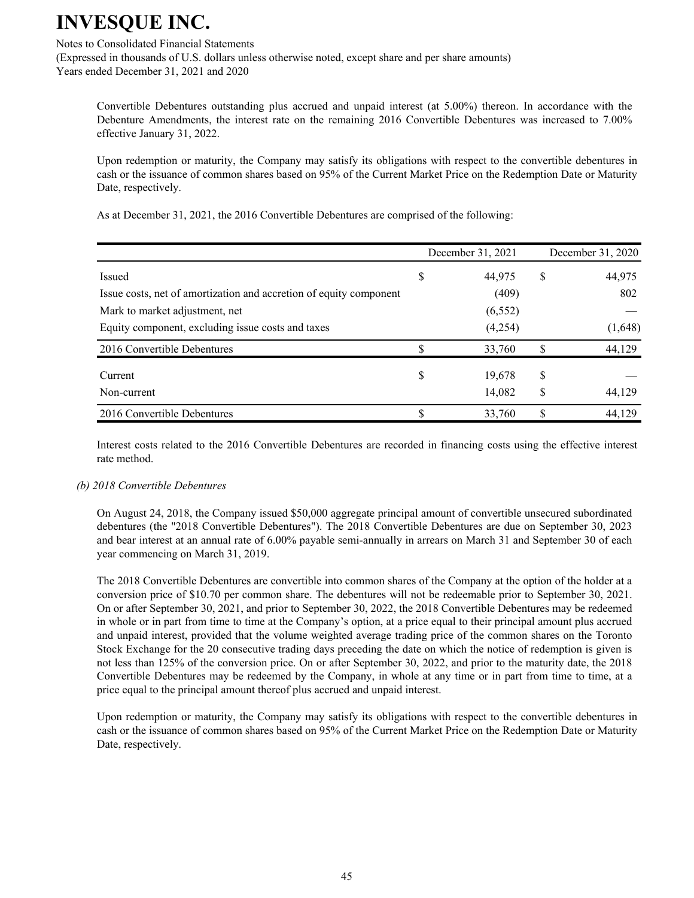Convertible Debentures outstanding plus accrued and unpaid interest (at 5.00%) thereon. In accordance with the Debenture Amendments, the interest rate on the remaining 2016 Convertible Debentures was increased to 7.00% effective January 31, 2022.

Upon redemption or maturity, the Company may satisfy its obligations with respect to the convertible debentures in cash or the issuance of common shares based on 95% of the Current Market Price on the Redemption Date or Maturity Date, respectively.

As at December 31, 2021, the 2016 Convertible Debentures are comprised of the following:

| | December 31, 2021 | December 31, 2020 |
|---|---|---|
| Issued | $ 44,975 | $ 44,975 |
| Issue costs, net of amortization and accretion of equity component | (409) | 802 |
| Mark to market adjustment, net | (6,552) | — |
| Equity component, excluding issue costs and taxes | (4,254) | (1,648) |
| 2016 Convertible Debentures | $ 33,760 | $ 44,129 |
| Current | $ 19,678 | $ — |
| Non-current | 14,082 | $ 44,129 |
| 2016 Convertible Debentures | $ 33,760 | $ 44,129 |

Interest costs related to the 2016 Convertible Debentures are recorded in financing costs using the effective interest rate method.

*(b) 2018 Convertible Debentures*

On August 24, 2018, the Company issued $50,000 aggregate principal amount of convertible unsecured subordinated debentures (the "2018 Convertible Debentures"). The 2018 Convertible Debentures are due on September 30, 2023 and bear interest at an annual rate of 6.00% payable semi-annually in arrears on March 31 and September 30 of each year commencing on March 31, 2019.

The 2018 Convertible Debentures are convertible into common shares of the Company at the option of the holder at a conversion price of $10.70 per common share. The debentures will not be redeemable prior to September 30, 2021. On or after September 30, 2021, and prior to September 30, 2022, the 2018 Convertible Debentures may be redeemed in whole or in part from time to time at the Company's option, at a price equal to their principal amount plus accrued and unpaid interest, provided that the volume weighted average trading price of the common shares on the Toronto Stock Exchange for the 20 consecutive trading days preceding the date on which the notice of redemption is given is not less than 125% of the conversion price. On or after September 30, 2022, and prior to the maturity date, the 2018 Convertible Debentures may be redeemed by the Company, in whole at any time or in part from time to time, at a price equal to the principal amount thereof plus accrued and unpaid interest.

Upon redemption or maturity, the Company may satisfy its obligations with respect to the convertible debentures in cash or the issuance of common shares based on 95% of the Current Market Price on the Redemption Date or Maturity Date, respectively.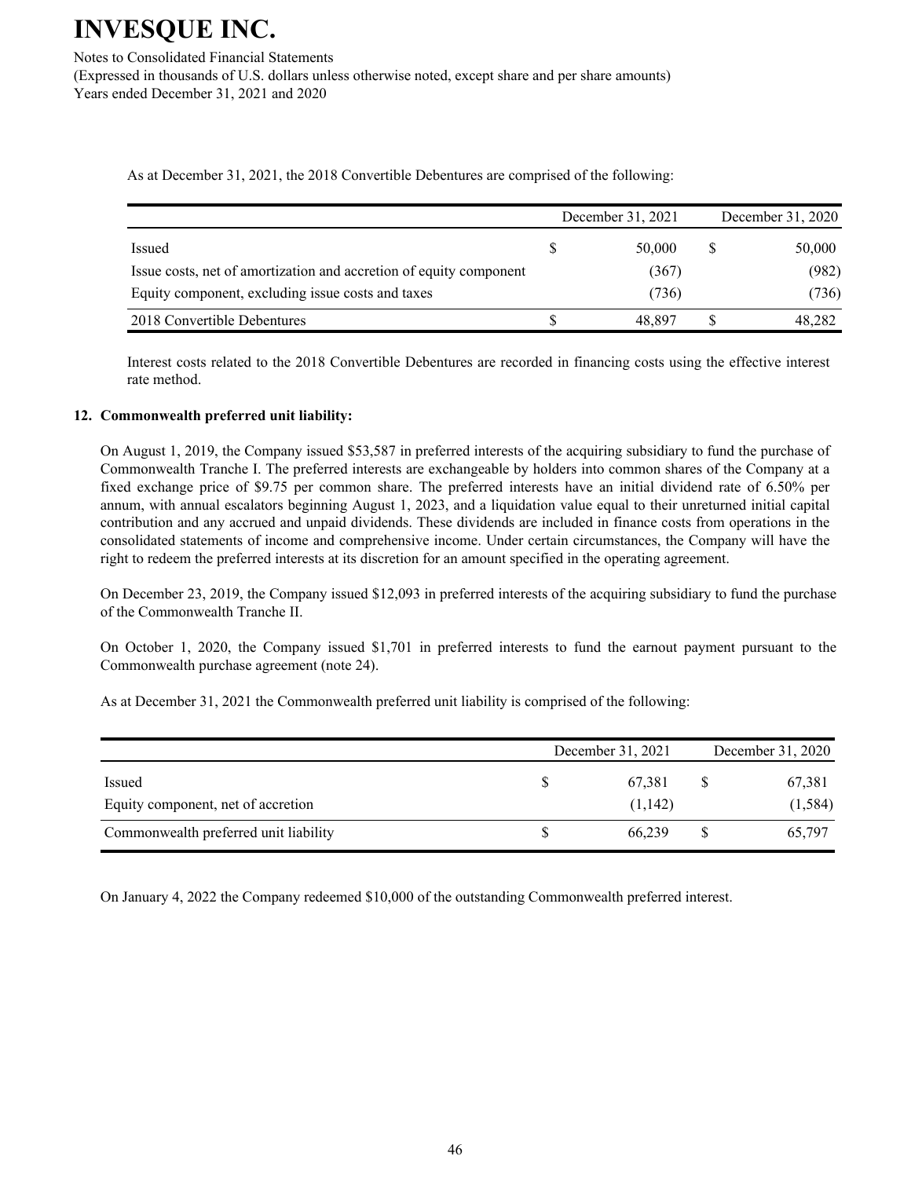As at December 31, 2021, the 2018 Convertible Debentures are comprised of the following:

| | December 31, 2021 | December 31, 2020 |
|---|---|---|
| Issued | $ 50,000 | $ 50,000 |
| Issue costs, net of amortization and accretion of equity component | (367) | (982) |
| Equity component, excluding issue costs and taxes | (736) | (736) |
| 2018 Convertible Debentures | $ 48,897 | $ 48,282 |

Interest costs related to the 2018 Convertible Debentures are recorded in financing costs using the effective interest rate method.

**12. Commonwealth preferred unit liability:**

On August 1, 2019, the Company issued $53,587 in preferred interests of the acquiring subsidiary to fund the purchase of Commonwealth Tranche I. The preferred interests are exchangeable by holders into common shares of the Company at a fixed exchange price of $9.75 per common share. The preferred interests have an initial dividend rate of 6.50% per annum, with annual escalators beginning August 1, 2023, and a liquidation value equal to their unreturned initial capital contribution and any accrued and unpaid dividends. These dividends are included in finance costs from operations in the consolidated statements of income and comprehensive income. Under certain circumstances, the Company will have the right to redeem the preferred interests at its discretion for an amount specified in the operating agreement.

On December 23, 2019, the Company issued $12,093 in preferred interests of the acquiring subsidiary to fund the purchase of the Commonwealth Tranche II.

On October 1, 2020, the Company issued $1,701 in preferred interests to fund the earnout payment pursuant to the Commonwealth purchase agreement (note 24).

As at December 31, 2021 the Commonwealth preferred unit liability is comprised of the following:

| | December 31, 2021 | December 31, 2020 |
|---|---|---|
| Issued | $ 67,381 | $ 67,381 |
| Equity component, net of accretion | (1,142) | (1,584) |
| Commonwealth preferred unit liability | $ 66,239 | $ 65,797 |

On January 4, 2022 the Company redeemed $10,000 of the outstanding Commonwealth preferred interest.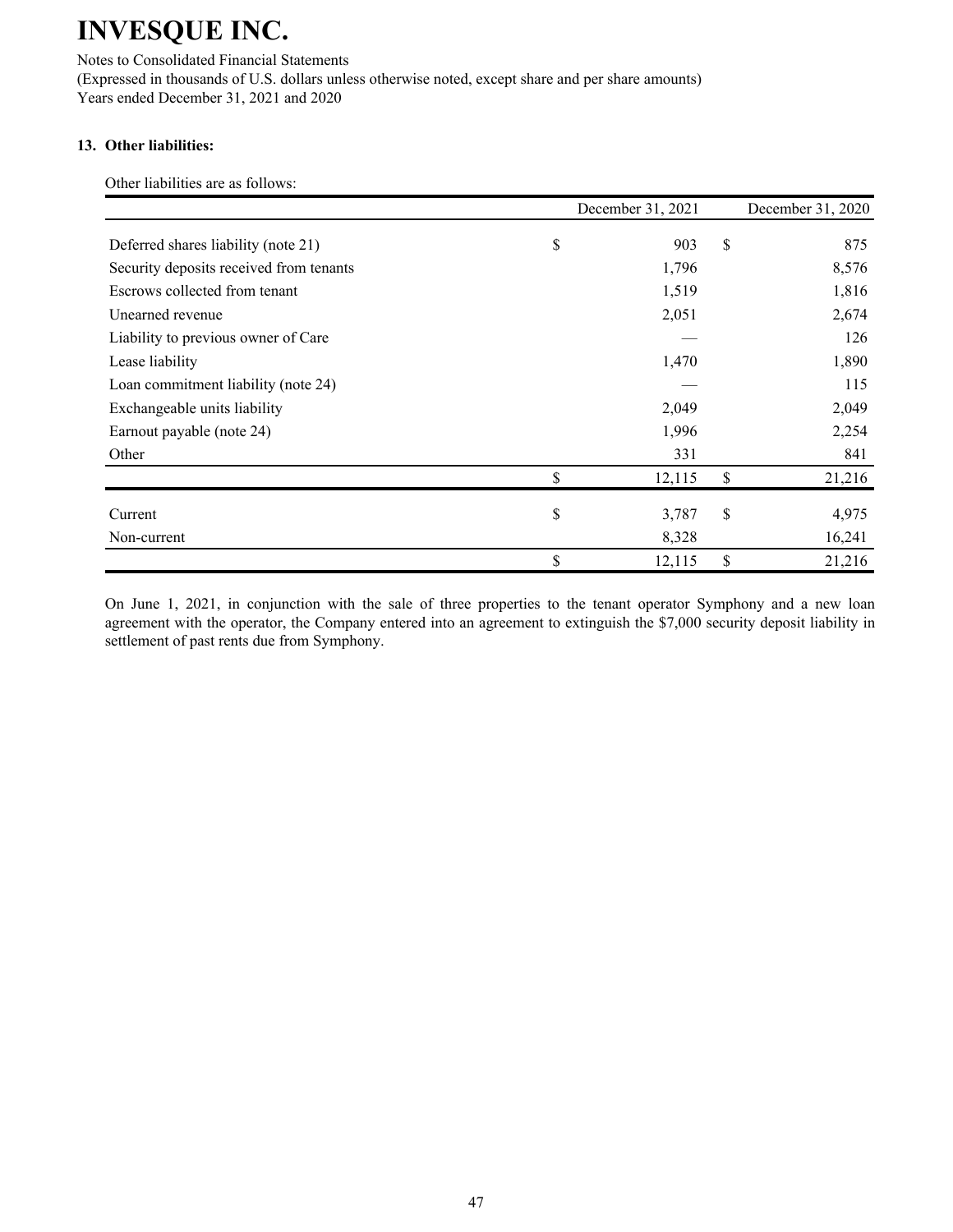**13. Other liabilities:**

Other liabilities are as follows:

| | December 31, 2021 | December 31, 2020 |
|---|---|---|
| Deferred shares liability (note 21) | $ 903 | $ 875 |
| Security deposits received from tenants | 1,796 | 8,576 |
| Escrows collected from tenant | 1,519 | 1,816 |
| Unearned revenue | 2,051 | 2,674 |
| Liability to previous owner of Care | — | 126 |
| Lease liability | 1,470 | 1,890 |
| Loan commitment liability (note 24) | — | 115 |
| Exchangeable units liability | 2,049 | 2,049 |
| Earnout payable (note 24) | 1,996 | 2,254 |
| Other | 331 | 841 |
| | $ 12,115 | $ 21,216 |
| Current | $ 3,787 | $ 4,975 |
| Non-current | 8,328 | 16,241 |
| | $ 12,115 | $ 21,216 |

On June 1, 2021, in conjunction with the sale of three properties to the tenant operator Symphony and a new loan agreement with the operator, the Company entered into an agreement to extinguish the $7,000 security deposit liability in settlement of past rents due from Symphony.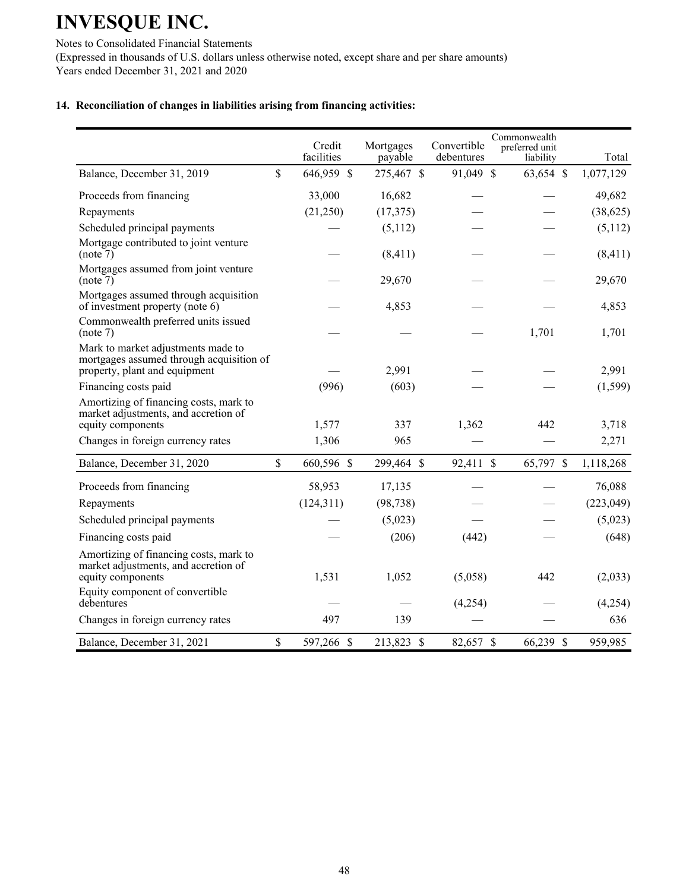# INVESQUE INC.

Notes to Consolidated Financial Statements

(Expressed in thousands of U.S. dollars unless otherwise noted, except share and per share amounts)

Years ended December 31, 2021 and 2020

### 14. Reconciliation of changes in liabilities arising from financing activities:

| | Credit facilities | Mortgages payable | Convertible debentures | Commonwealth preferred unit liability | Total |
|---|---|---|---|---|---|
| Balance, December 31, 2019 | $ 646,959 | $ 275,467 | $ 91,049 | $ 63,654 | $ 1,077,129 |
| Proceeds from financing | 33,000 | 16,682 | — | — | 49,682 |
| Repayments | (21,250) | (17,375) | — | — | (38,625) |
| Scheduled principal payments | — | (5,112) | — | — | (5,112) |
| Mortgage contributed to joint venture (note 7) | — | (8,411) | — | — | (8,411) |
| Mortgages assumed from joint venture (note 7) | — | 29,670 | — | — | 29,670 |
| Mortgages assumed through acquisition of investment property (note 6) | — | 4,853 | — | — | 4,853 |
| Commonwealth preferred units issued (note 7) | — | — | — | 1,701 | 1,701 |
| Mark to market adjustments made to mortgages assumed through acquisition of property, plant and equipment | — | 2,991 | — | — | 2,991 |
| Financing costs paid | (996) | (603) | — | — | (1,599) |
| Amortizing of financing costs, mark to market adjustments, and accretion of equity components | 1,577 | 337 | 1,362 | 442 | 3,718 |
| Changes in foreign currency rates | 1,306 | 965 | — | — | 2,271 |
| Balance, December 31, 2020 | $ 660,596 | $ 299,464 | $ 92,411 | $ 65,797 | $ 1,118,268 |
| Proceeds from financing | 58,953 | 17,135 | — | — | 76,088 |
| Repayments | (124,311) | (98,738) | — | — | (223,049) |
| Scheduled principal payments | — | (5,023) | — | — | (5,023) |
| Financing costs paid | — | (206) | (442) | — | (648) |
| Amortizing of financing costs, mark to market adjustments, and accretion of equity components | 1,531 | 1,052 | (5,058) | 442 | (2,033) |
| Equity component of convertible debentures | — | — | (4,254) | — | (4,254) |
| Changes in foreign currency rates | 497 | 139 | — | — | 636 |
| Balance, December 31, 2021 | $ 597,266 | $ 213,823 | $ 82,657 | $ 66,239 | $ 959,985 |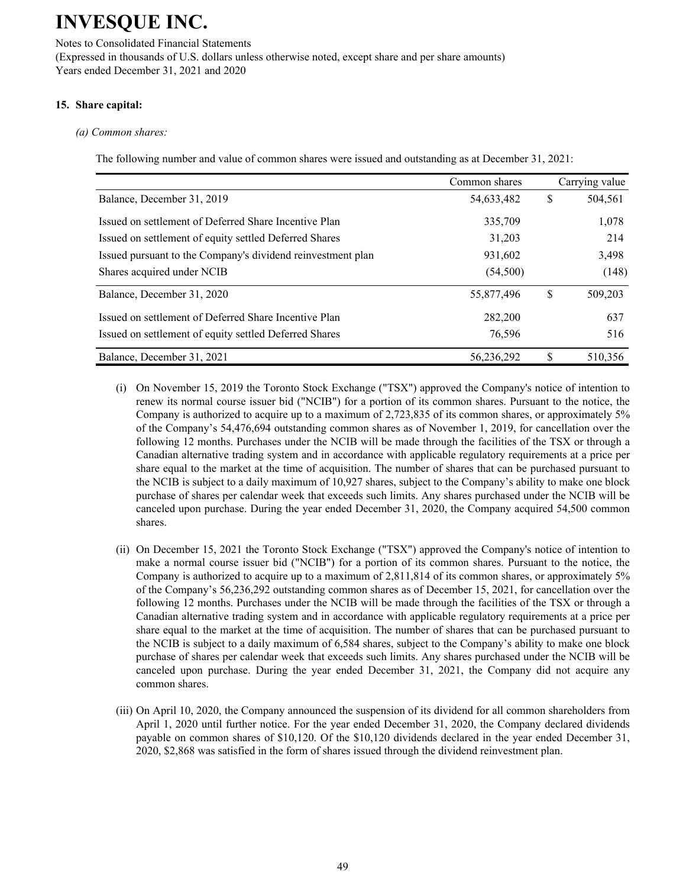# INVESQUE INC.

Notes to Consolidated Financial Statements
(Expressed in thousands of U.S. dollars unless otherwise noted, except share and per share amounts)
Years ended December 31, 2021 and 2020

### 15. Share capital:

*(a) Common shares:*

The following number and value of common shares were issued and outstanding as at December 31, 2021:

| | Common shares | Carrying value |
|---|---|---|
| Balance, December 31, 2019 | 54,633,482 | $ 504,561 |
| Issued on settlement of Deferred Share Incentive Plan | 335,709 | 1,078 |
| Issued on settlement of equity settled Deferred Shares | 31,203 | 214 |
| Issued pursuant to the Company's dividend reinvestment plan | 931,602 | 3,498 |
| Shares acquired under NCIB | (54,500) | (148) |
| Balance, December 31, 2020 | 55,877,496 | $ 509,203 |
| Issued on settlement of Deferred Share Incentive Plan | 282,200 | 637 |
| Issued on settlement of equity settled Deferred Shares | 76,596 | 516 |
| Balance, December 31, 2021 | 56,236,292 | $ 510,356 |

(i) On November 15, 2019 the Toronto Stock Exchange ("TSX") approved the Company's notice of intention to renew its normal course issuer bid ("NCIB") for a portion of its common shares. Pursuant to the notice, the Company is authorized to acquire up to a maximum of 2,723,835 of its common shares, or approximately 5% of the Company's 54,476,694 outstanding common shares as of November 1, 2019, for cancellation over the following 12 months. Purchases under the NCIB will be made through the facilities of the TSX or through a Canadian alternative trading system and in accordance with applicable regulatory requirements at a price per share equal to the market at the time of acquisition. The number of shares that can be purchased pursuant to the NCIB is subject to a daily maximum of 10,927 shares, subject to the Company's ability to make one block purchase of shares per calendar week that exceeds such limits. Any shares purchased under the NCIB will be canceled upon purchase. During the year ended December 31, 2020, the Company acquired 54,500 common shares.

(ii) On December 15, 2021 the Toronto Stock Exchange ("TSX") approved the Company's notice of intention to make a normal course issuer bid ("NCIB") for a portion of its common shares. Pursuant to the notice, the Company is authorized to acquire up to a maximum of 2,811,814 of its common shares, or approximately 5% of the Company's 56,236,292 outstanding common shares as of December 15, 2021, for cancellation over the following 12 months. Purchases under the NCIB will be made through the facilities of the TSX or through a Canadian alternative trading system and in accordance with applicable regulatory requirements at a price per share equal to the market at the time of acquisition. The number of shares that can be purchased pursuant to the NCIB is subject to a daily maximum of 6,584 shares, subject to the Company's ability to make one block purchase of shares per calendar week that exceeds such limits. Any shares purchased under the NCIB will be canceled upon purchase. During the year ended December 31, 2021, the Company did not acquire any common shares.

(iii) On April 10, 2020, the Company announced the suspension of its dividend for all common shareholders from April 1, 2020 until further notice. For the year ended December 31, 2020, the Company declared dividends payable on common shares of $10,120. Of the $10,120 dividends declared in the year ended December 31, 2020, $2,868 was satisfied in the form of shares issued through the dividend reinvestment plan.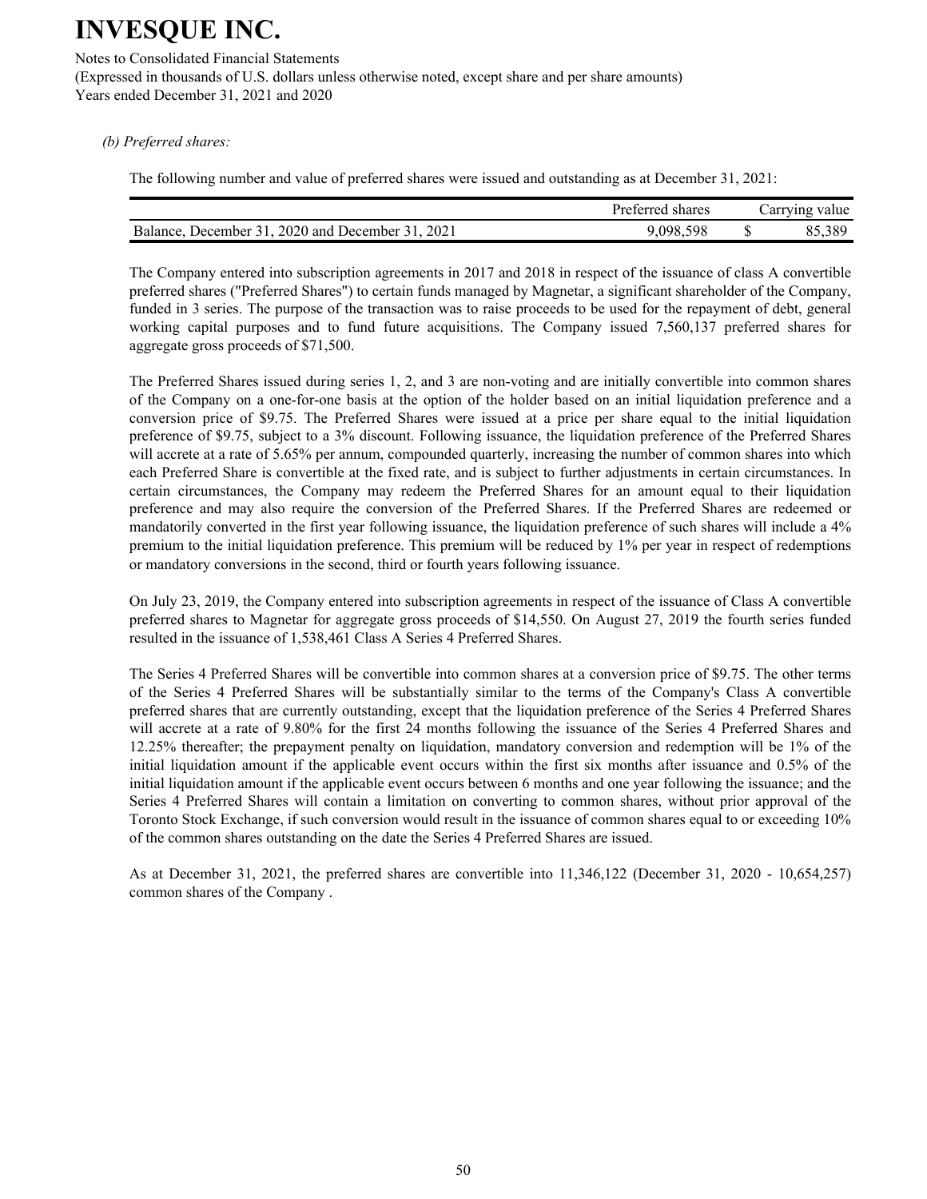*(b) Preferred shares:*

The following number and value of preferred shares were issued and outstanding as at December 31, 2021:

| | Preferred shares | Carrying value |
|---|---|---|
| Balance, December 31, 2020 and December 31, 2021 | 9,098,598 | $ 85,389 |

The Company entered into subscription agreements in 2017 and 2018 in respect of the issuance of class A convertible preferred shares ("Preferred Shares") to certain funds managed by Magnetar, a significant shareholder of the Company, funded in 3 series. The purpose of the transaction was to raise proceeds to be used for the repayment of debt, general working capital purposes and to fund future acquisitions. The Company issued 7,560,137 preferred shares for aggregate gross proceeds of $71,500.

The Preferred Shares issued during series 1, 2, and 3 are non-voting and are initially convertible into common shares of the Company on a one-for-one basis at the option of the holder based on an initial liquidation preference and a conversion price of $9.75. The Preferred Shares were issued at a price per share equal to the initial liquidation preference of $9.75, subject to a 3% discount. Following issuance, the liquidation preference of the Preferred Shares will accrete at a rate of 5.65% per annum, compounded quarterly, increasing the number of common shares into which each Preferred Share is convertible at the fixed rate, and is subject to further adjustments in certain circumstances. In certain circumstances, the Company may redeem the Preferred Shares for an amount equal to their liquidation preference and may also require the conversion of the Preferred Shares. If the Preferred Shares are redeemed or mandatorily converted in the first year following issuance, the liquidation preference of such shares will include a 4% premium to the initial liquidation preference. This premium will be reduced by 1% per year in respect of redemptions or mandatory conversions in the second, third or fourth years following issuance.

On July 23, 2019, the Company entered into subscription agreements in respect of the issuance of Class A convertible preferred shares to Magnetar for aggregate gross proceeds of $14,550. On August 27, 2019 the fourth series funded resulted in the issuance of 1,538,461 Class A Series 4 Preferred Shares.

The Series 4 Preferred Shares will be convertible into common shares at a conversion price of $9.75. The other terms of the Series 4 Preferred Shares will be substantially similar to the terms of the Company's Class A convertible preferred shares that are currently outstanding, except that the liquidation preference of the Series 4 Preferred Shares will accrete at a rate of 9.80% for the first 24 months following the issuance of the Series 4 Preferred Shares and 12.25% thereafter; the prepayment penalty on liquidation, mandatory conversion and redemption will be 1% of the initial liquidation amount if the applicable event occurs within the first six months after issuance and 0.5% of the initial liquidation amount if the applicable event occurs between 6 months and one year following the issuance; and the Series 4 Preferred Shares will contain a limitation on converting to common shares, without prior approval of the Toronto Stock Exchange, if such conversion would result in the issuance of common shares equal to or exceeding 10% of the common shares outstanding on the date the Series 4 Preferred Shares are issued.

As at December 31, 2021, the preferred shares are convertible into 11,346,122 (December 31, 2020 - 10,654,257) common shares of the Company .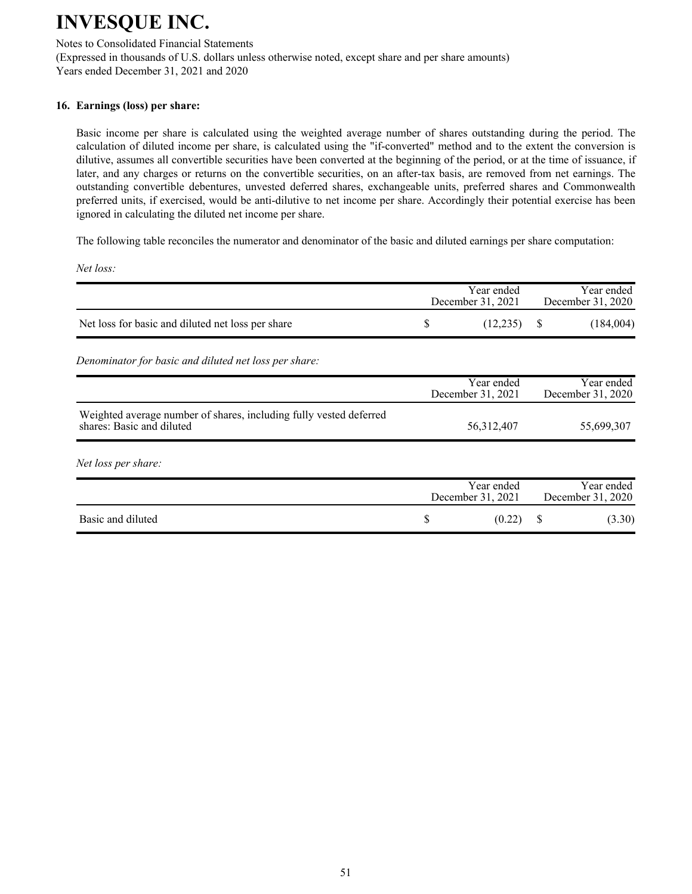# INVESQUE INC.

Notes to Consolidated Financial Statements
(Expressed in thousands of U.S. dollars unless otherwise noted, except share and per share amounts)
Years ended December 31, 2021 and 2020

## 16. Earnings (loss) per share:

Basic income per share is calculated using the weighted average number of shares outstanding during the period. The calculation of diluted income per share, is calculated using the "if-converted" method and to the extent the conversion is dilutive, assumes all convertible securities have been converted at the beginning of the period, or at the time of issuance, if later, and any charges or returns on the convertible securities, on an after-tax basis, are removed from net earnings. The outstanding convertible debentures, unvested deferred shares, exchangeable units, preferred shares and Commonwealth preferred units, if exercised, would be anti-dilutive to net income per share. Accordingly their potential exercise has been ignored in calculating the diluted net income per share.

The following table reconciles the numerator and denominator of the basic and diluted earnings per share computation:

*Net loss:*

| | Year ended December 31, 2021 | Year ended December 31, 2020 |
|---|---|---|
| Net loss for basic and diluted net loss per share | $ (12,235) | $ (184,004) |

*Denominator for basic and diluted net loss per share:*

| | Year ended December 31, 2021 | Year ended December 31, 2020 |
|---|---|---|
| Weighted average number of shares, including fully vested deferred shares: Basic and diluted | 56,312,407 | 55,699,307 |

*Net loss per share:*

| | Year ended December 31, 2021 | Year ended December 31, 2020 |
|---|---|---|
| Basic and diluted | $ (0.22) | $ (3.30) |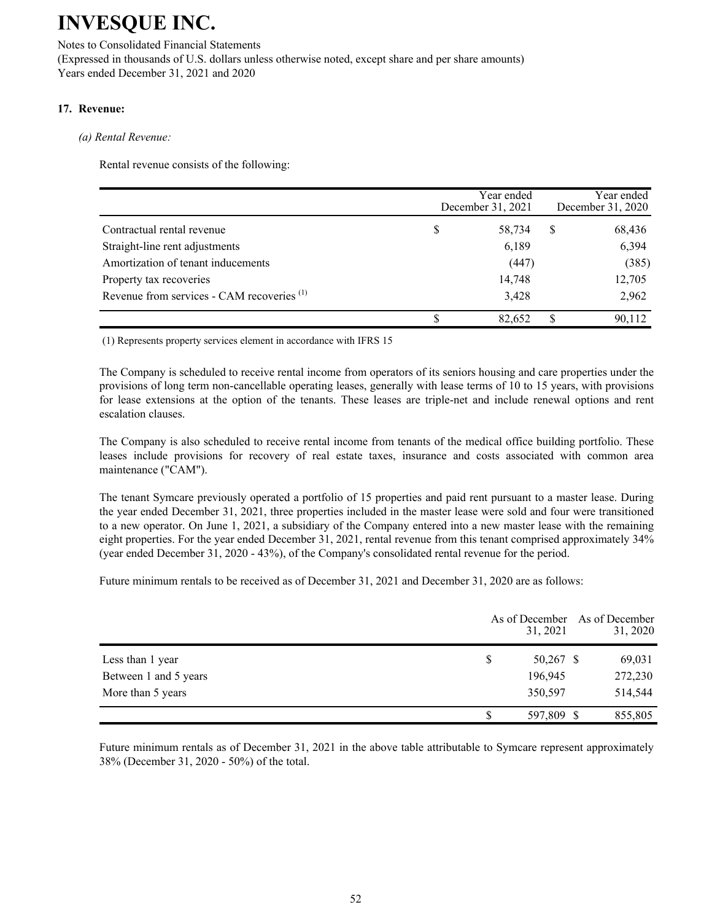# INVESQUE INC.

Notes to Consolidated Financial Statements

(Expressed in thousands of U.S. dollars unless otherwise noted, except share and per share amounts)

Years ended December 31, 2021 and 2020

## 17. Revenue:

### *(a) Rental Revenue:*

Rental revenue consists of the following:

| | Year ended December 31, 2021 | Year ended December 31, 2020 |
|---|---|---|
| Contractual rental revenue | $ 58,734 | $ 68,436 |
| Straight-line rent adjustments | 6,189 | 6,394 |
| Amortization of tenant inducements | (447) | (385) |
| Property tax recoveries | 14,748 | 12,705 |
| Revenue from services - CAM recoveries [1] | 3,428 | 2,962 |
| | $ 82,652 | $ 90,112 |

(1) Represents property services element in accordance with IFRS 15

The Company is scheduled to receive rental income from operators of its seniors housing and care properties under the provisions of long term non-cancellable operating leases, generally with lease terms of 10 to 15 years, with provisions for lease extensions at the option of the tenants. These leases are triple-net and include renewal options and rent escalation clauses.

The Company is also scheduled to receive rental income from tenants of the medical office building portfolio. These leases include provisions for recovery of real estate taxes, insurance and costs associated with common area maintenance ("CAM").

The tenant Symcare previously operated a portfolio of 15 properties and paid rent pursuant to a master lease. During the year ended December 31, 2021, three properties included in the master lease were sold and four were transitioned to a new operator. On June 1, 2021, a subsidiary of the Company entered into a new master lease with the remaining eight properties. For the year ended December 31, 2021, rental revenue from this tenant comprised approximately 34% (year ended December 31, 2020 - 43%), of the Company's consolidated rental revenue for the period.

Future minimum rentals to be received as of December 31, 2021 and December 31, 2020 are as follows:

| | As of December 31, 2021 | As of December 31, 2020 |
|---|---|---|
| Less than 1 year | $ 50,267 | $ 69,031 |
| Between 1 and 5 years | 196,945 | 272,230 |
| More than 5 years | 350,597 | 514,544 |
| | $ 597,809 | $ 855,805 |

Future minimum rentals as of December 31, 2021 in the above table attributable to Symcare represent approximately 38% (December 31, 2020 - 50%) of the total.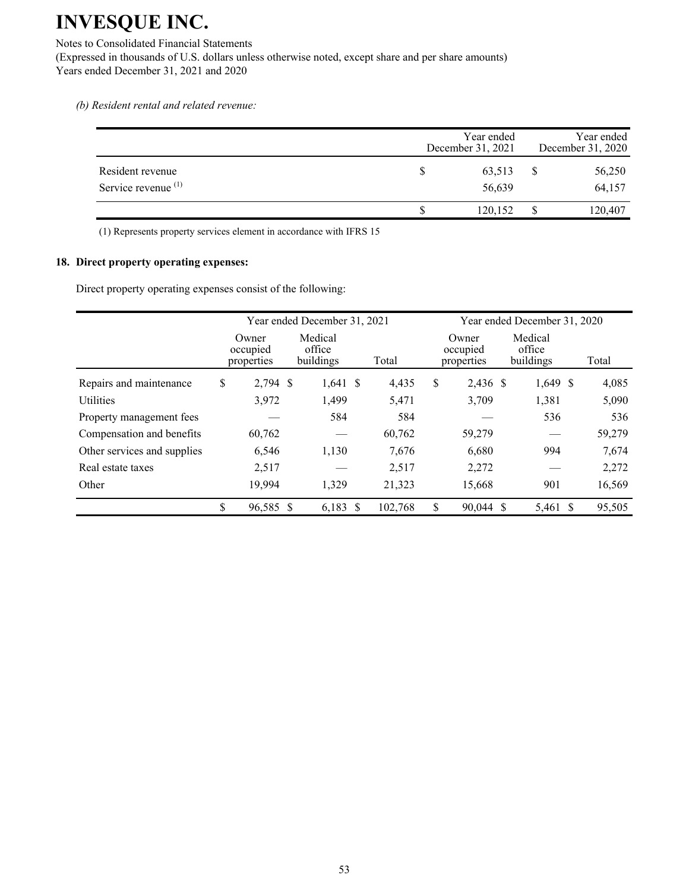*(b) Resident rental and related revenue:*

| | Year ended December 31, 2021 | Year ended December 31, 2020 |
|---|---|---|
| Resident revenue | $ 63,513 | $ 56,250 |
| Service revenue [(1)] | 56,639 | 64,157 |
| | $ 120,152 | $ 120,407 |

(1) Represents property services element in accordance with IFRS 15

## 18. Direct property operating expenses:

Direct property operating expenses consist of the following:

| | Year ended December 31, 2021 | | | Year ended December 31, 2020 | | |
|---|---|---|---|---|---|---|
| | Owner occupied properties | Medical office buildings | Total | Owner occupied properties | Medical office buildings | Total |
| Repairs and maintenance | $ 2,794 | $ 1,641 | $ 4,435 | $ 2,436 | $ 1,649 | $ 4,085 |
| Utilities | 3,972 | 1,499 | 5,471 | 3,709 | 1,381 | 5,090 |
| Property management fees | — | 584 | 584 | — | 536 | 536 |
| Compensation and benefits | 60,762 | — | 60,762 | 59,279 | — | 59,279 |
| Other services and supplies | 6,546 | 1,130 | 7,676 | 6,680 | 994 | 7,674 |
| Real estate taxes | 2,517 | — | 2,517 | 2,272 | — | 2,272 |
| Other | 19,994 | 1,329 | 21,323 | 15,668 | 901 | 16,569 |
| | $ 96,585 | $ 6,183 | $ 102,768 | $ 90,044 | $ 5,461 | $ 95,505 |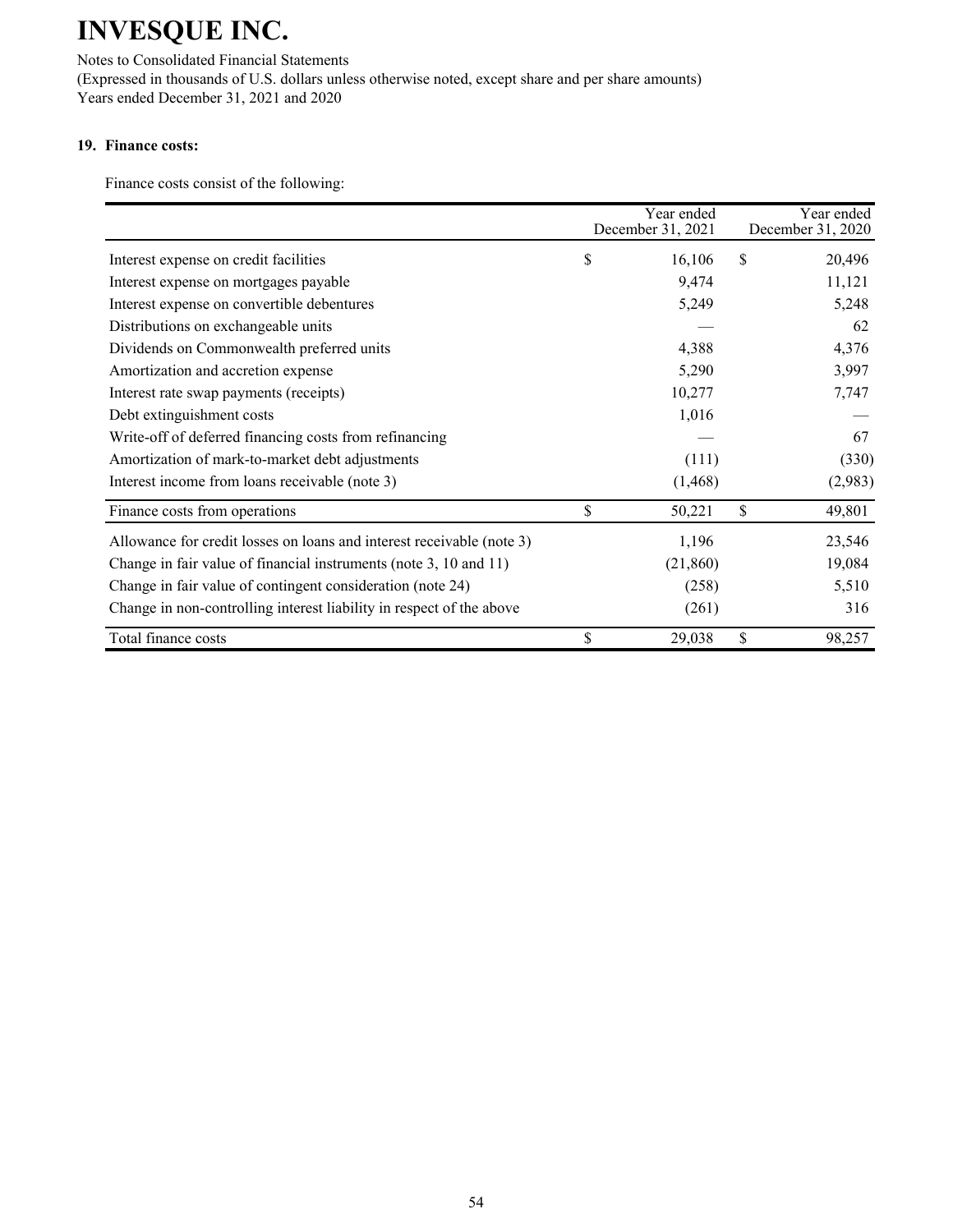# INVESQUE INC.

Notes to Consolidated Financial Statements
(Expressed in thousands of U.S. dollars unless otherwise noted, except share and per share amounts)
Years ended December 31, 2021 and 2020

### 19. Finance costs:

Finance costs consist of the following:

| | Year ended December 31, 2021 | Year ended December 31, 2020 |
|---|---|---|
| Interest expense on credit facilities | $ 16,106 | $ 20,496 |
| Interest expense on mortgages payable | 9,474 | 11,121 |
| Interest expense on convertible debentures | 5,249 | 5,248 |
| Distributions on exchangeable units | — | 62 |
| Dividends on Commonwealth preferred units | 4,388 | 4,376 |
| Amortization and accretion expense | 5,290 | 3,997 |
| Interest rate swap payments (receipts) | 10,277 | 7,747 |
| Debt extinguishment costs | 1,016 | — |
| Write-off of deferred financing costs from refinancing | — | 67 |
| Amortization of mark-to-market debt adjustments | (111) | (330) |
| Interest income from loans receivable (note 3) | (1,468) | (2,983) |
| Finance costs from operations | $ 50,221 | $ 49,801 |
| Allowance for credit losses on loans and interest receivable (note 3) | 1,196 | 23,546 |
| Change in fair value of financial instruments (note 3, 10 and 11) | (21,860) | 19,084 |
| Change in fair value of contingent consideration (note 24) | (258) | 5,510 |
| Change in non-controlling interest liability in respect of the above | (261) | 316 |
| Total finance costs | $ 29,038 | $ 98,257 |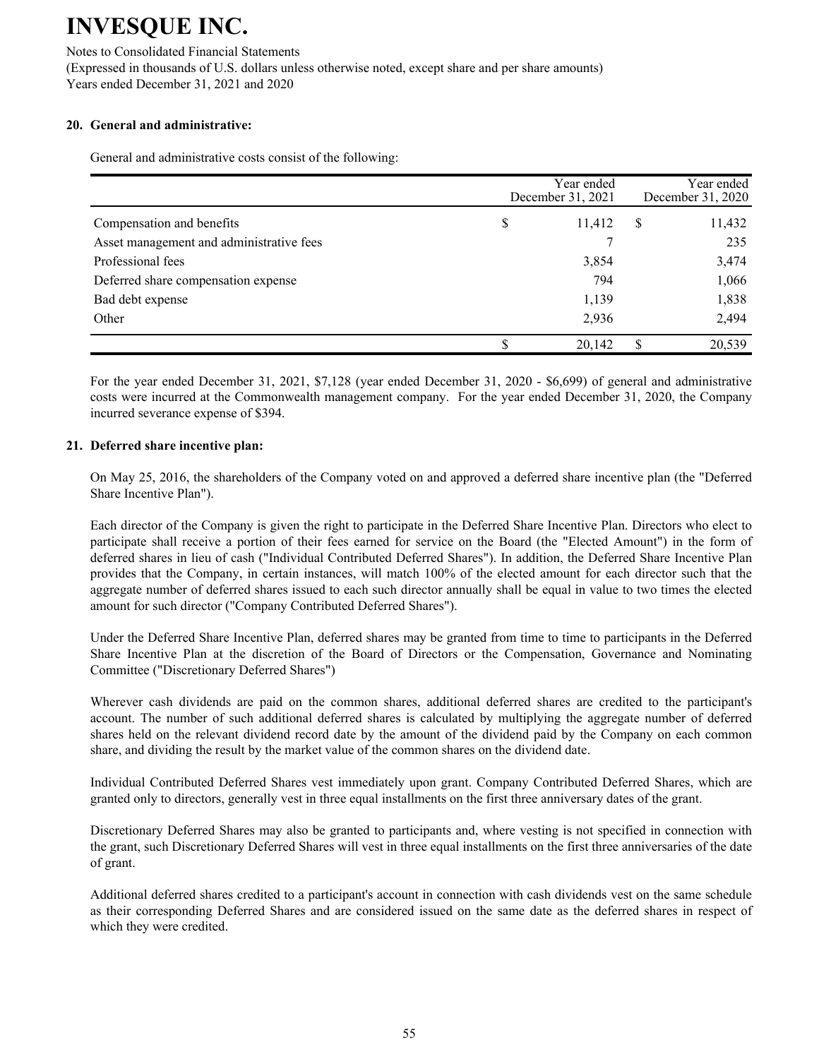# INVESQUE INC.

Notes to Consolidated Financial Statements
(Expressed in thousands of U.S. dollars unless otherwise noted, except share and per share amounts)
Years ended December 31, 2021 and 2020

### 20. General and administrative:

General and administrative costs consist of the following:

| | Year ended December 31, 2021 | Year ended December 31, 2020 |
|---|---|---|
| Compensation and benefits | $ 11,412 | $ 11,432 |
| Asset management and administrative fees | 7 | 235 |
| Professional fees | 3,854 | 3,474 |
| Deferred share compensation expense | 794 | 1,066 |
| Bad debt expense | 1,139 | 1,838 |
| Other | 2,936 | 2,494 |
| | $ 20,142 | $ 20,539 |

For the year ended December 31, 2021, $7,128 (year ended December 31, 2020 - $6,699) of general and administrative costs were incurred at the Commonwealth management company. For the year ended December 31, 2020, the Company incurred severance expense of $394.

### 21. Deferred share incentive plan:

On May 25, 2016, the shareholders of the Company voted on and approved a deferred share incentive plan (the "Deferred Share Incentive Plan").

Each director of the Company is given the right to participate in the Deferred Share Incentive Plan. Directors who elect to participate shall receive a portion of their fees earned for service on the Board (the "Elected Amount") in the form of deferred shares in lieu of cash ("Individual Contributed Deferred Shares"). In addition, the Deferred Share Incentive Plan provides that the Company, in certain instances, will match 100% of the elected amount for each director such that the aggregate number of deferred shares issued to each such director annually shall be equal in value to two times the elected amount for such director ("Company Contributed Deferred Shares").

Under the Deferred Share Incentive Plan, deferred shares may be granted from time to time to participants in the Deferred Share Incentive Plan at the discretion of the Board of Directors or the Compensation, Governance and Nominating Committee ("Discretionary Deferred Shares")

Wherever cash dividends are paid on the common shares, additional deferred shares are credited to the participant's account. The number of such additional deferred shares is calculated by multiplying the aggregate number of deferred shares held on the relevant dividend record date by the amount of the dividend paid by the Company on each common share, and dividing the result by the market value of the common shares on the dividend date.

Individual Contributed Deferred Shares vest immediately upon grant. Company Contributed Deferred Shares, which are granted only to directors, generally vest in three equal installments on the first three anniversary dates of the grant.

Discretionary Deferred Shares may also be granted to participants and, where vesting is not specified in connection with the grant, such Discretionary Deferred Shares will vest in three equal installments on the first three anniversaries of the date of grant.

Additional deferred shares credited to a participant's account in connection with cash dividends vest on the same schedule as their corresponding Deferred Shares and are considered issued on the same date as the deferred shares in respect of which they were credited.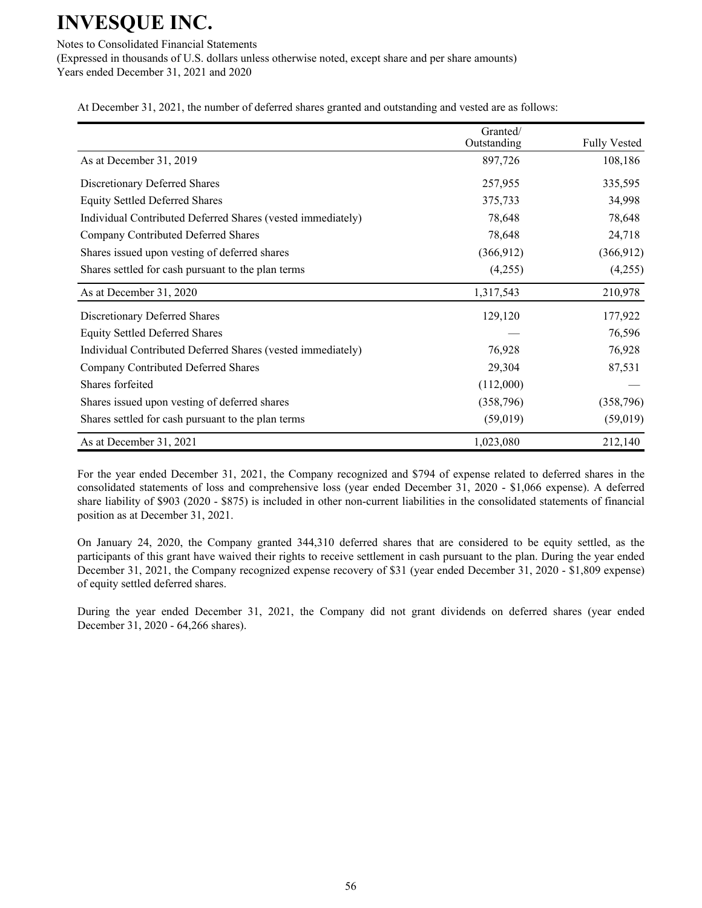At December 31, 2021, the number of deferred shares granted and outstanding and vested are as follows:

| | Granted/ Outstanding | Fully Vested |
|---|---|---|
| As at December 31, 2019 | 897,726 | 108,186 |
| Discretionary Deferred Shares | 257,955 | 335,595 |
| Equity Settled Deferred Shares | 375,733 | 34,998 |
| Individual Contributed Deferred Shares (vested immediately) | 78,648 | 78,648 |
| Company Contributed Deferred Shares | 78,648 | 24,718 |
| Shares issued upon vesting of deferred shares | (366,912) | (366,912) |
| Shares settled for cash pursuant to the plan terms | (4,255) | (4,255) |
| As at December 31, 2020 | 1,317,543 | 210,978 |
| Discretionary Deferred Shares | 129,120 | 177,922 |
| Equity Settled Deferred Shares | — | 76,596 |
| Individual Contributed Deferred Shares (vested immediately) | 76,928 | 76,928 |
| Company Contributed Deferred Shares | 29,304 | 87,531 |
| Shares forfeited | (112,000) | — |
| Shares issued upon vesting of deferred shares | (358,796) | (358,796) |
| Shares settled for cash pursuant to the plan terms | (59,019) | (59,019) |
| As at December 31, 2021 | 1,023,080 | 212,140 |

For the year ended December 31, 2021, the Company recognized and $794 of expense related to deferred shares in the consolidated statements of loss and comprehensive loss (year ended December 31, 2020 - $1,066 expense). A deferred share liability of $903 (2020 - $875) is included in other non-current liabilities in the consolidated statements of financial position as at December 31, 2021.

On January 24, 2020, the Company granted 344,310 deferred shares that are considered to be equity settled, as the participants of this grant have waived their rights to receive settlement in cash pursuant to the plan. During the year ended December 31, 2021, the Company recognized expense recovery of $31 (year ended December 31, 2020 - $1,809 expense) of equity settled deferred shares.

During the year ended December 31, 2021, the Company did not grant dividends on deferred shares (year ended December 31, 2020 - 64,266 shares).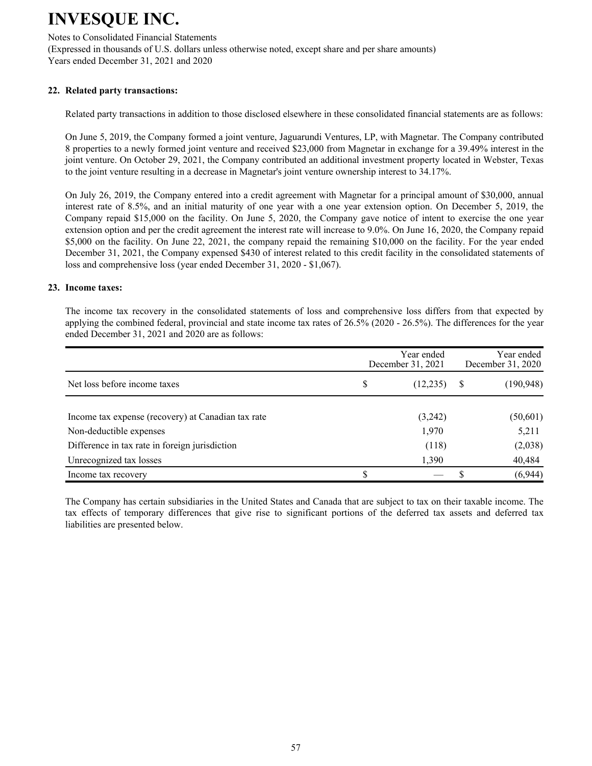## 22. Related party transactions:

Related party transactions in addition to those disclosed elsewhere in these consolidated financial statements are as follows:

On June 5, 2019, the Company formed a joint venture, Jaguarundi Ventures, LP, with Magnetar. The Company contributed 8 properties to a newly formed joint venture and received $23,000 from Magnetar in exchange for a 39.49% interest in the joint venture. On October 29, 2021, the Company contributed an additional investment property located in Webster, Texas to the joint venture resulting in a decrease in Magnetar's joint venture ownership interest to 34.17%.

On July 26, 2019, the Company entered into a credit agreement with Magnetar for a principal amount of $30,000, annual interest rate of 8.5%, and an initial maturity of one year with a one year extension option. On December 5, 2019, the Company repaid $15,000 on the facility. On June 5, 2020, the Company gave notice of intent to exercise the one year extension option and per the credit agreement the interest rate will increase to 9.0%. On June 16, 2020, the Company repaid $5,000 on the facility. On June 22, 2021, the company repaid the remaining $10,000 on the facility. For the year ended December 31, 2021, the Company expensed $430 of interest related to this credit facility in the consolidated statements of loss and comprehensive loss (year ended December 31, 2020 - $1,067).

## 23. Income taxes:

The income tax recovery in the consolidated statements of loss and comprehensive loss differs from that expected by applying the combined federal, provincial and state income tax rates of 26.5% (2020 - 26.5%). The differences for the year ended December 31, 2021 and 2020 are as follows:

| | Year ended December 31, 2021 | Year ended December 31, 2020 |
|---|---|---|
| Net loss before income taxes | $ (12,235) | $ (190,948) |
| Income tax expense (recovery) at Canadian tax rate | (3,242) | (50,601) |
| Non-deductible expenses | 1,970 | 5,211 |
| Difference in tax rate in foreign jurisdiction | (118) | (2,038) |
| Unrecognized tax losses | 1,390 | 40,484 |
| Income tax recovery | $ — | $ (6,944) |

The Company has certain subsidiaries in the United States and Canada that are subject to tax on their taxable income. The tax effects of temporary differences that give rise to significant portions of the deferred tax assets and deferred tax liabilities are presented below.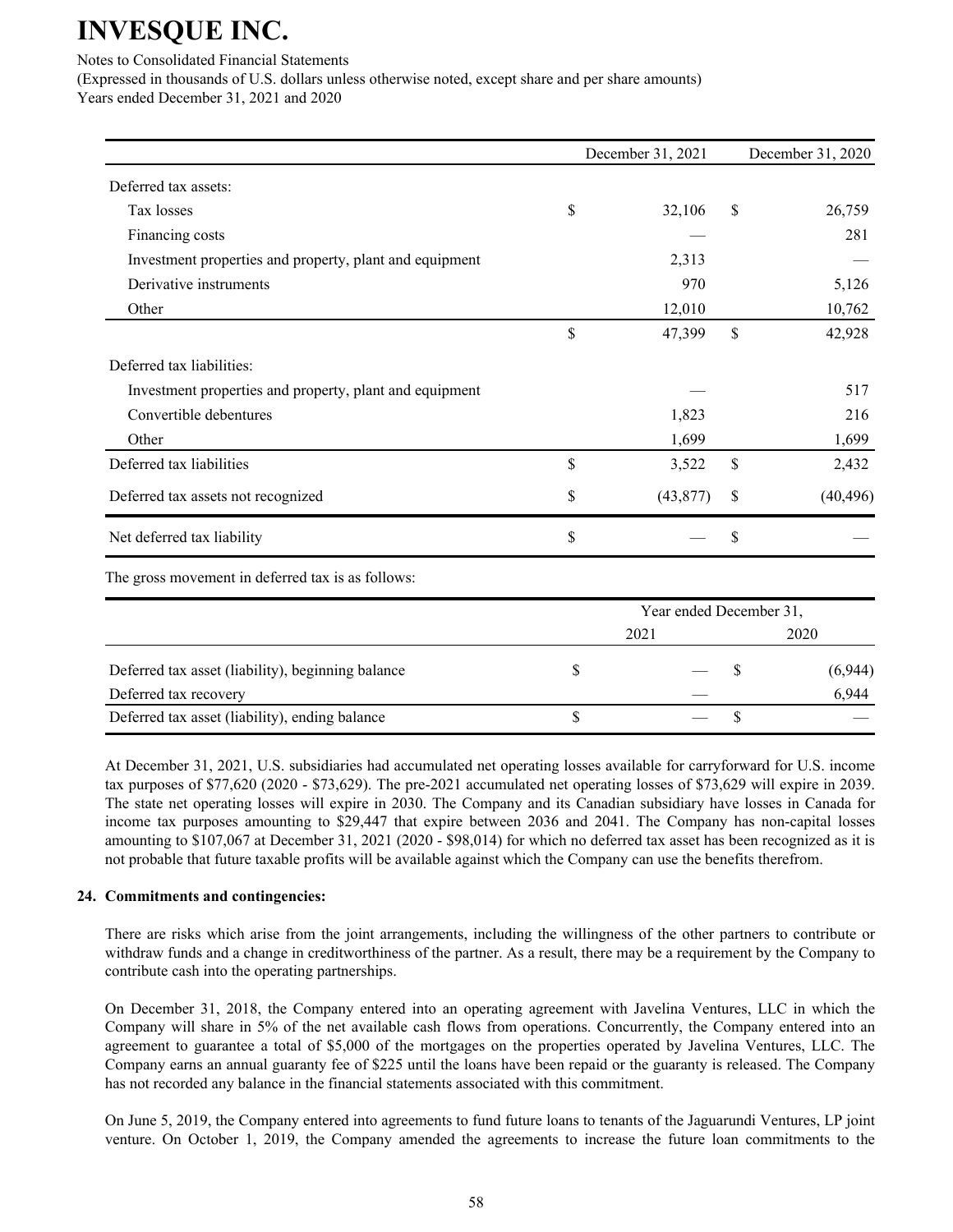|  | December 31, 2021 | December 31, 2020 |
|---|---|---|
| Deferred tax assets: |  |  |
| Tax losses | $ 32,106 | $ 26,759 |
| Financing costs | — | 281 |
| Investment properties and property, plant and equipment | 2,313 | — |
| Derivative instruments | 970 | 5,126 |
| Other | 12,010 | 10,762 |
|  | $ 47,399 | $ 42,928 |
| Deferred tax liabilities: |  |  |
| Investment properties and property, plant and equipment | — | 517 |
| Convertible debentures | 1,823 | 216 |
| Other | 1,699 | 1,699 |
| Deferred tax liabilities | $ 3,522 | $ 2,432 |
| Deferred tax assets not recognized | $ (43,877) | $ (40,496) |
| Net deferred tax liability | $ — | $ — |

The gross movement in deferred tax is as follows:

|  | Year ended December 31, | |
|---|---|---|
|  | 2021 | 2020 |
| Deferred tax asset (liability), beginning balance | $ — | $ (6,944) |
| Deferred tax recovery | — | 6,944 |
| Deferred tax asset (liability), ending balance | $ — | $ — |

At December 31, 2021, U.S. subsidiaries had accumulated net operating losses available for carryforward for U.S. income tax purposes of $77,620 (2020 - $73,629). The pre-2021 accumulated net operating losses of $73,629 will expire in 2039. The state net operating losses will expire in 2030. The Company and its Canadian subsidiary have losses in Canada for income tax purposes amounting to $29,447 that expire between 2036 and 2041. The Company has non-capital losses amounting to $107,067 at December 31, 2021 (2020 - $98,014) for which no deferred tax asset has been recognized as it is not probable that future taxable profits will be available against which the Company can use the benefits therefrom.

## 24. Commitments and contingencies:

There are risks which arise from the joint arrangements, including the willingness of the other partners to contribute or withdraw funds and a change in creditworthiness of the partner. As a result, there may be a requirement by the Company to contribute cash into the operating partnerships.

On December 31, 2018, the Company entered into an operating agreement with Javelina Ventures, LLC in which the Company will share in 5% of the net available cash flows from operations. Concurrently, the Company entered into an agreement to guarantee a total of $5,000 of the mortgages on the properties operated by Javelina Ventures, LLC. The Company earns an annual guaranty fee of $225 until the loans have been repaid or the guaranty is released. The Company has not recorded any balance in the financial statements associated with this commitment.

On June 5, 2019, the Company entered into agreements to fund future loans to tenants of the Jaguarundi Ventures, LP joint venture. On October 1, 2019, the Company amended the agreements to increase the future loan commitments to the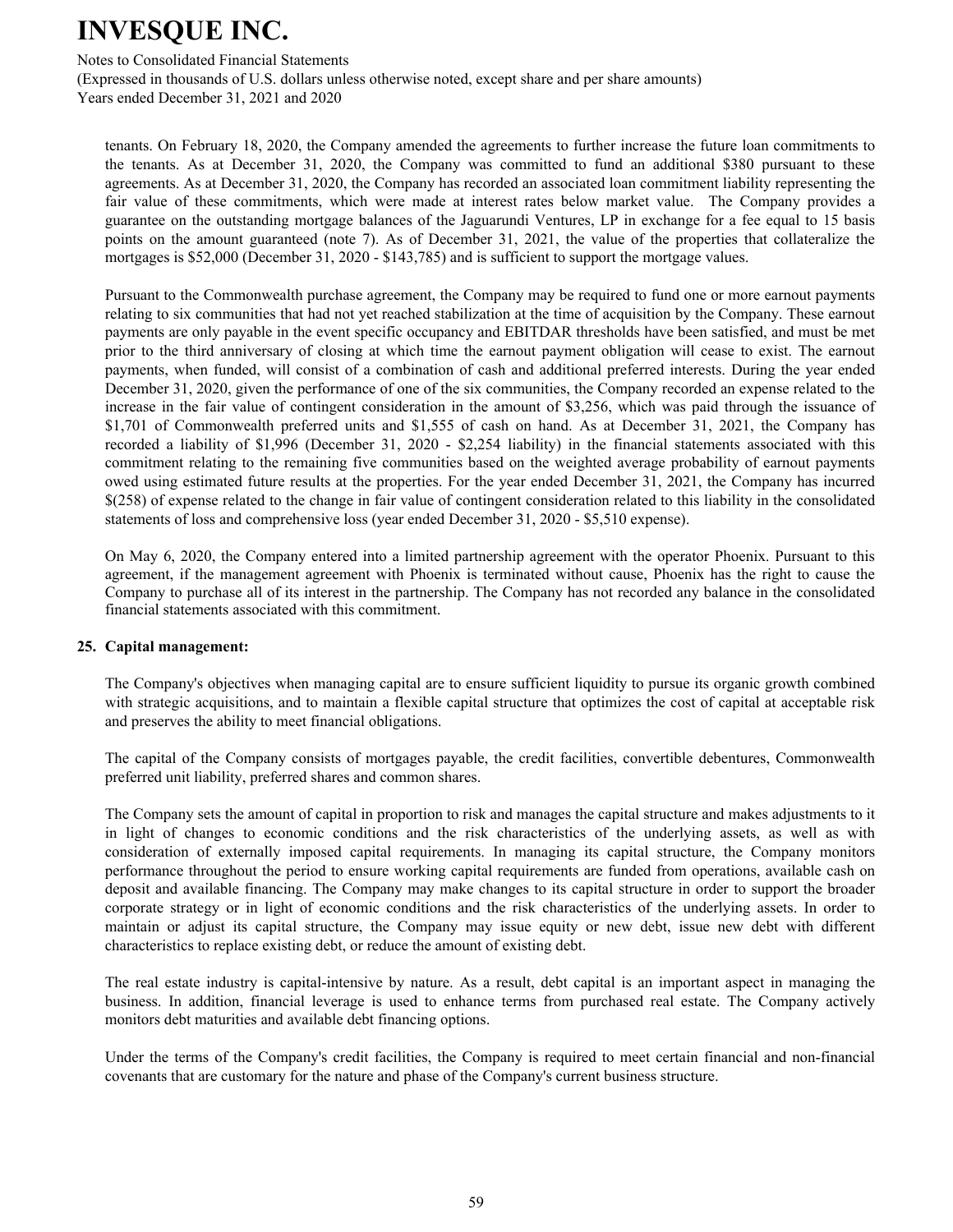tenants. On February 18, 2020, the Company amended the agreements to further increase the future loan commitments to the tenants. As at December 31, 2020, the Company was committed to fund an additional $380 pursuant to these agreements. As at December 31, 2020, the Company has recorded an associated loan commitment liability representing the fair value of these commitments, which were made at interest rates below market value. The Company provides a guarantee on the outstanding mortgage balances of the Jaguarundi Ventures, LP in exchange for a fee equal to 15 basis points on the amount guaranteed (note 7). As of December 31, 2021, the value of the properties that collateralize the mortgages is $52,000 (December 31, 2020 - $143,785) and is sufficient to support the mortgage values.

Pursuant to the Commonwealth purchase agreement, the Company may be required to fund one or more earnout payments relating to six communities that had not yet reached stabilization at the time of acquisition by the Company. These earnout payments are only payable in the event specific occupancy and EBITDAR thresholds have been satisfied, and must be met prior to the third anniversary of closing at which time the earnout payment obligation will cease to exist. The earnout payments, when funded, will consist of a combination of cash and additional preferred interests. During the year ended December 31, 2020, given the performance of one of the six communities, the Company recorded an expense related to the increase in the fair value of contingent consideration in the amount of $3,256, which was paid through the issuance of $1,701 of Commonwealth preferred units and $1,555 of cash on hand. As at December 31, 2021, the Company has recorded a liability of $1,996 (December 31, 2020 - $2,254 liability) in the financial statements associated with this commitment relating to the remaining five communities based on the weighted average probability of earnout payments owed using estimated future results at the properties. For the year ended December 31, 2021, the Company has incurred $(258) of expense related to the change in fair value of contingent consideration related to this liability in the consolidated statements of loss and comprehensive loss (year ended December 31, 2020 - $5,510 expense).

On May 6, 2020, the Company entered into a limited partnership agreement with the operator Phoenix. Pursuant to this agreement, if the management agreement with Phoenix is terminated without cause, Phoenix has the right to cause the Company to purchase all of its interest in the partnership. The Company has not recorded any balance in the consolidated financial statements associated with this commitment.

## 25. Capital management:

The Company's objectives when managing capital are to ensure sufficient liquidity to pursue its organic growth combined with strategic acquisitions, and to maintain a flexible capital structure that optimizes the cost of capital at acceptable risk and preserves the ability to meet financial obligations.

The capital of the Company consists of mortgages payable, the credit facilities, convertible debentures, Commonwealth preferred unit liability, preferred shares and common shares.

The Company sets the amount of capital in proportion to risk and manages the capital structure and makes adjustments to it in light of changes to economic conditions and the risk characteristics of the underlying assets, as well as with consideration of externally imposed capital requirements. In managing its capital structure, the Company monitors performance throughout the period to ensure working capital requirements are funded from operations, available cash on deposit and available financing. The Company may make changes to its capital structure in order to support the broader corporate strategy or in light of economic conditions and the risk characteristics of the underlying assets. In order to maintain or adjust its capital structure, the Company may issue equity or new debt, issue new debt with different characteristics to replace existing debt, or reduce the amount of existing debt.

The real estate industry is capital-intensive by nature. As a result, debt capital is an important aspect in managing the business. In addition, financial leverage is used to enhance terms from purchased real estate. The Company actively monitors debt maturities and available debt financing options.

Under the terms of the Company's credit facilities, the Company is required to meet certain financial and non-financial covenants that are customary for the nature and phase of the Company's current business structure.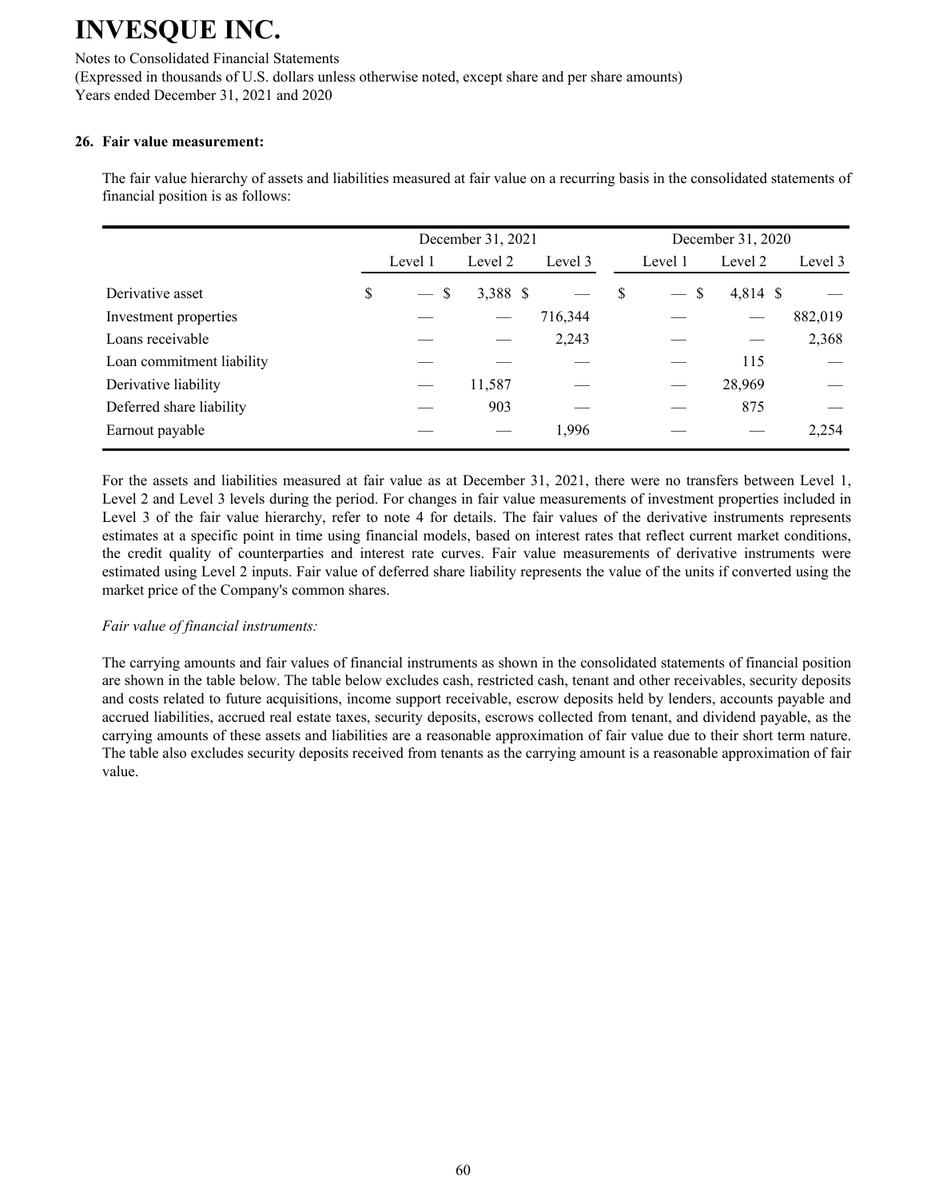# INVESQUE INC.

Notes to Consolidated Financial Statements

(Expressed in thousands of U.S. dollars unless otherwise noted, except share and per share amounts)

Years ended December 31, 2021 and 2020

**26. Fair value measurement:**

The fair value hierarchy of assets and liabilities measured at fair value on a recurring basis in the consolidated statements of financial position is as follows:

| | December 31, 2021 | | | December 31, 2020 | | |
|---|---|---|---|---|---|---|
| | Level 1 | Level 2 | Level 3 | Level 1 | Level 2 | Level 3 |
| Derivative asset | $ — | $ 3,388 | $ — | $ — | $ 4,814 | $ — |
| Investment properties | — | — | 716,344 | — | — | 882,019 |
| Loans receivable | — | — | 2,243 | — | — | 2,368 |
| Loan commitment liability | — | — | — | — | 115 | — |
| Derivative liability | — | 11,587 | — | — | 28,969 | — |
| Deferred share liability | — | 903 | — | — | 875 | — |
| Earnout payable | — | — | 1,996 | — | — | 2,254 |

For the assets and liabilities measured at fair value as at December 31, 2021, there were no transfers between Level 1, Level 2 and Level 3 levels during the period. For changes in fair value measurements of investment properties included in Level 3 of the fair value hierarchy, refer to note 4 for details. The fair values of the derivative instruments represents estimates at a specific point in time using financial models, based on interest rates that reflect current market conditions, the credit quality of counterparties and interest rate curves. Fair value measurements of derivative instruments were estimated using Level 2 inputs. Fair value of deferred share liability represents the value of the units if converted using the market price of the Company's common shares.

*Fair value of financial instruments:*

The carrying amounts and fair values of financial instruments as shown in the consolidated statements of financial position are shown in the table below. The table below excludes cash, restricted cash, tenant and other receivables, security deposits and costs related to future acquisitions, income support receivable, escrow deposits held by lenders, accounts payable and accrued liabilities, accrued real estate taxes, security deposits, escrows collected from tenant, and dividend payable, as the carrying amounts of these assets and liabilities are a reasonable approximation of fair value due to their short term nature. The table also excludes security deposits received from tenants as the carrying amount is a reasonable approximation of fair value.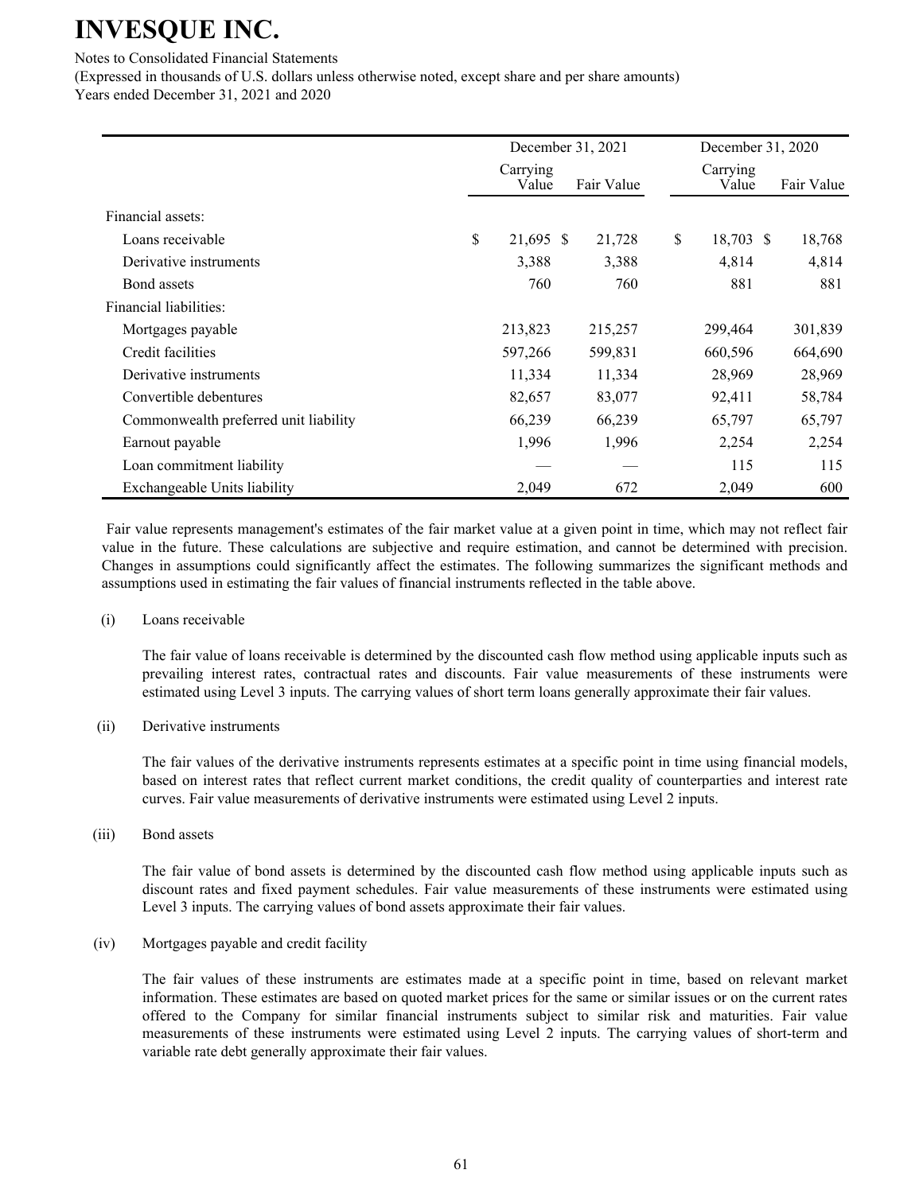# INVESQUE INC.

Notes to Consolidated Financial Statements

(Expressed in thousands of U.S. dollars unless otherwise noted, except share and per share amounts)

Years ended December 31, 2021 and 2020

| | December 31, 2021 | | December 31, 2020 | |
|---|---|---|---|---|
| | Carrying Value | Fair Value | Carrying Value | Fair Value |
| Financial assets: | | | | |
| Loans receivable | $ 21,695 | $ 21,728 | $ 18,703 | $ 18,768 |
| Derivative instruments | 3,388 | 3,388 | 4,814 | 4,814 |
| Bond assets | 760 | 760 | 881 | 881 |
| Financial liabilities: | | | | |
| Mortgages payable | 213,823 | 215,257 | 299,464 | 301,839 |
| Credit facilities | 597,266 | 599,831 | 660,596 | 664,690 |
| Derivative instruments | 11,334 | 11,334 | 28,969 | 28,969 |
| Convertible debentures | 82,657 | 83,077 | 92,411 | 58,784 |
| Commonwealth preferred unit liability | 66,239 | 66,239 | 65,797 | 65,797 |
| Earnout payable | 1,996 | 1,996 | 2,254 | 2,254 |
| Loan commitment liability | — | — | 115 | 115 |
| Exchangeable Units liability | 2,049 | 672 | 2,049 | 600 |

Fair value represents management's estimates of the fair market value at a given point in time, which may not reflect fair value in the future. These calculations are subjective and require estimation, and cannot be determined with precision. Changes in assumptions could significantly affect the estimates. The following summarizes the significant methods and assumptions used in estimating the fair values of financial instruments reflected in the table above.

(i) Loans receivable

The fair value of loans receivable is determined by the discounted cash flow method using applicable inputs such as prevailing interest rates, contractual rates and discounts. Fair value measurements of these instruments were estimated using Level 3 inputs. The carrying values of short term loans generally approximate their fair values.

(ii) Derivative instruments

The fair values of the derivative instruments represents estimates at a specific point in time using financial models, based on interest rates that reflect current market conditions, the credit quality of counterparties and interest rate curves. Fair value measurements of derivative instruments were estimated using Level 2 inputs.

(iii) Bond assets

The fair value of bond assets is determined by the discounted cash flow method using applicable inputs such as discount rates and fixed payment schedules. Fair value measurements of these instruments were estimated using Level 3 inputs. The carrying values of bond assets approximate their fair values.

(iv) Mortgages payable and credit facility

The fair values of these instruments are estimates made at a specific point in time, based on relevant market information. These estimates are based on quoted market prices for the same or similar issues or on the current rates offered to the Company for similar financial instruments subject to similar risk and maturities. Fair value measurements of these instruments were estimated using Level 2 inputs. The carrying values of short-term and variable rate debt generally approximate their fair values.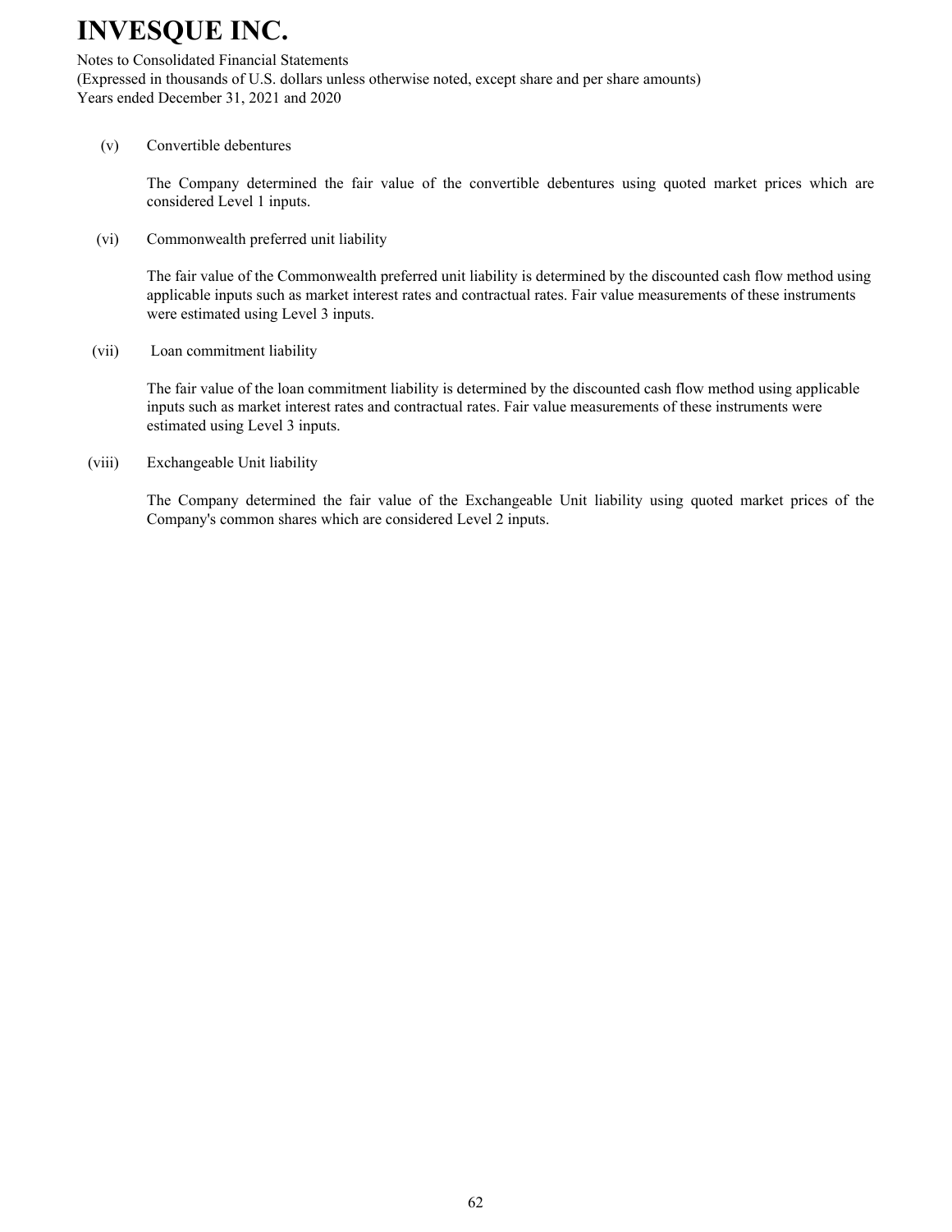(v) Convertible debentures

The Company determined the fair value of the convertible debentures using quoted market prices which are considered Level 1 inputs.

(vi) Commonwealth preferred unit liability

The fair value of the Commonwealth preferred unit liability is determined by the discounted cash flow method using applicable inputs such as market interest rates and contractual rates. Fair value measurements of these instruments were estimated using Level 3 inputs.

(vii) Loan commitment liability

The fair value of the loan commitment liability is determined by the discounted cash flow method using applicable inputs such as market interest rates and contractual rates. Fair value measurements of these instruments were estimated using Level 3 inputs.

(viii) Exchangeable Unit liability

The Company determined the fair value of the Exchangeable Unit liability using quoted market prices of the Company's common shares which are considered Level 2 inputs.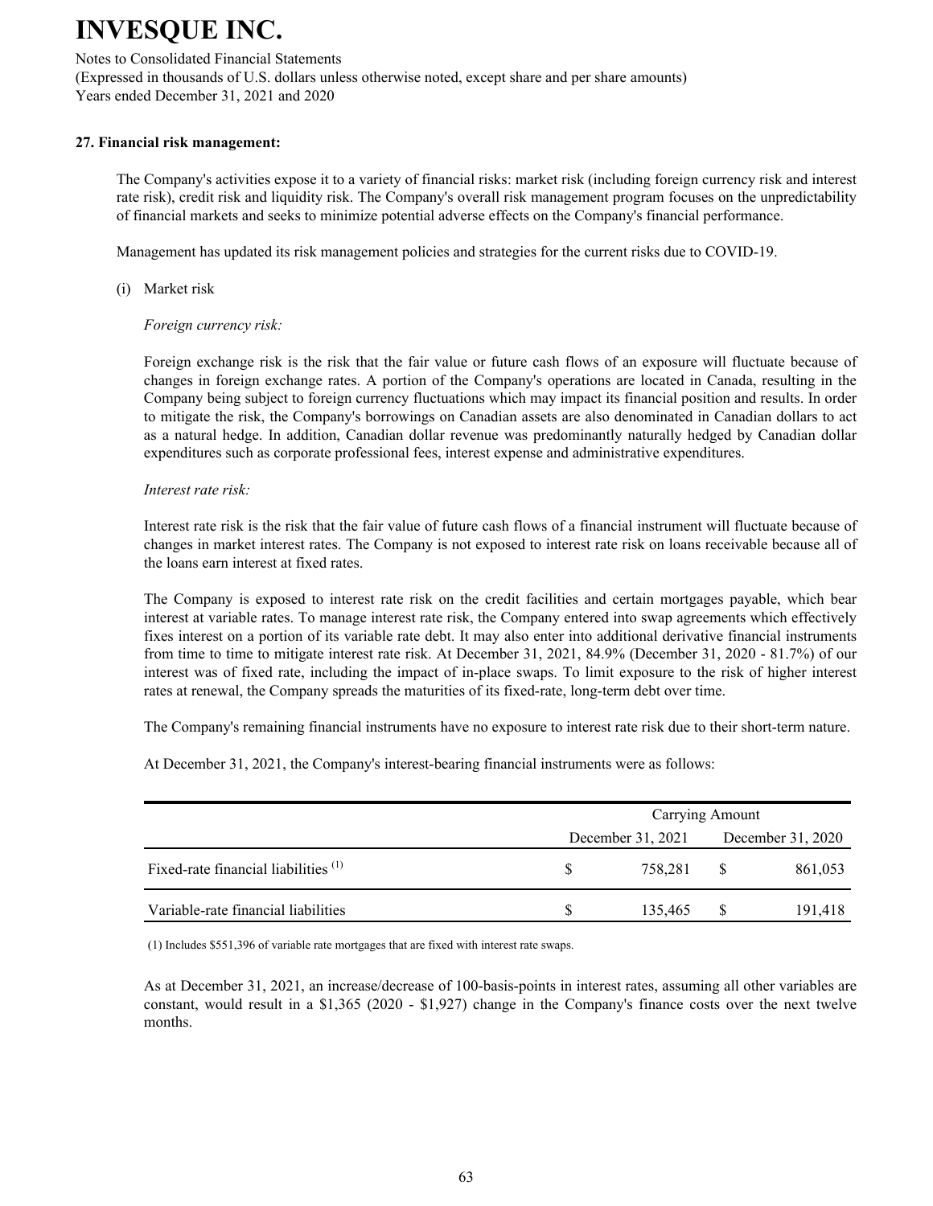# INVESQUE INC.

Notes to Consolidated Financial Statements
(Expressed in thousands of U.S. dollars unless otherwise noted, except share and per share amounts)
Years ended December 31, 2021 and 2020

**27. Financial risk management:**

The Company's activities expose it to a variety of financial risks: market risk (including foreign currency risk and interest rate risk), credit risk and liquidity risk. The Company's overall risk management program focuses on the unpredictability of financial markets and seeks to minimize potential adverse effects on the Company's financial performance.

Management has updated its risk management policies and strategies for the current risks due to COVID-19.

(i) Market risk

*Foreign currency risk:*

Foreign exchange risk is the risk that the fair value or future cash flows of an exposure will fluctuate because of changes in foreign exchange rates. A portion of the Company's operations are located in Canada, resulting in the Company being subject to foreign currency fluctuations which may impact its financial position and results. In order to mitigate the risk, the Company's borrowings on Canadian assets are also denominated in Canadian dollars to act as a natural hedge. In addition, Canadian dollar revenue was predominantly naturally hedged by Canadian dollar expenditures such as corporate professional fees, interest expense and administrative expenditures.

*Interest rate risk:*

Interest rate risk is the risk that the fair value of future cash flows of a financial instrument will fluctuate because of changes in market interest rates. The Company is not exposed to interest rate risk on loans receivable because all of the loans earn interest at fixed rates.

The Company is exposed to interest rate risk on the credit facilities and certain mortgages payable, which bear interest at variable rates. To manage interest rate risk, the Company entered into swap agreements which effectively fixes interest on a portion of its variable rate debt. It may also enter into additional derivative financial instruments from time to time to mitigate interest rate risk. At December 31, 2021, 84.9% (December 31, 2020 - 81.7%) of our interest was of fixed rate, including the impact of in-place swaps. To limit exposure to the risk of higher interest rates at renewal, the Company spreads the maturities of its fixed-rate, long-term debt over time.

The Company's remaining financial instruments have no exposure to interest rate risk due to their short-term nature.

At December 31, 2021, the Company's interest-bearing financial instruments were as follows:

| | Carrying Amount | |
|---|---|---|
| | December 31, 2021 | December 31, 2020 |
| Fixed-rate financial liabilities [1] | $ 758,281 | $ 861,053 |
| Variable-rate financial liabilities | $ 135,465 | $ 191,418 |

(1) Includes $551,396 of variable rate mortgages that are fixed with interest rate swaps.

As at December 31, 2021, an increase/decrease of 100-basis-points in interest rates, assuming all other variables are constant, would result in a $1,365 (2020 - $1,927) change in the Company's finance costs over the next twelve months.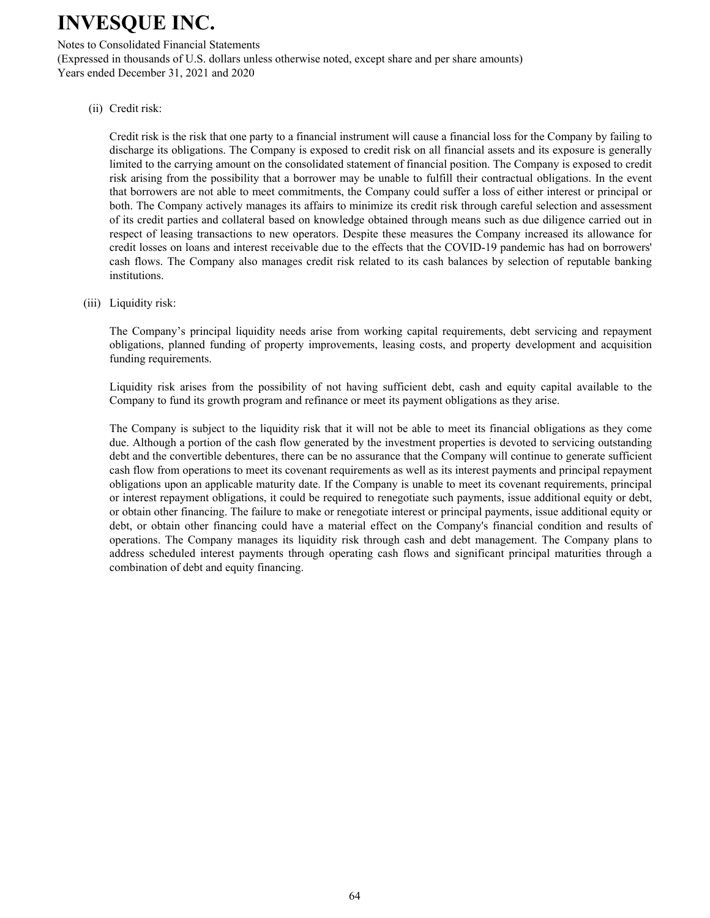(ii) Credit risk:

Credit risk is the risk that one party to a financial instrument will cause a financial loss for the Company by failing to discharge its obligations. The Company is exposed to credit risk on all financial assets and its exposure is generally limited to the carrying amount on the consolidated statement of financial position. The Company is exposed to credit risk arising from the possibility that a borrower may be unable to fulfill their contractual obligations. In the event that borrowers are not able to meet commitments, the Company could suffer a loss of either interest or principal or both. The Company actively manages its affairs to minimize its credit risk through careful selection and assessment of its credit parties and collateral based on knowledge obtained through means such as due diligence carried out in respect of leasing transactions to new operators. Despite these measures the Company increased its allowance for credit losses on loans and interest receivable due to the effects that the COVID-19 pandemic has had on borrowers' cash flows. The Company also manages credit risk related to its cash balances by selection of reputable banking institutions.

(iii) Liquidity risk:

The Company's principal liquidity needs arise from working capital requirements, debt servicing and repayment obligations, planned funding of property improvements, leasing costs, and property development and acquisition funding requirements.

Liquidity risk arises from the possibility of not having sufficient debt, cash and equity capital available to the Company to fund its growth program and refinance or meet its payment obligations as they arise.

The Company is subject to the liquidity risk that it will not be able to meet its financial obligations as they come due. Although a portion of the cash flow generated by the investment properties is devoted to servicing outstanding debt and the convertible debentures, there can be no assurance that the Company will continue to generate sufficient cash flow from operations to meet its covenant requirements as well as its interest payments and principal repayment obligations upon an applicable maturity date. If the Company is unable to meet its covenant requirements, principal or interest repayment obligations, it could be required to renegotiate such payments, issue additional equity or debt, or obtain other financing. The failure to make or renegotiate interest or principal payments, issue additional equity or debt, or obtain other financing could have a material effect on the Company's financial condition and results of operations. The Company manages its liquidity risk through cash and debt management. The Company plans to address scheduled interest payments through operating cash flows and significant principal maturities through a combination of debt and equity financing.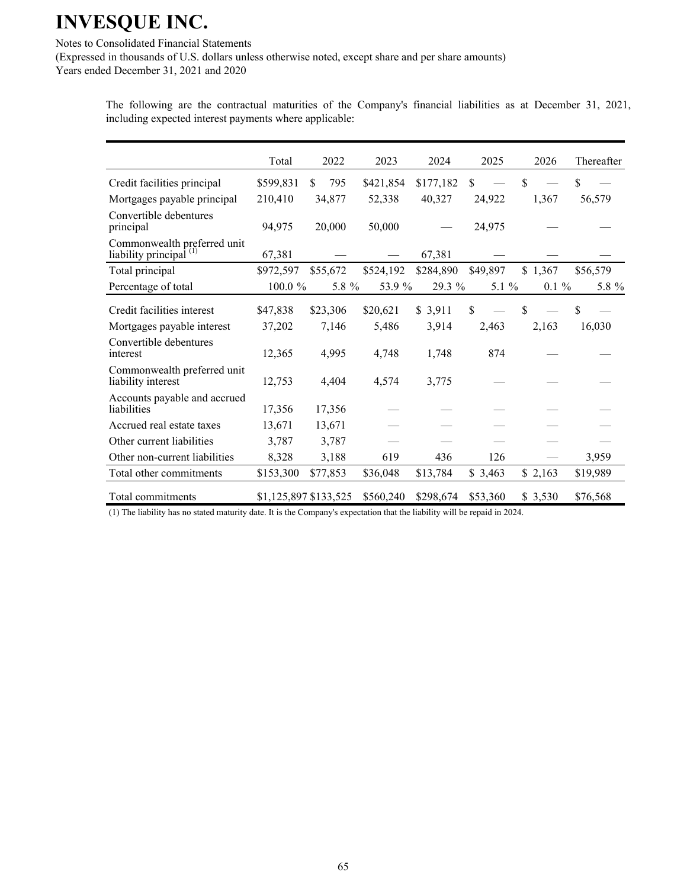The following are the contractual maturities of the Company's financial liabilities as at December 31, 2021, including expected interest payments where applicable:

| | Total | 2022 | 2023 | 2024 | 2025 | 2026 | Thereafter |
|---|---|---|---|---|---|---|---|
| Credit facilities principal | $599,831 | $ 795 | $421,854 | $177,182 | $ — | $ — | $ — |
| Mortgages payable principal | 210,410 | 34,877 | 52,338 | 40,327 | 24,922 | 1,367 | 56,579 |
| Convertible debentures principal | 94,975 | 20,000 | 50,000 | — | 24,975 | — | — |
| Commonwealth preferred unit liability principal (1) | 67,381 | — | — | 67,381 | — | — | — |
| Total principal | $972,597 | $55,672 | $524,192 | $284,890 | $49,897 | $ 1,367 | $56,579 |
| Percentage of total | 100.0 % | 5.8 % | 53.9 % | 29.3 % | 5.1 % | 0.1 % | 5.8 % |
| Credit facilities interest | $47,838 | $23,306 | $20,621 | $ 3,911 | $ — | $ — | $ — |
| Mortgages payable interest | 37,202 | 7,146 | 5,486 | 3,914 | 2,463 | 2,163 | 16,030 |
| Convertible debentures interest | 12,365 | 4,995 | 4,748 | 1,748 | 874 | — | — |
| Commonwealth preferred unit liability interest | 12,753 | 4,404 | 4,574 | 3,775 | — | — | — |
| Accounts payable and accrued liabilities | 17,356 | 17,356 | — | — | — | — | — |
| Accrued real estate taxes | 13,671 | 13,671 | — | — | — | — | — |
| Other current liabilities | 3,787 | 3,787 | — | — | — | — | — |
| Other non-current liabilities | 8,328 | 3,188 | 619 | 436 | 126 | — | 3,959 |
| Total other commitments | $153,300 | $77,853 | $36,048 | $13,784 | $ 3,463 | $ 2,163 | $19,989 |
| Total commitments | $1,125,897 | $133,525 | $560,240 | $298,674 | $53,360 | $ 3,530 | $76,568 |

(1) The liability has no stated maturity date. It is the Company's expectation that the liability will be repaid in 2024.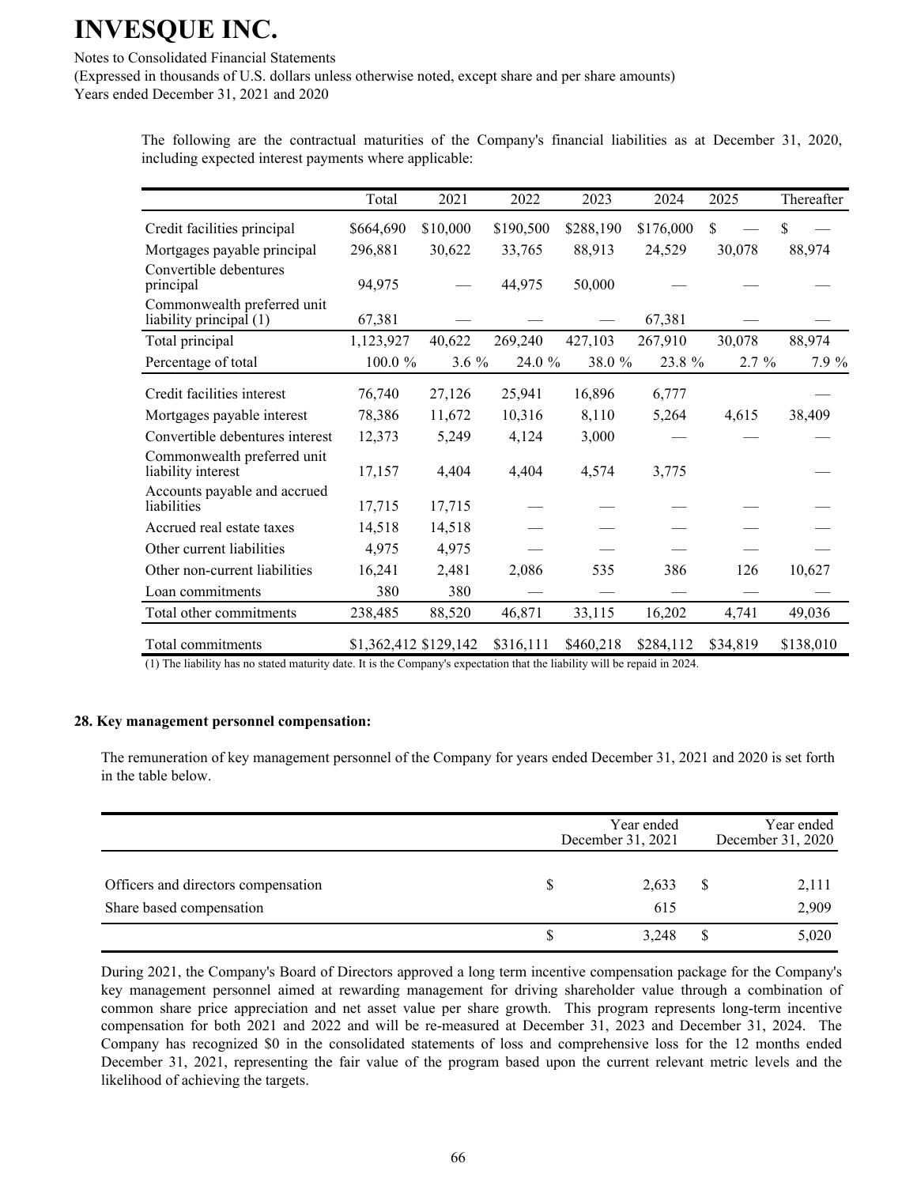The following are the contractual maturities of the Company's financial liabilities as at December 31, 2020, including expected interest payments where applicable:

| | Total | 2021 | 2022 | 2023 | 2024 | 2025 | Thereafter |
|---|---|---|---|---|---|---|---|
| Credit facilities principal | $664,690 | $10,000 | $190,500 | $288,190 | $176,000 | $ — | $ — |
| Mortgages payable principal | 296,881 | 30,622 | 33,765 | 88,913 | 24,529 | 30,078 | 88,974 |
| Convertible debentures principal | 94,975 | — | 44,975 | 50,000 | — | — | — |
| Commonwealth preferred unit liability principal (1) | 67,381 | — | — | — | 67,381 | — | — |
| Total principal | 1,123,927 | 40,622 | 269,240 | 427,103 | 267,910 | 30,078 | 88,974 |
| Percentage of total | 100.0 % | 3.6 % | 24.0 % | 38.0 % | 23.8 % | 2.7 % | 7.9 % |
| Credit facilities interest | 76,740 | 27,126 | 25,941 | 16,896 | 6,777 | | — |
| Mortgages payable interest | 78,386 | 11,672 | 10,316 | 8,110 | 5,264 | 4,615 | 38,409 |
| Convertible debentures interest | 12,373 | 5,249 | 4,124 | 3,000 | — | — | — |
| Commonwealth preferred unit liability interest | 17,157 | 4,404 | 4,404 | 4,574 | 3,775 | | — |
| Accounts payable and accrued liabilities | 17,715 | 17,715 | — | — | — | — | — |
| Accrued real estate taxes | 14,518 | 14,518 | — | — | — | — | — |
| Other current liabilities | 4,975 | 4,975 | — | — | — | — | — |
| Other non-current liabilities | 16,241 | 2,481 | 2,086 | 535 | 386 | 126 | 10,627 |
| Loan commitments | 380 | 380 | — | — | — | — | — |
| Total other commitments | 238,485 | 88,520 | 46,871 | 33,115 | 16,202 | 4,741 | 49,036 |
| Total commitments | $1,362,412 | $129,142 | $316,111 | $460,218 | $284,112 | $34,819 | $138,010 |

(1) The liability has no stated maturity date. It is the Company's expectation that the liability will be repaid in 2024.

## 28. Key management personnel compensation:

The remuneration of key management personnel of the Company for years ended December 31, 2021 and 2020 is set forth in the table below.

| | Year ended December 31, 2021 | Year ended December 31, 2020 |
|---|---|---|
| Officers and directors compensation | $ 2,633 | $ 2,111 |
| Share based compensation | 615 | 2,909 |
| | $ 3,248 | $ 5,020 |

During 2021, the Company's Board of Directors approved a long term incentive compensation package for the Company's key management personnel aimed at rewarding management for driving shareholder value through a combination of common share price appreciation and net asset value per share growth. This program represents long-term incentive compensation for both 2021 and 2022 and will be re-measured at December 31, 2023 and December 31, 2024. The Company has recognized $0 in the consolidated statements of loss and comprehensive loss for the 12 months ended December 31, 2021, representing the fair value of the program based upon the current relevant metric levels and the likelihood of achieving the targets.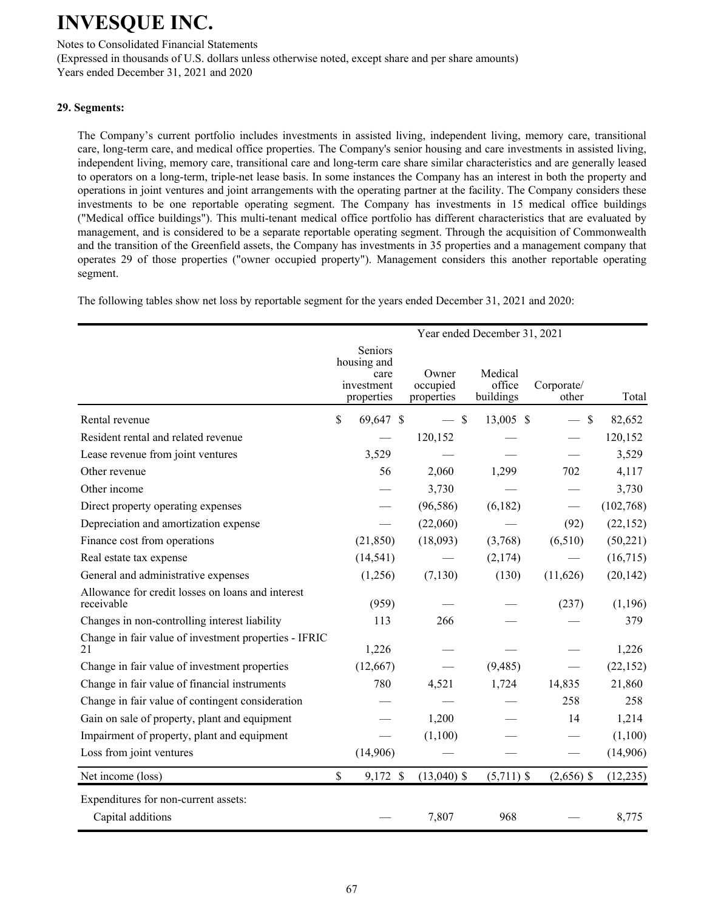# INVESQUE INC.

Notes to Consolidated Financial Statements
(Expressed in thousands of U.S. dollars unless otherwise noted, except share and per share amounts)
Years ended December 31, 2021 and 2020

### 29. Segments:

The Company's current portfolio includes investments in assisted living, independent living, memory care, transitional care, long-term care, and medical office properties. The Company's senior housing and care investments in assisted living, independent living, memory care, transitional care and long-term care share similar characteristics and are generally leased to operators on a long-term, triple-net lease basis. In some instances the Company has an interest in both the property and operations in joint ventures and joint arrangements with the operating partner at the facility. The Company considers these investments to be one reportable operating segment. The Company has investments in 15 medical office buildings ("Medical office buildings"). This multi-tenant medical office portfolio has different characteristics that are evaluated by management, and is considered to be a separate reportable operating segment. Through the acquisition of Commonwealth and the transition of the Greenfield assets, the Company has investments in 35 properties and a management company that operates 29 of those properties ("owner occupied property"). Management considers this another reportable operating segment.

The following tables show net loss by reportable segment for the years ended December 31, 2021 and 2020:

| | Year ended December 31, 2021 | | | | |
|---|---|---|---|---|---|
| | Seniors housing and care investment properties | Owner occupied properties | Medical office buildings | Corporate/ other | Total |
| Rental revenue | $ 69,647 | $ — | $ 13,005 | $ — | $ 82,652 |
| Resident rental and related revenue | — | 120,152 | — | — | 120,152 |
| Lease revenue from joint ventures | 3,529 | — | — | — | 3,529 |
| Other revenue | 56 | 2,060 | 1,299 | 702 | 4,117 |
| Other income | — | 3,730 | — | — | 3,730 |
| Direct property operating expenses | — | (96,586) | (6,182) | — | (102,768) |
| Depreciation and amortization expense | — | (22,060) | — | (92) | (22,152) |
| Finance cost from operations | (21,850) | (18,093) | (3,768) | (6,510) | (50,221) |
| Real estate tax expense | (14,541) | — | (2,174) | — | (16,715) |
| General and administrative expenses | (1,256) | (7,130) | (130) | (11,626) | (20,142) |
| Allowance for credit losses on loans and interest receivable | (959) | — | — | (237) | (1,196) |
| Changes in non-controlling interest liability | 113 | 266 | — | — | 379 |
| Change in fair value of investment properties - IFRIC 21 | 1,226 | — | — | — | 1,226 |
| Change in fair value of investment properties | (12,667) | — | (9,485) | — | (22,152) |
| Change in fair value of financial instruments | 780 | 4,521 | 1,724 | 14,835 | 21,860 |
| Change in fair value of contingent consideration | — | — | — | 258 | 258 |
| Gain on sale of property, plant and equipment | — | 1,200 | — | 14 | 1,214 |
| Impairment of property, plant and equipment | — | (1,100) | — | — | (1,100) |
| Loss from joint ventures | (14,906) | — | — | — | (14,906) |
| Net income (loss) | $ 9,172 | $ (13,040) | $ (5,711) | $ (2,656) | $ (12,235) |
| Expenditures for non-current assets: | | | | | |
| Capital additions | — | 7,807 | 968 | — | 8,775 |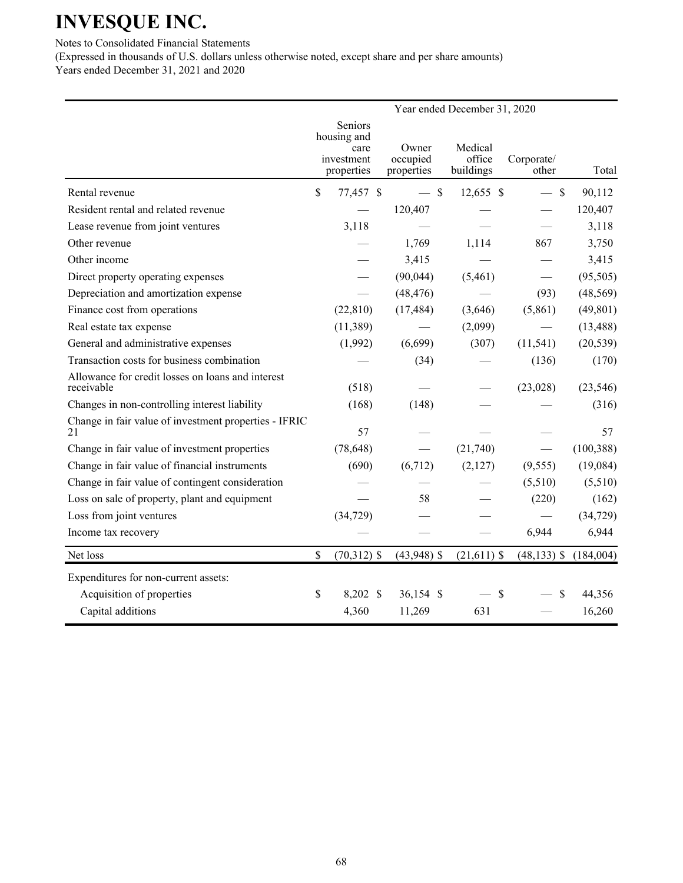# INVESQUE INC.

Notes to Consolidated Financial Statements
(Expressed in thousands of U.S. dollars unless otherwise noted, except share and per share amounts)
Years ended December 31, 2021 and 2020

| | Year ended December 31, 2020 | | | | |
|---|---|---|---|---|---|
| | Seniors housing and care investment properties | Owner occupied properties | Medical office buildings | Corporate/ other | Total |
| Rental revenue | $ 77,457 | $ — | $ 12,655 | $ — | $ 90,112 |
| Resident rental and related revenue | — | 120,407 | — | — | 120,407 |
| Lease revenue from joint ventures | 3,118 | — | — | — | 3,118 |
| Other revenue | — | 1,769 | 1,114 | 867 | 3,750 |
| Other income | — | 3,415 | — | — | 3,415 |
| Direct property operating expenses | — | (90,044) | (5,461) | — | (95,505) |
| Depreciation and amortization expense | — | (48,476) | — | (93) | (48,569) |
| Finance cost from operations | (22,810) | (17,484) | (3,646) | (5,861) | (49,801) |
| Real estate tax expense | (11,389) | — | (2,099) | — | (13,488) |
| General and administrative expenses | (1,992) | (6,699) | (307) | (11,541) | (20,539) |
| Transaction costs for business combination | — | (34) | — | (136) | (170) |
| Allowance for credit losses on loans and interest receivable | (518) | — | — | (23,028) | (23,546) |
| Changes in non-controlling interest liability | (168) | (148) | — | — | (316) |
| Change in fair value of investment properties - IFRIC 21 | 57 | — | — | — | 57 |
| Change in fair value of investment properties | (78,648) | — | (21,740) | — | (100,388) |
| Change in fair value of financial instruments | (690) | (6,712) | (2,127) | (9,555) | (19,084) |
| Change in fair value of contingent consideration | — | — | — | (5,510) | (5,510) |
| Loss on sale of property, plant and equipment | — | 58 | — | (220) | (162) |
| Loss from joint ventures | (34,729) | — | — | — | (34,729) |
| Income tax recovery | — | — | — | 6,944 | 6,944 |
| Net loss | $ (70,312) | $ (43,948) | $ (21,611) | $ (48,133) | $ (184,004) |
| Expenditures for non-current assets: | | | | | |
| Acquisition of properties | $ 8,202 | $ 36,154 | $ — | $ — | $ 44,356 |
| Capital additions | 4,360 | 11,269 | 631 | — | 16,260 |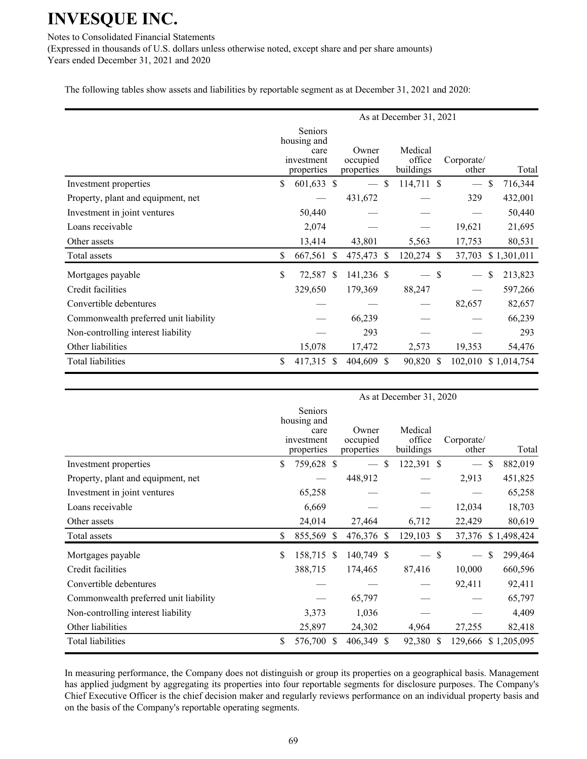The following tables show assets and liabilities by reportable segment as at December 31, 2021 and 2020:

| | As at December 31, 2021 | | | | |
|---|---|---|---|---|---|
| | Seniors housing and care investment properties | Owner occupied properties | Medical office buildings | Corporate/ other | Total |
| Investment properties | $ 601,633 | $ — | $ 114,711 | $ — | $ 716,344 |
| Property, plant and equipment, net | — | 431,672 | — | 329 | 432,001 |
| Investment in joint ventures | 50,440 | — | — | — | 50,440 |
| Loans receivable | 2,074 | — | — | 19,621 | 21,695 |
| Other assets | 13,414 | 43,801 | 5,563 | 17,753 | 80,531 |
| Total assets | $ 667,561 | $ 475,473 | $ 120,274 | $ 37,703 | $ 1,301,011 |
| Mortgages payable | $ 72,587 | $ 141,236 | $ — | $ — | $ 213,823 |
| Credit facilities | 329,650 | 179,369 | 88,247 | — | 597,266 |
| Convertible debentures | — | — | — | 82,657 | 82,657 |
| Commonwealth preferred unit liability | — | 66,239 | — | — | 66,239 |
| Non-controlling interest liability | — | 293 | — | — | 293 |
| Other liabilities | 15,078 | 17,472 | 2,573 | 19,353 | 54,476 |
| Total liabilities | $ 417,315 | $ 404,609 | $ 90,820 | $ 102,010 | $ 1,014,754 |

| | As at December 31, 2020 | | | | |
|---|---|---|---|---|---|
| | Seniors housing and care investment properties | Owner occupied properties | Medical office buildings | Corporate/ other | Total |
| Investment properties | $ 759,628 | $ — | $ 122,391 | $ — | $ 882,019 |
| Property, plant and equipment, net | — | 448,912 | — | 2,913 | 451,825 |
| Investment in joint ventures | 65,258 | — | — | — | 65,258 |
| Loans receivable | 6,669 | — | — | 12,034 | 18,703 |
| Other assets | 24,014 | 27,464 | 6,712 | 22,429 | 80,619 |
| Total assets | $ 855,569 | $ 476,376 | $ 129,103 | $ 37,376 | $ 1,498,424 |
| Mortgages payable | $ 158,715 | $ 140,749 | $ — | $ — | $ 299,464 |
| Credit facilities | 388,715 | 174,465 | 87,416 | 10,000 | 660,596 |
| Convertible debentures | — | — | — | 92,411 | 92,411 |
| Commonwealth preferred unit liability | — | 65,797 | — | — | 65,797 |
| Non-controlling interest liability | 3,373 | 1,036 | — | — | 4,409 |
| Other liabilities | 25,897 | 24,302 | 4,964 | 27,255 | 82,418 |
| Total liabilities | $ 576,700 | $ 406,349 | $ 92,380 | $ 129,666 | $ 1,205,095 |

In measuring performance, the Company does not distinguish or group its properties on a geographical basis. Management has applied judgment by aggregating its properties into four reportable segments for disclosure purposes. The Company's Chief Executive Officer is the chief decision maker and regularly reviews performance on an individual property basis and on the basis of the Company's reportable operating segments.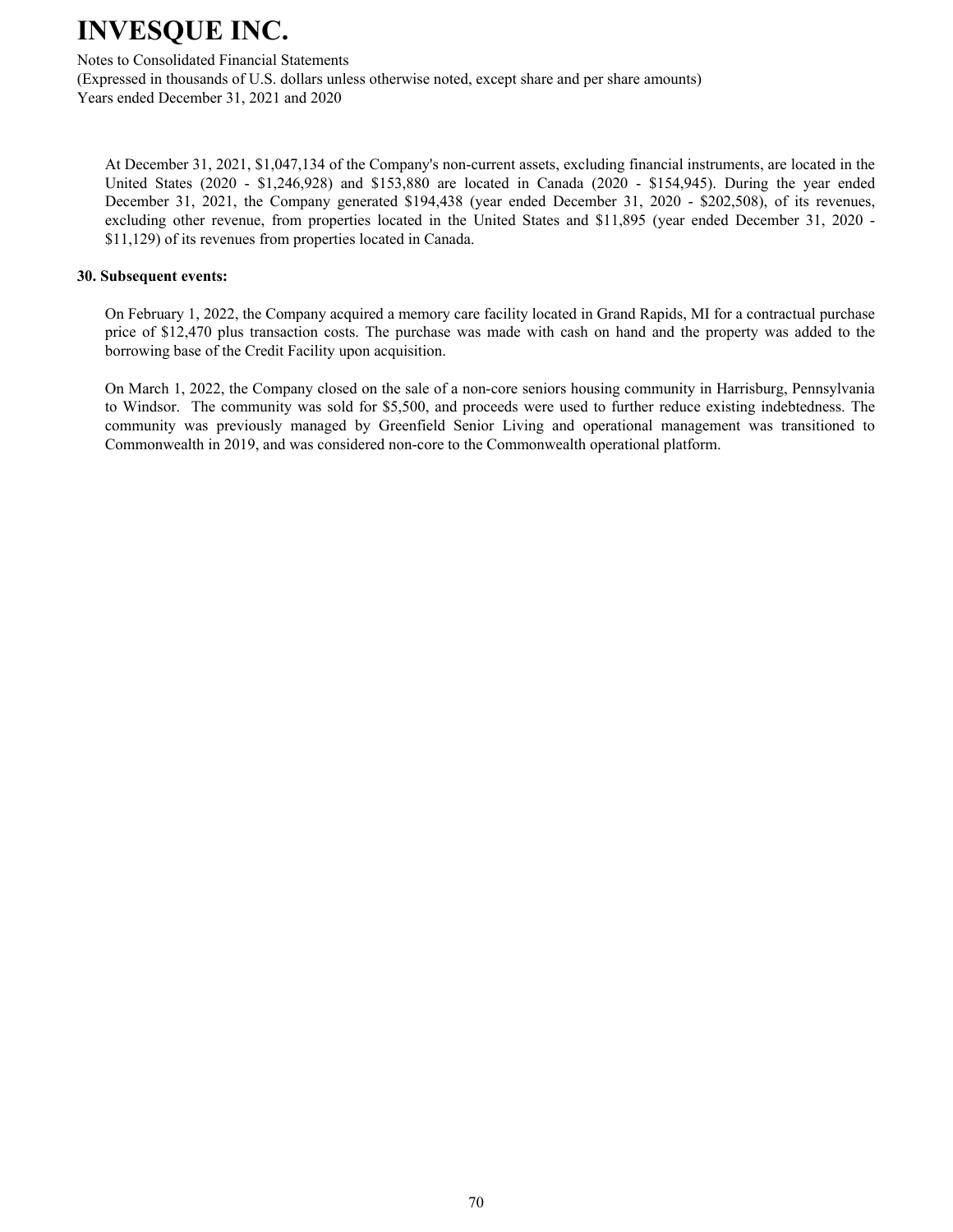At December 31, 2021, $1,047,134 of the Company's non-current assets, excluding financial instruments, are located in the United States (2020 - $1,246,928) and $153,880 are located in Canada (2020 - $154,945). During the year ended December 31, 2021, the Company generated $194,438 (year ended December 31, 2020 - $202,508), of its revenues, excluding other revenue, from properties located in the United States and $11,895 (year ended December 31, 2020 - $11,129) of its revenues from properties located in Canada.

**30. Subsequent events:**

On February 1, 2022, the Company acquired a memory care facility located in Grand Rapids, MI for a contractual purchase price of $12,470 plus transaction costs. The purchase was made with cash on hand and the property was added to the borrowing base of the Credit Facility upon acquisition.

On March 1, 2022, the Company closed on the sale of a non-core seniors housing community in Harrisburg, Pennsylvania to Windsor. The community was sold for $5,500, and proceeds were used to further reduce existing indebtedness. The community was previously managed by Greenfield Senior Living and operational management was transitioned to Commonwealth in 2019, and was considered non-core to the Commonwealth operational platform.